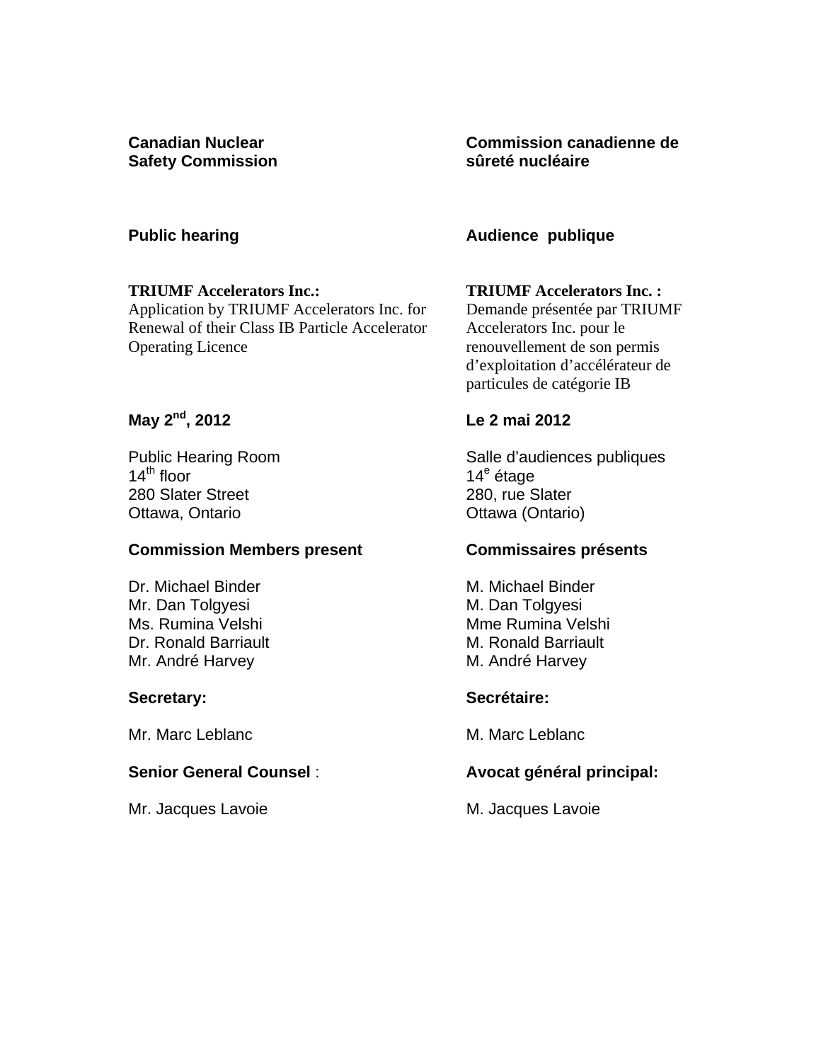**Canadian Nuclear Safety Commission**

**Commission canadienne de sûreté nucléaire**

**Public hearing**

**Audience publique**

**TRIUMF Accelerators Inc.:**
Application by TRIUMF Accelerators Inc. for Renewal of their Class IB Particle Accelerator Operating Licence

**TRIUMF Accelerators Inc. :**
Demande présentée par TRIUMF Accelerators Inc. pour le renouvellement de son permis d'exploitation d'accélérateur de particules de catégorie IB

**May 2nd, 2012**

**Le 2 mai 2012**

Public Hearing Room
14th floor
280 Slater Street
Ottawa, Ontario

Salle d'audiences publiques
14e étage
280, rue Slater
Ottawa (Ontario)

**Commission Members present**

Dr. Michael Binder
Mr. Dan Tolgyesi
Ms. Rumina Velshi
Dr. Ronald Barriault
Mr. André Harvey

**Commissaires présents**

M. Michael Binder
M. Dan Tolgyesi
Mme Rumina Velshi
M. Ronald Barriault
M. André Harvey

**Secretary:**

Mr. Marc Leblanc

**Secrétaire:**

M. Marc Leblanc

**Senior General Counsel** :

Mr. Jacques Lavoie

**Avocat général principal:**

M. Jacques Lavoie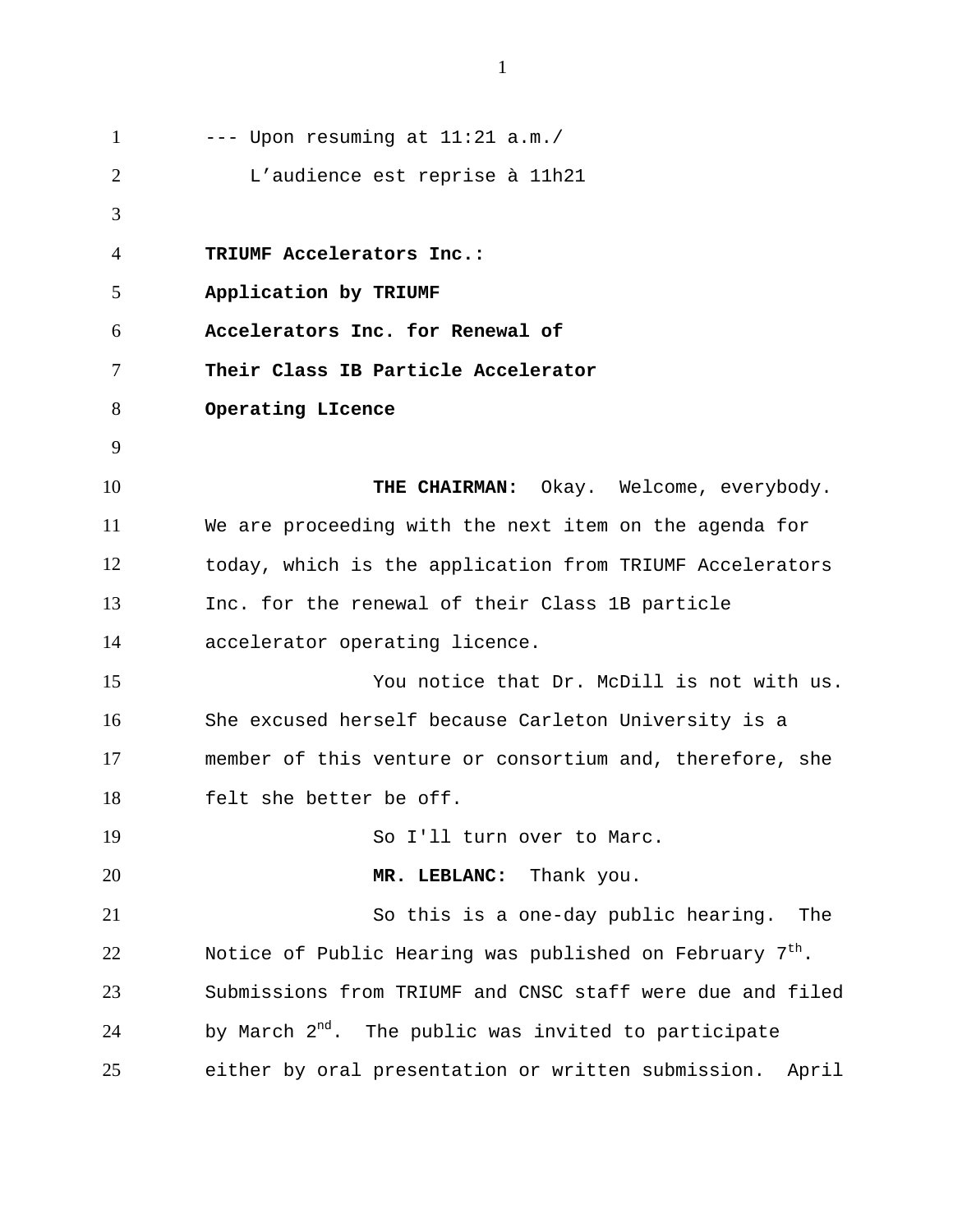--- Upon resuming at 11:21 a.m./

L'audience est reprise à 11h21

**TRIUMF Accelerators Inc.:**
**Application by TRIUMF**
**Accelerators Inc. for Renewal of**
**Their Class IB Particle Accelerator**
**Operating LIcence**

**THE CHAIRMAN:** Okay. Welcome, everybody. We are proceeding with the next item on the agenda for today, which is the application from TRIUMF Accelerators Inc. for the renewal of their Class 1B particle accelerator operating licence.

You notice that Dr. McDill is not with us. She excused herself because Carleton University is a member of this venture or consortium and, therefore, she felt she better be off.

So I'll turn over to Marc.

**MR. LEBLANC:** Thank you.

So this is a one-day public hearing. The Notice of Public Hearing was published on February 7th. Submissions from TRIUMF and CNSC staff were due and filed by March 2nd. The public was invited to participate either by oral presentation or written submission. April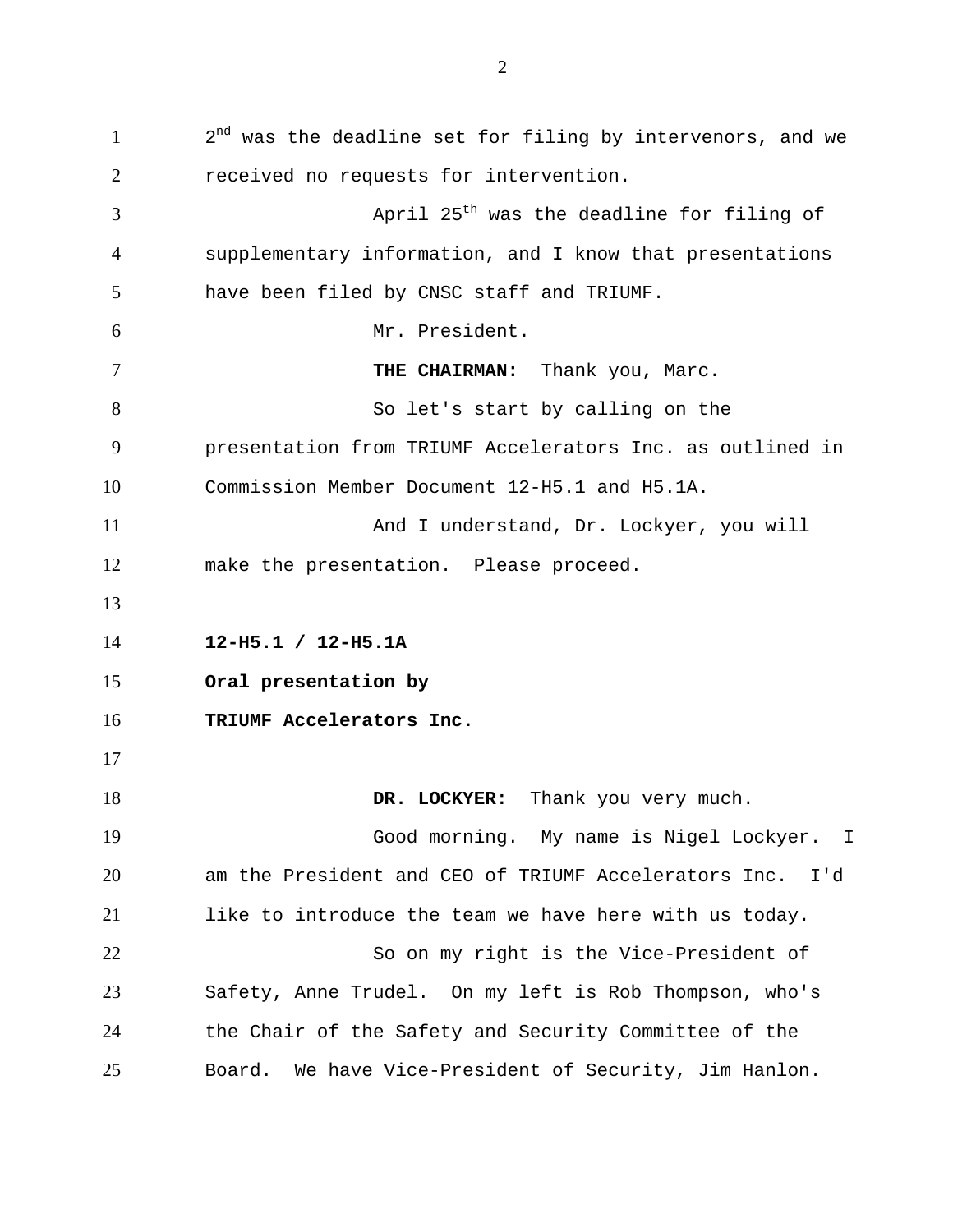2nd was the deadline set for filing by intervenors, and we received no requests for intervention.

April 25th was the deadline for filing of supplementary information, and I know that presentations have been filed by CNSC staff and TRIUMF.

Mr. President.

**THE CHAIRMAN:** Thank you, Marc.

So let's start by calling on the presentation from TRIUMF Accelerators Inc. as outlined in Commission Member Document 12-H5.1 and H5.1A.

And I understand, Dr. Lockyer, you will make the presentation. Please proceed.

**12-H5.1 / 12-H5.1A**

**Oral presentation by**

**TRIUMF Accelerators Inc.**

**DR. LOCKYER:** Thank you very much.

Good morning. My name is Nigel Lockyer. I am the President and CEO of TRIUMF Accelerators Inc. I'd like to introduce the team we have here with us today.

So on my right is the Vice-President of Safety, Anne Trudel. On my left is Rob Thompson, who's the Chair of the Safety and Security Committee of the Board. We have Vice-President of Security, Jim Hanlon.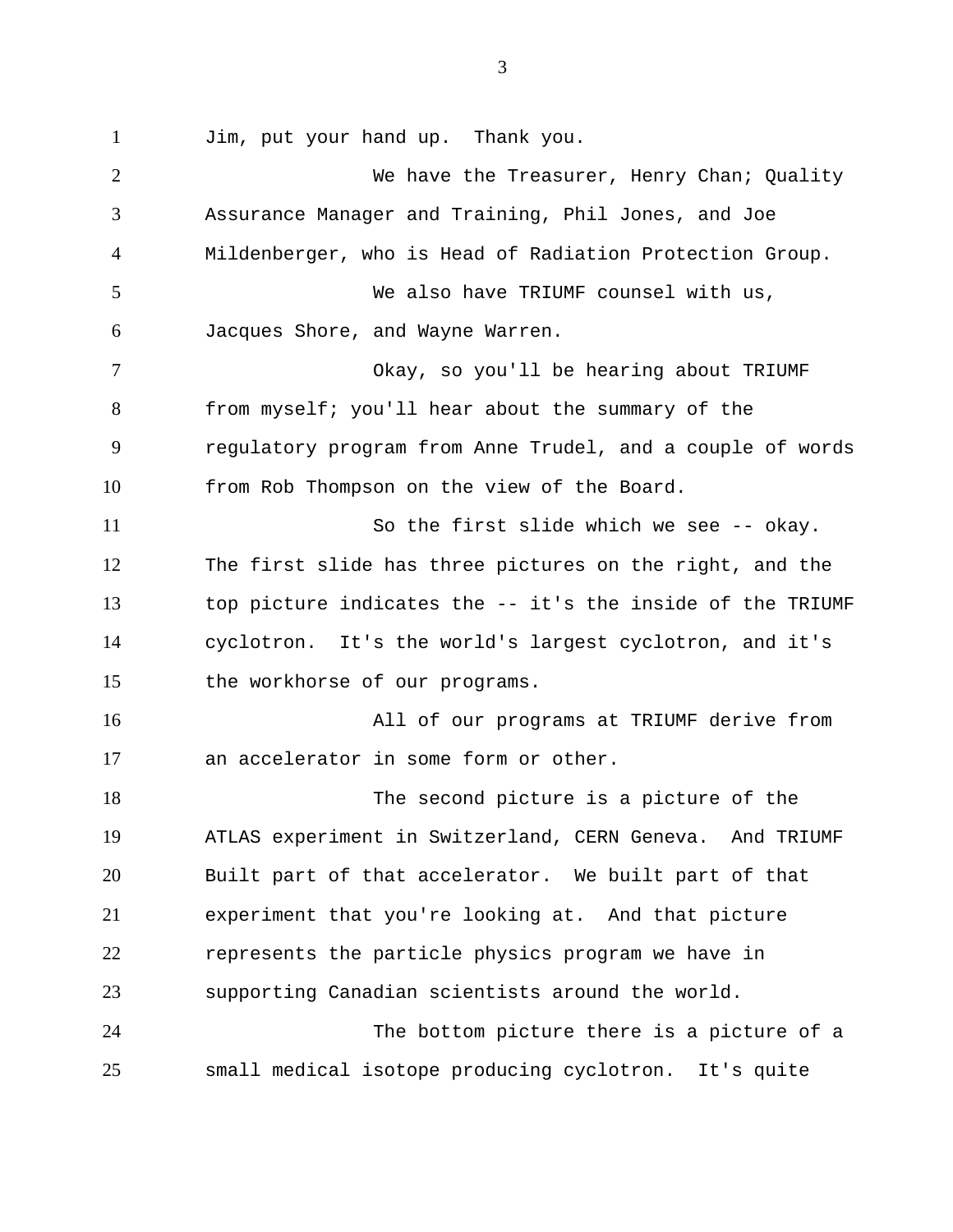Jim, put your hand up. Thank you.

We have the Treasurer, Henry Chan; Quality Assurance Manager and Training, Phil Jones, and Joe Mildenberger, who is Head of Radiation Protection Group.

We also have TRIUMF counsel with us, Jacques Shore, and Wayne Warren.

Okay, so you'll be hearing about TRIUMF from myself; you'll hear about the summary of the regulatory program from Anne Trudel, and a couple of words from Rob Thompson on the view of the Board.

So the first slide which we see -- okay. The first slide has three pictures on the right, and the top picture indicates the -- it's the inside of the TRIUMF cyclotron. It's the world's largest cyclotron, and it's the workhorse of our programs.

All of our programs at TRIUMF derive from an accelerator in some form or other.

The second picture is a picture of the ATLAS experiment in Switzerland, CERN Geneva. And TRIUMF Built part of that accelerator. We built part of that experiment that you're looking at. And that picture represents the particle physics program we have in supporting Canadian scientists around the world.

The bottom picture there is a picture of a small medical isotope producing cyclotron. It's quite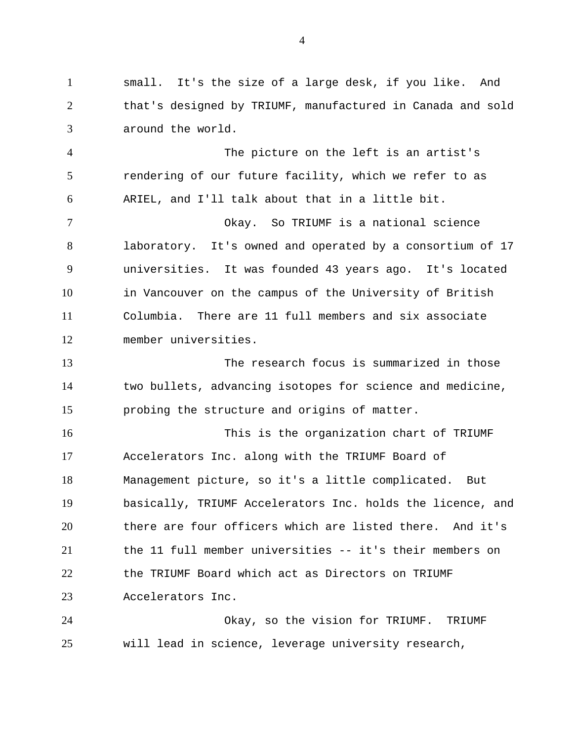small. It's the size of a large desk, if you like. And that's designed by TRIUMF, manufactured in Canada and sold around the world.

The picture on the left is an artist's rendering of our future facility, which we refer to as ARIEL, and I'll talk about that in a little bit.

Okay. So TRIUMF is a national science laboratory. It's owned and operated by a consortium of 17 universities. It was founded 43 years ago. It's located in Vancouver on the campus of the University of British Columbia. There are 11 full members and six associate member universities.

The research focus is summarized in those two bullets, advancing isotopes for science and medicine, probing the structure and origins of matter.

This is the organization chart of TRIUMF Accelerators Inc. along with the TRIUMF Board of Management picture, so it's a little complicated. But basically, TRIUMF Accelerators Inc. holds the licence, and there are four officers which are listed there. And it's the 11 full member universities -- it's their members on the TRIUMF Board which act as Directors on TRIUMF Accelerators Inc.

Okay, so the vision for TRIUMF. TRIUMF will lead in science, leverage university research,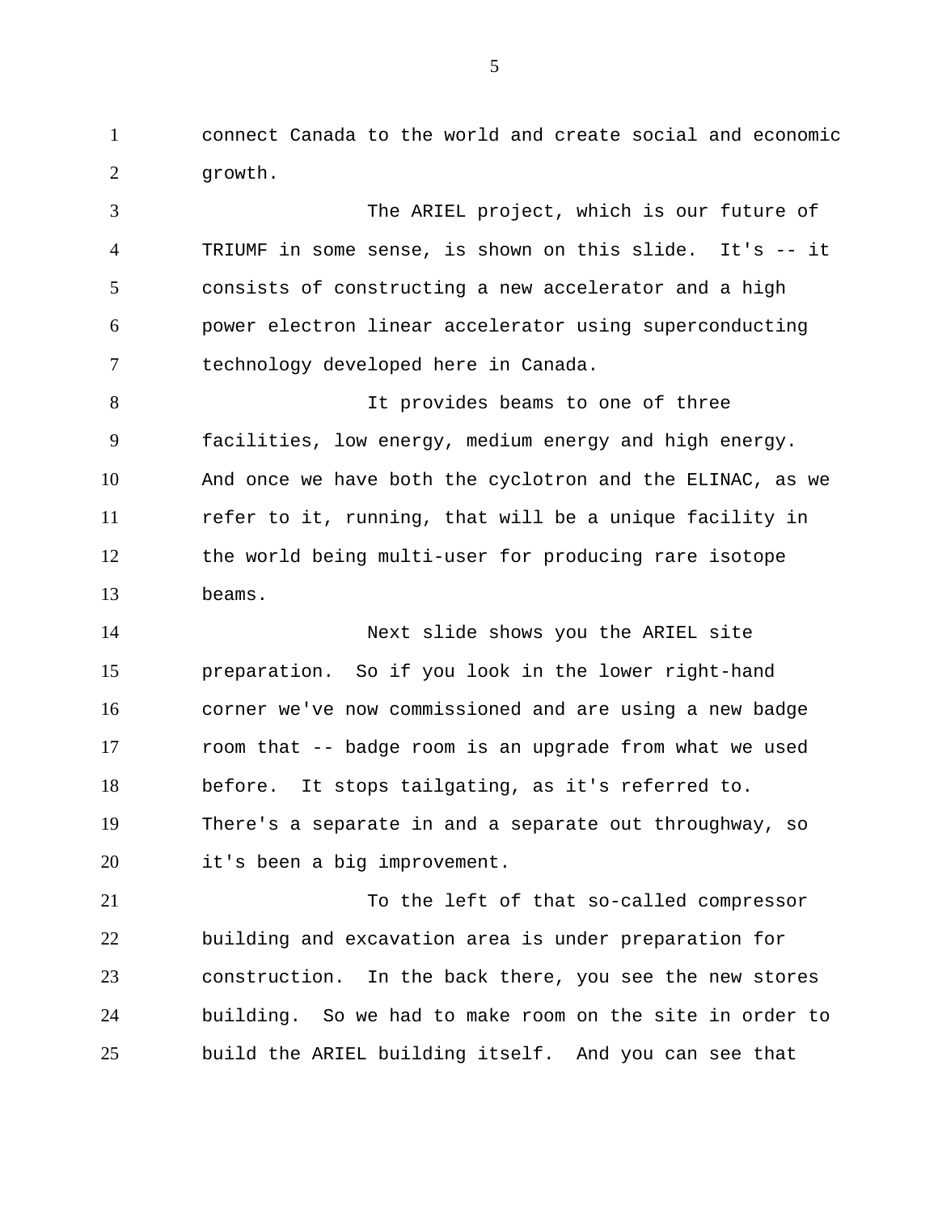connect Canada to the world and create social and economic growth.

The ARIEL project, which is our future of TRIUMF in some sense, is shown on this slide. It's -- it consists of constructing a new accelerator and a high power electron linear accelerator using superconducting technology developed here in Canada.

It provides beams to one of three facilities, low energy, medium energy and high energy. And once we have both the cyclotron and the ELINAC, as we refer to it, running, that will be a unique facility in the world being multi-user for producing rare isotope beams.

Next slide shows you the ARIEL site preparation. So if you look in the lower right-hand corner we've now commissioned and are using a new badge room that -- badge room is an upgrade from what we used before. It stops tailgating, as it's referred to. There's a separate in and a separate out throughway, so it's been a big improvement.

To the left of that so-called compressor building and excavation area is under preparation for construction. In the back there, you see the new stores building. So we had to make room on the site in order to build the ARIEL building itself. And you can see that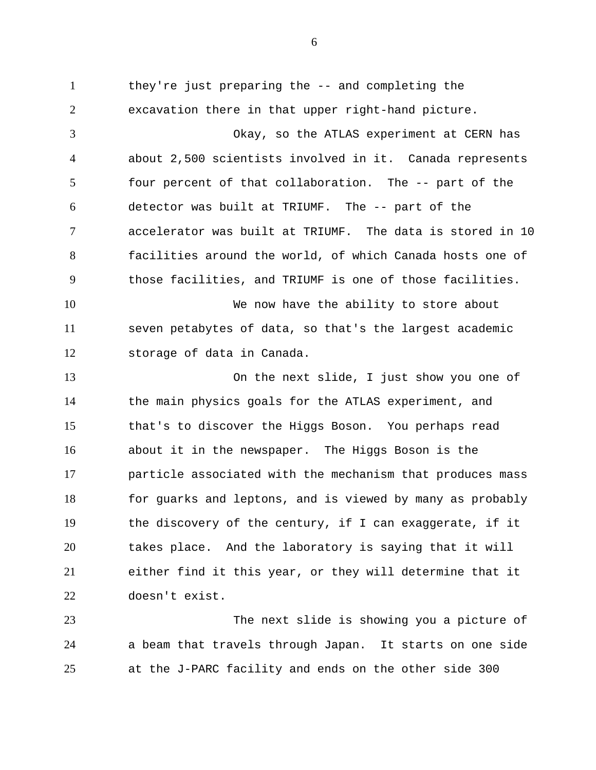they're just preparing the -- and completing the excavation there in that upper right-hand picture.

Okay, so the ATLAS experiment at CERN has about 2,500 scientists involved in it. Canada represents four percent of that collaboration. The -- part of the detector was built at TRIUMF. The -- part of the accelerator was built at TRIUMF. The data is stored in 10 facilities around the world, of which Canada hosts one of those facilities, and TRIUMF is one of those facilities.

We now have the ability to store about seven petabytes of data, so that's the largest academic storage of data in Canada.

On the next slide, I just show you one of the main physics goals for the ATLAS experiment, and that's to discover the Higgs Boson. You perhaps read about it in the newspaper. The Higgs Boson is the particle associated with the mechanism that produces mass for guarks and leptons, and is viewed by many as probably the discovery of the century, if I can exaggerate, if it takes place. And the laboratory is saying that it will either find it this year, or they will determine that it doesn't exist.

The next slide is showing you a picture of a beam that travels through Japan. It starts on one side at the J-PARC facility and ends on the other side 300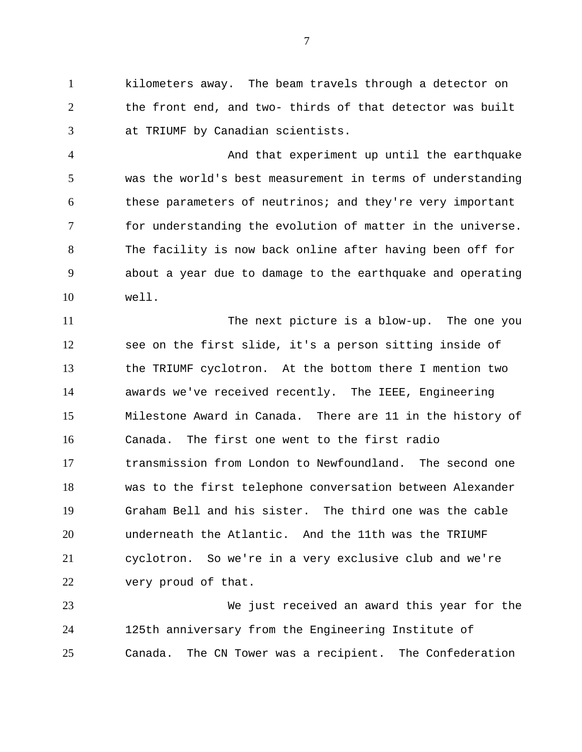kilometers away. The beam travels through a detector on the front end, and two- thirds of that detector was built at TRIUMF by Canadian scientists.

And that experiment up until the earthquake was the world's best measurement in terms of understanding these parameters of neutrinos; and they're very important for understanding the evolution of matter in the universe. The facility is now back online after having been off for about a year due to damage to the earthquake and operating well.

The next picture is a blow-up. The one you see on the first slide, it's a person sitting inside of the TRIUMF cyclotron. At the bottom there I mention two awards we've received recently. The IEEE, Engineering Milestone Award in Canada. There are 11 in the history of Canada. The first one went to the first radio transmission from London to Newfoundland. The second one was to the first telephone conversation between Alexander Graham Bell and his sister. The third one was the cable underneath the Atlantic. And the 11th was the TRIUMF cyclotron. So we're in a very exclusive club and we're very proud of that.

We just received an award this year for the 125th anniversary from the Engineering Institute of Canada. The CN Tower was a recipient. The Confederation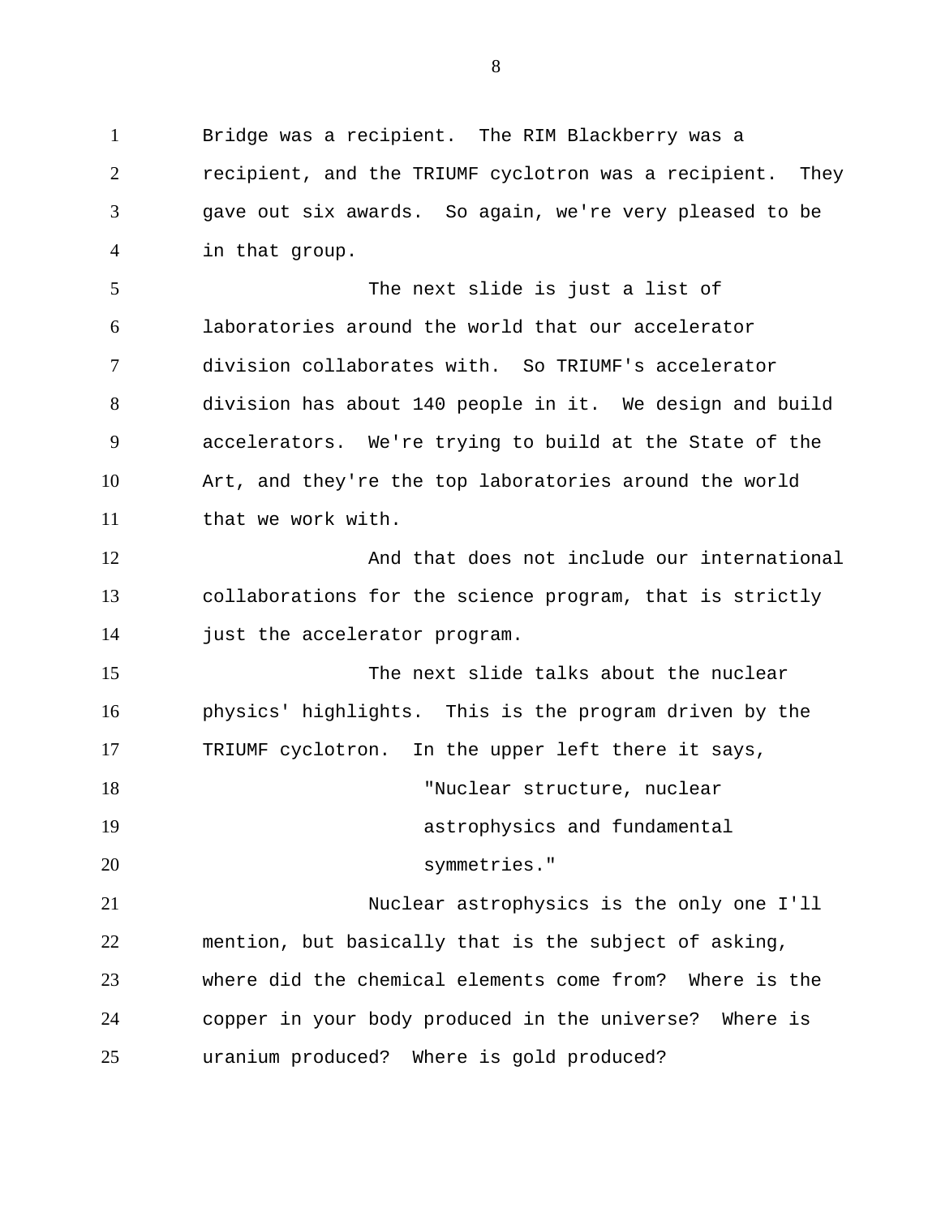Bridge was a recipient. The RIM Blackberry was a recipient, and the TRIUMF cyclotron was a recipient. They gave out six awards. So again, we're very pleased to be in that group.

The next slide is just a list of laboratories around the world that our accelerator division collaborates with. So TRIUMF's accelerator division has about 140 people in it. We design and build accelerators. We're trying to build at the State of the Art, and they're the top laboratories around the world that we work with.

And that does not include our international collaborations for the science program, that is strictly just the accelerator program.

The next slide talks about the nuclear physics' highlights. This is the program driven by the TRIUMF cyclotron. In the upper left there it says,

> "Nuclear structure, nuclear astrophysics and fundamental symmetries."

Nuclear astrophysics is the only one I'll mention, but basically that is the subject of asking, where did the chemical elements come from? Where is the copper in your body produced in the universe? Where is uranium produced? Where is gold produced?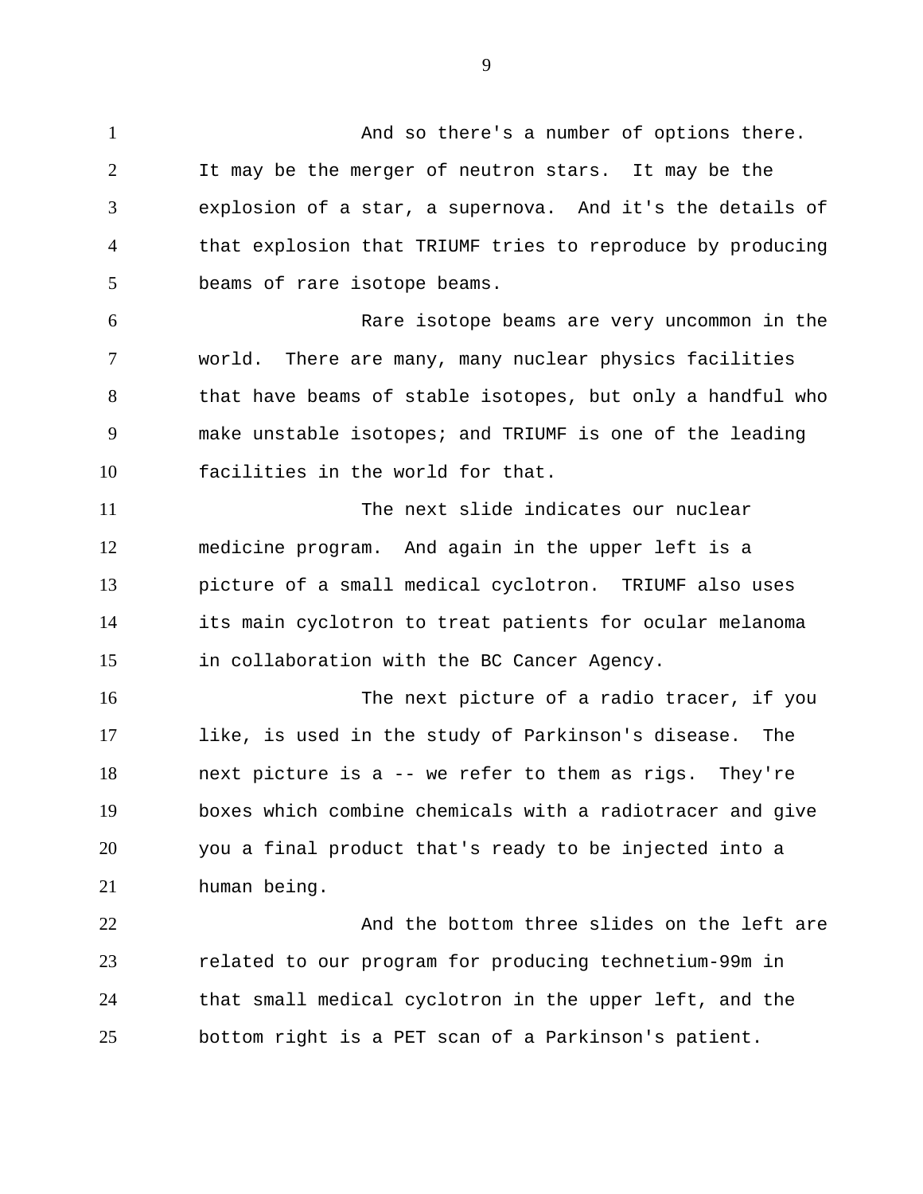And so there's a number of options there. It may be the merger of neutron stars. It may be the explosion of a star, a supernova. And it's the details of that explosion that TRIUMF tries to reproduce by producing beams of rare isotope beams.

Rare isotope beams are very uncommon in the world. There are many, many nuclear physics facilities that have beams of stable isotopes, but only a handful who make unstable isotopes; and TRIUMF is one of the leading facilities in the world for that.

The next slide indicates our nuclear medicine program. And again in the upper left is a picture of a small medical cyclotron. TRIUMF also uses its main cyclotron to treat patients for ocular melanoma in collaboration with the BC Cancer Agency.

The next picture of a radio tracer, if you like, is used in the study of Parkinson's disease. The next picture is a -- we refer to them as rigs. They're boxes which combine chemicals with a radiotracer and give you a final product that's ready to be injected into a human being.

And the bottom three slides on the left are related to our program for producing technetium-99m in that small medical cyclotron in the upper left, and the bottom right is a PET scan of a Parkinson's patient.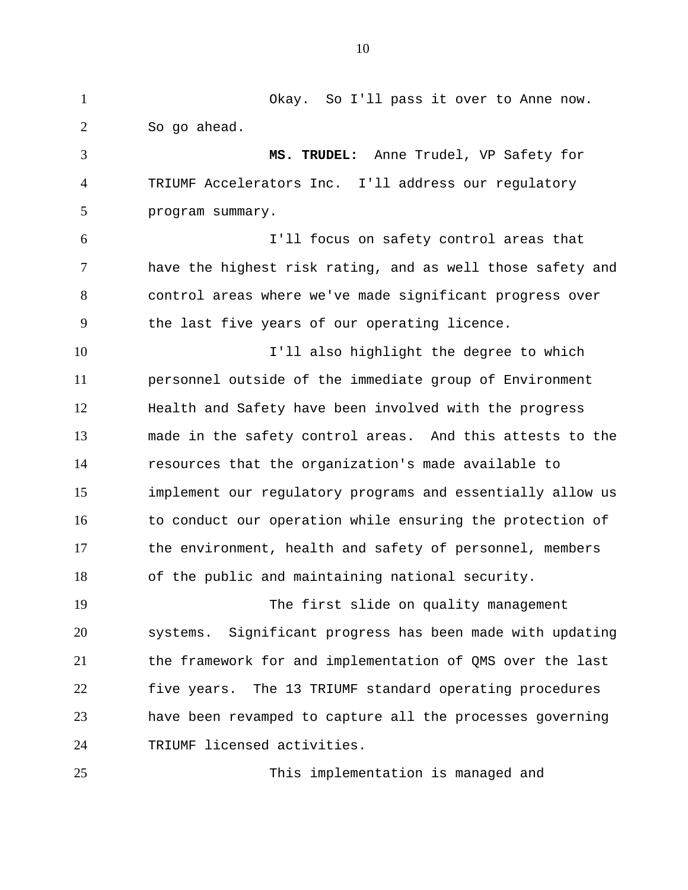Okay. So I'll pass it over to Anne now. So go ahead.

**MS. TRUDEL:** Anne Trudel, VP Safety for TRIUMF Accelerators Inc. I'll address our regulatory program summary.

I'll focus on safety control areas that have the highest risk rating, and as well those safety and control areas where we've made significant progress over the last five years of our operating licence.

I'll also highlight the degree to which personnel outside of the immediate group of Environment Health and Safety have been involved with the progress made in the safety control areas. And this attests to the resources that the organization's made available to implement our regulatory programs and essentially allow us to conduct our operation while ensuring the protection of the environment, health and safety of personnel, members of the public and maintaining national security.

The first slide on quality management systems. Significant progress has been made with updating the framework for and implementation of QMS over the last five years. The 13 TRIUMF standard operating procedures have been revamped to capture all the processes governing TRIUMF licensed activities.

This implementation is managed and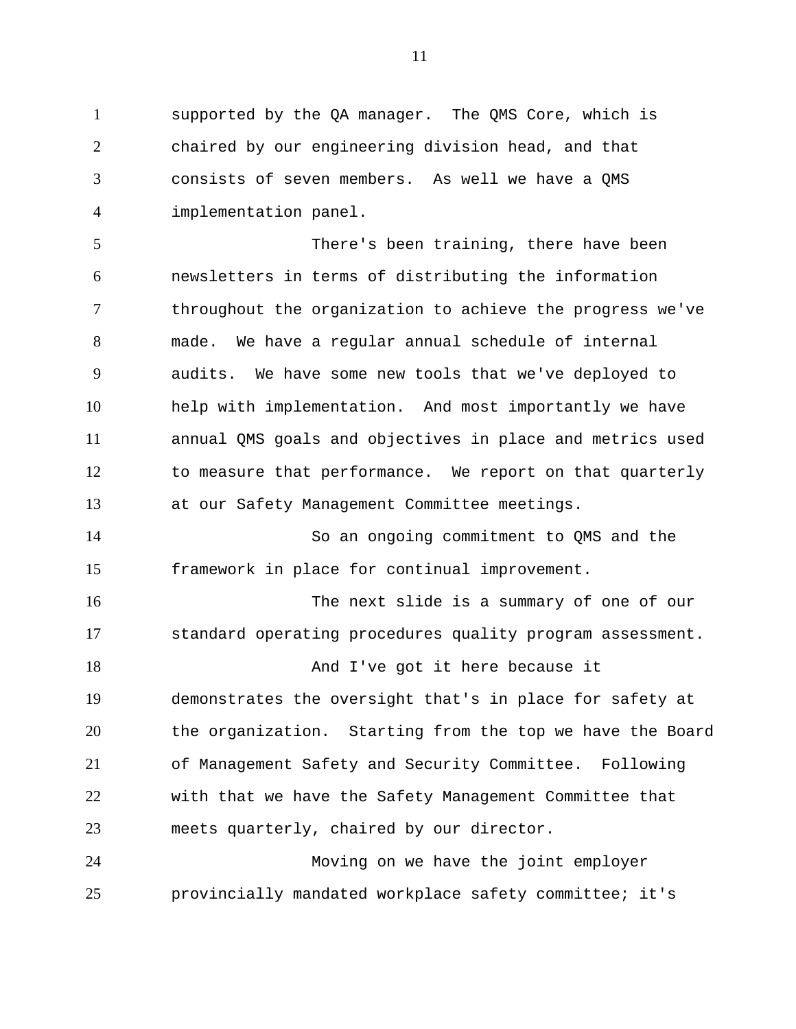supported by the QA manager.  The QMS Core, which is chaired by our engineering division head, and that consists of seven members.  As well we have a QMS implementation panel.

There's been training, there have been newsletters in terms of distributing the information throughout the organization to achieve the progress we've made.  We have a regular annual schedule of internal audits.  We have some new tools that we've deployed to help with implementation.  And most importantly we have annual QMS goals and objectives in place and metrics used to measure that performance.  We report on that quarterly at our Safety Management Committee meetings.

So an ongoing commitment to QMS and the framework in place for continual improvement.

The next slide is a summary of one of our standard operating procedures quality program assessment.

And I've got it here because it demonstrates the oversight that's in place for safety at the organization.  Starting from the top we have the Board of Management Safety and Security Committee.  Following with that we have the Safety Management Committee that meets quarterly, chaired by our director.

Moving on we have the joint employer provincially mandated workplace safety committee; it's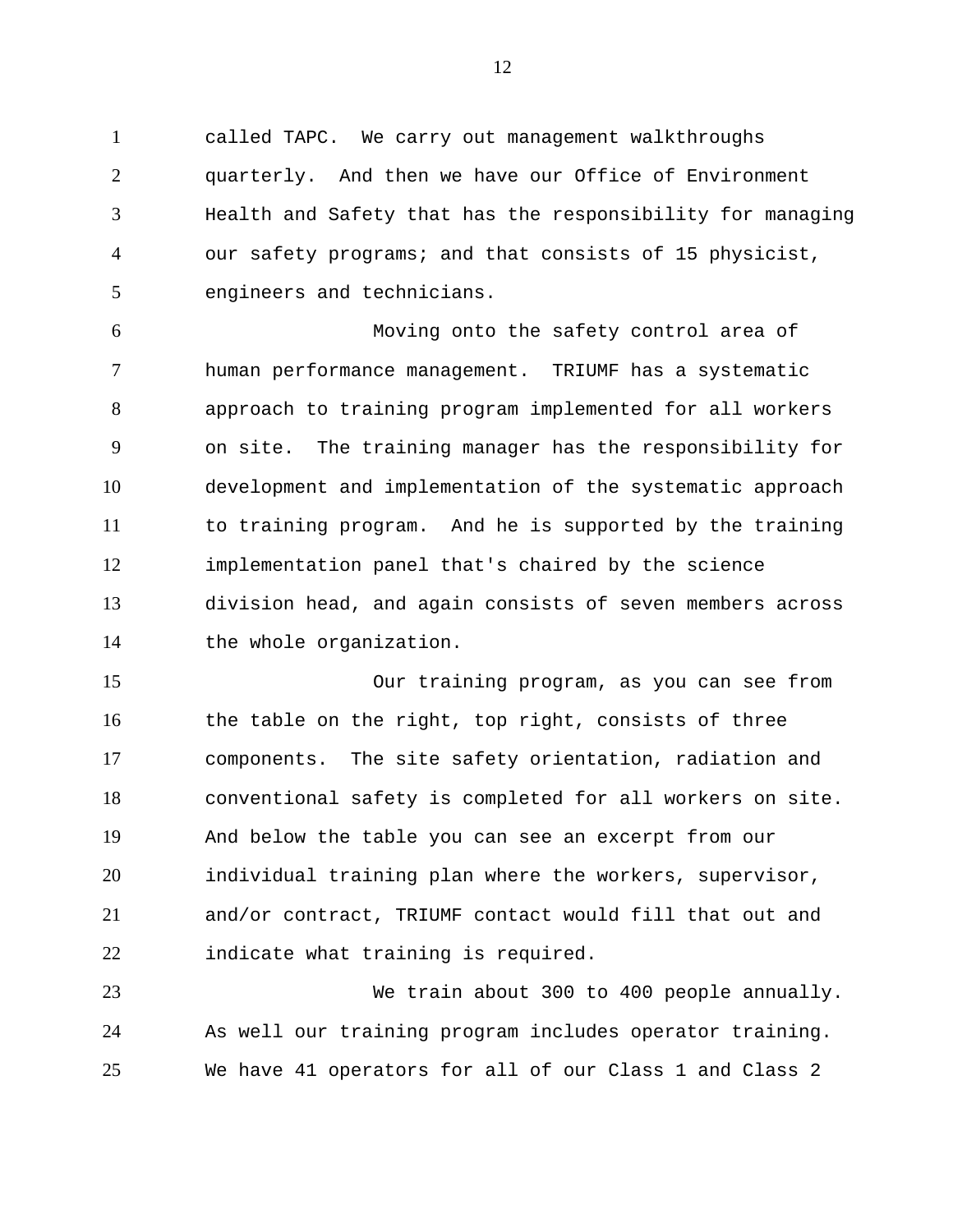called TAPC. We carry out management walkthroughs quarterly. And then we have our Office of Environment Health and Safety that has the responsibility for managing our safety programs; and that consists of 15 physicist, engineers and technicians.

Moving onto the safety control area of human performance management. TRIUMF has a systematic approach to training program implemented for all workers on site. The training manager has the responsibility for development and implementation of the systematic approach to training program. And he is supported by the training implementation panel that's chaired by the science division head, and again consists of seven members across the whole organization.

Our training program, as you can see from the table on the right, top right, consists of three components. The site safety orientation, radiation and conventional safety is completed for all workers on site. And below the table you can see an excerpt from our individual training plan where the workers, supervisor, and/or contract, TRIUMF contact would fill that out and indicate what training is required.

We train about 300 to 400 people annually. As well our training program includes operator training. We have 41 operators for all of our Class 1 and Class 2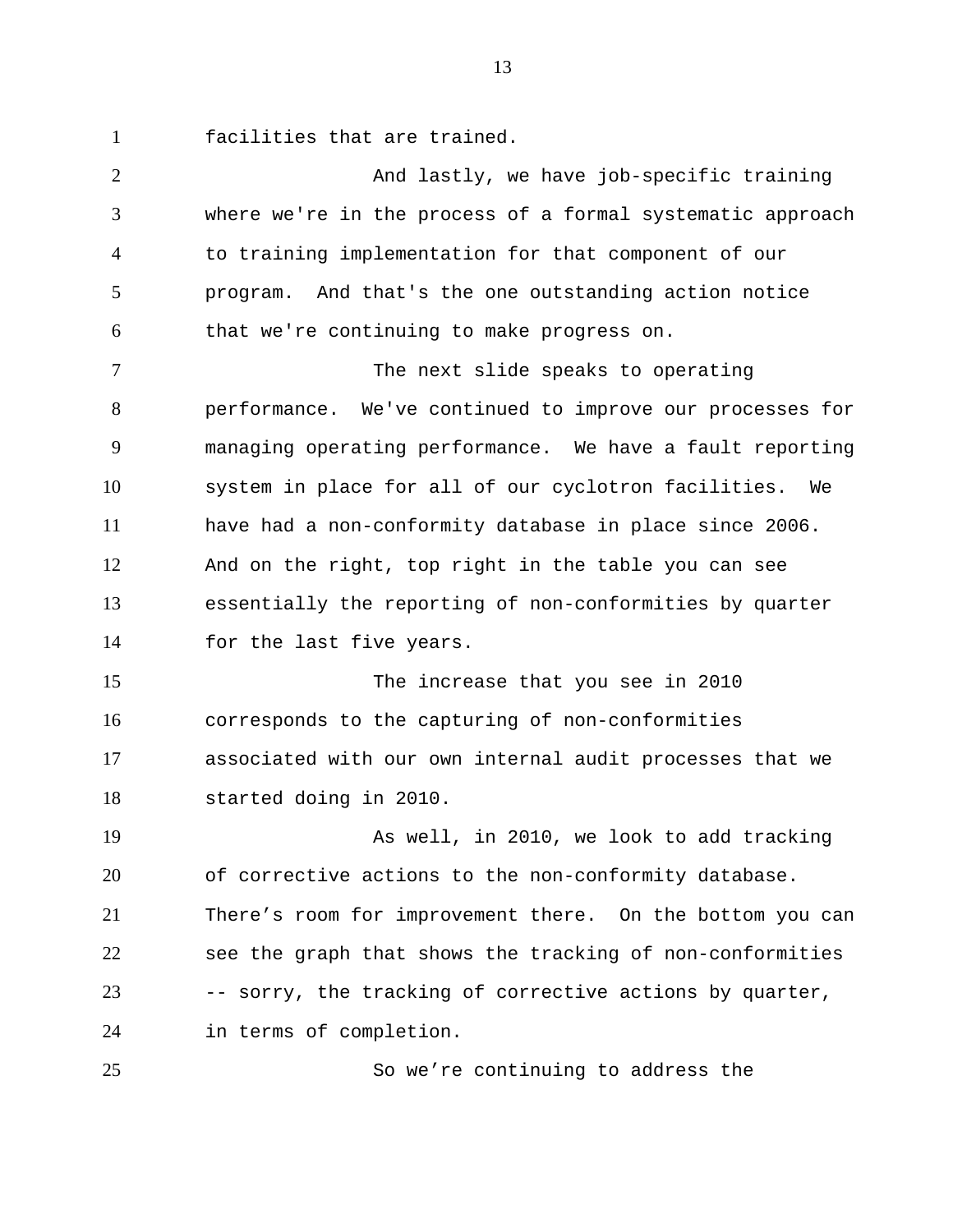facilities that are trained.

And lastly, we have job-specific training where we're in the process of a formal systematic approach to training implementation for that component of our program. And that's the one outstanding action notice that we're continuing to make progress on.

The next slide speaks to operating performance. We've continued to improve our processes for managing operating performance. We have a fault reporting system in place for all of our cyclotron facilities. We have had a non-conformity database in place since 2006. And on the right, top right in the table you can see essentially the reporting of non-conformities by quarter for the last five years.

The increase that you see in 2010 corresponds to the capturing of non-conformities associated with our own internal audit processes that we started doing in 2010.

As well, in 2010, we look to add tracking of corrective actions to the non-conformity database. There’s room for improvement there. On the bottom you can see the graph that shows the tracking of non-conformities -- sorry, the tracking of corrective actions by quarter, in terms of completion.

So we’re continuing to address the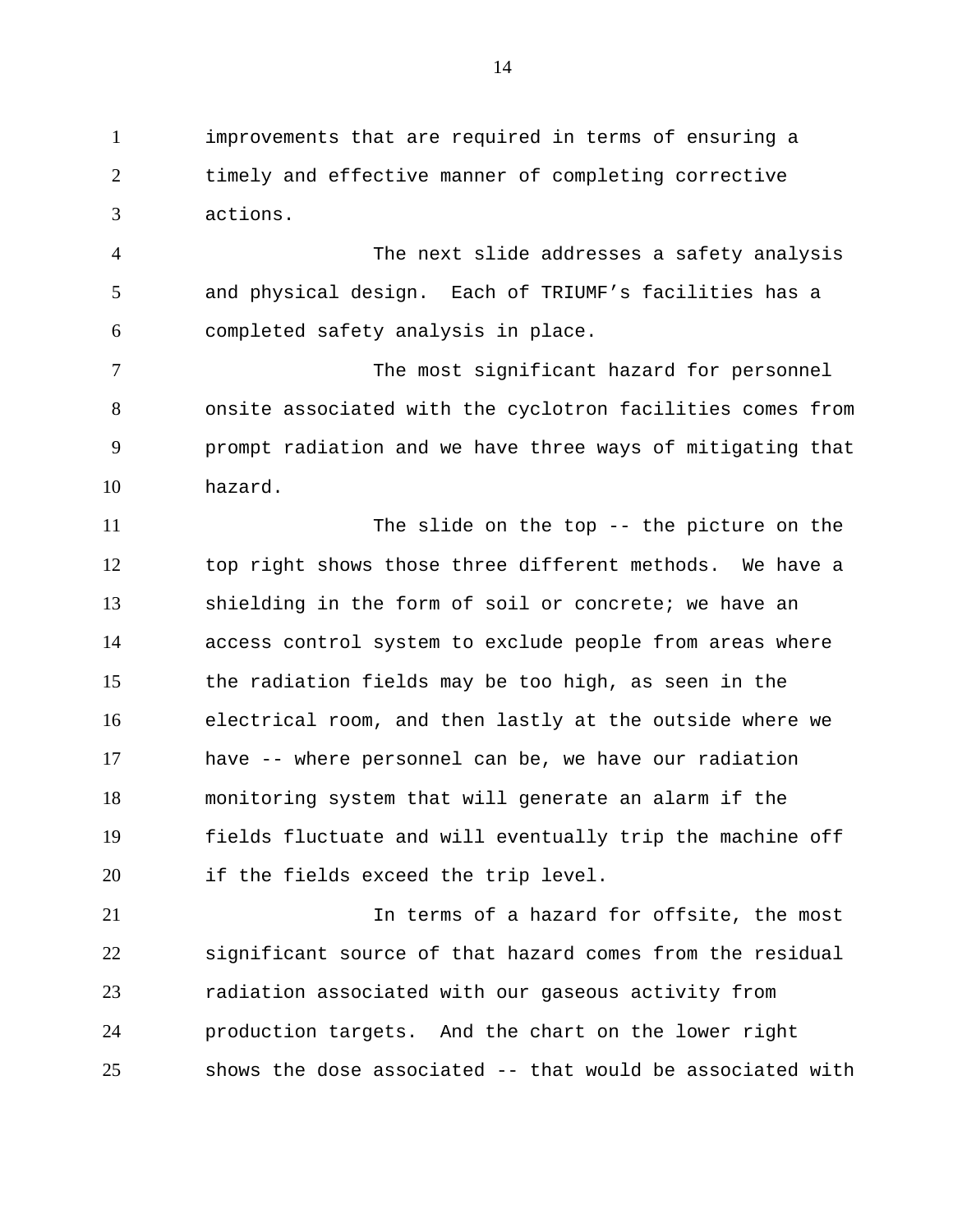improvements that are required in terms of ensuring a timely and effective manner of completing corrective actions.

The next slide addresses a safety analysis and physical design. Each of TRIUMF's facilities has a completed safety analysis in place.

The most significant hazard for personnel onsite associated with the cyclotron facilities comes from prompt radiation and we have three ways of mitigating that hazard.

The slide on the top -- the picture on the top right shows those three different methods. We have a shielding in the form of soil or concrete; we have an access control system to exclude people from areas where the radiation fields may be too high, as seen in the electrical room, and then lastly at the outside where we have -- where personnel can be, we have our radiation monitoring system that will generate an alarm if the fields fluctuate and will eventually trip the machine off if the fields exceed the trip level.

In terms of a hazard for offsite, the most significant source of that hazard comes from the residual radiation associated with our gaseous activity from production targets. And the chart on the lower right shows the dose associated -- that would be associated with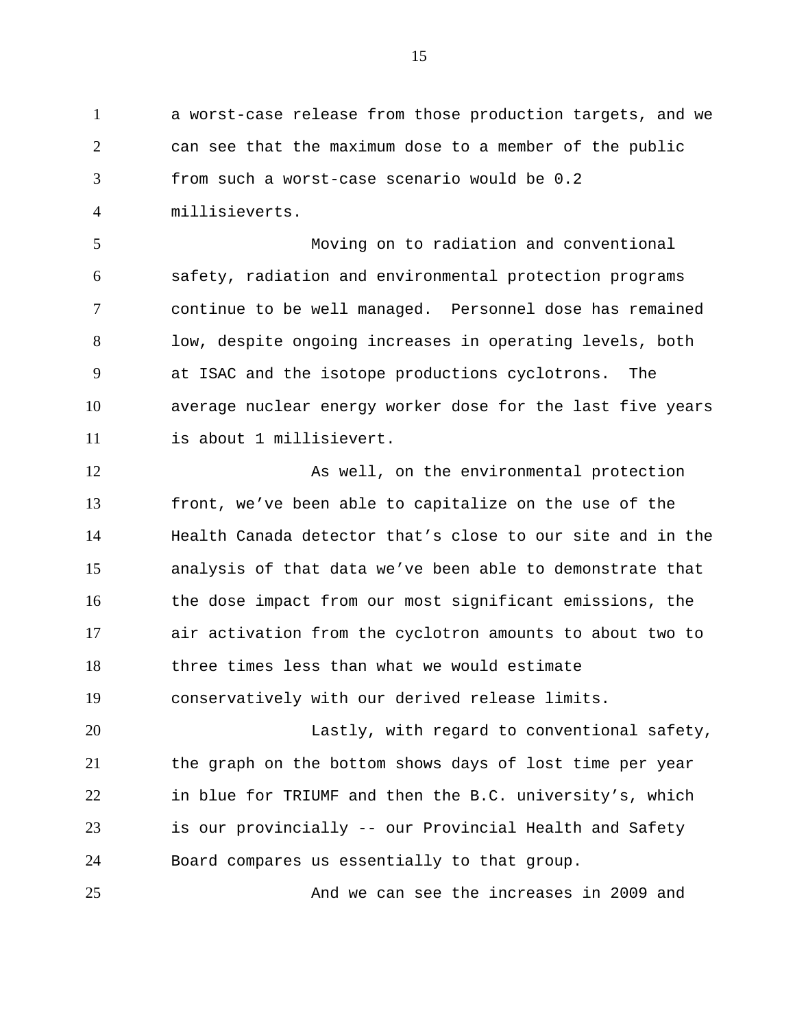a worst-case release from those production targets, and we can see that the maximum dose to a member of the public from such a worst-case scenario would be 0.2 millisieverts.

Moving on to radiation and conventional safety, radiation and environmental protection programs continue to be well managed.  Personnel dose has remained low, despite ongoing increases in operating levels, both at ISAC and the isotope productions cyclotrons.  The average nuclear energy worker dose for the last five years is about 1 millisievert.

As well, on the environmental protection front, we've been able to capitalize on the use of the Health Canada detector that's close to our site and in the analysis of that data we've been able to demonstrate that the dose impact from our most significant emissions, the air activation from the cyclotron amounts to about two to three times less than what we would estimate conservatively with our derived release limits.

Lastly, with regard to conventional safety, the graph on the bottom shows days of lost time per year in blue for TRIUMF and then the B.C. university's, which is our provincially -- our Provincial Health and Safety Board compares us essentially to that group.

And we can see the increases in 2009 and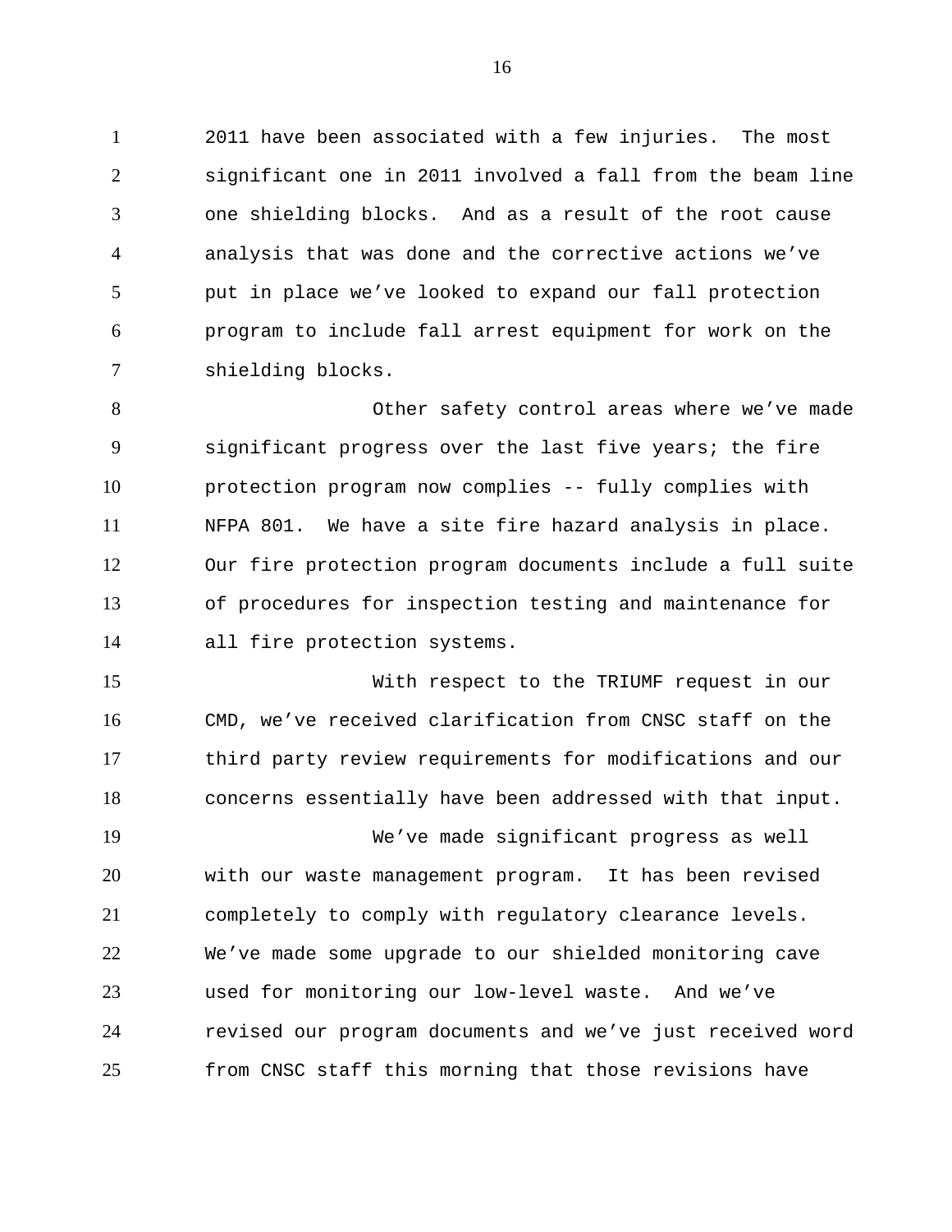2011 have been associated with a few injuries. The most significant one in 2011 involved a fall from the beam line one shielding blocks. And as a result of the root cause analysis that was done and the corrective actions we've put in place we've looked to expand our fall protection program to include fall arrest equipment for work on the shielding blocks.

Other safety control areas where we've made significant progress over the last five years; the fire protection program now complies -- fully complies with NFPA 801. We have a site fire hazard analysis in place. Our fire protection program documents include a full suite of procedures for inspection testing and maintenance for all fire protection systems.

With respect to the TRIUMF request in our CMD, we've received clarification from CNSC staff on the third party review requirements for modifications and our concerns essentially have been addressed with that input.

We've made significant progress as well with our waste management program. It has been revised completely to comply with regulatory clearance levels. We've made some upgrade to our shielded monitoring cave used for monitoring our low-level waste. And we've revised our program documents and we've just received word from CNSC staff this morning that those revisions have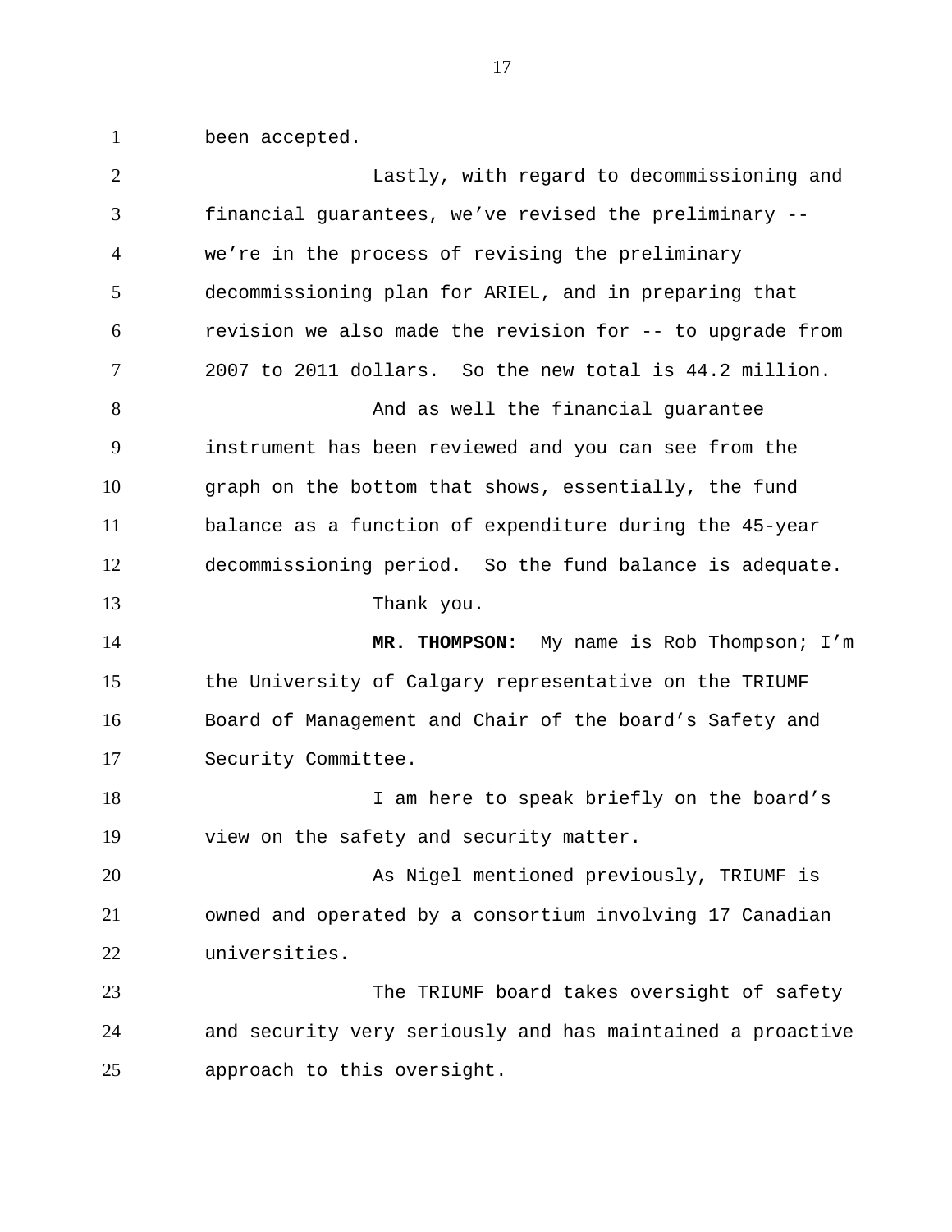been accepted.

Lastly, with regard to decommissioning and financial guarantees, we’ve revised the preliminary -- we’re in the process of revising the preliminary decommissioning plan for ARIEL, and in preparing that revision we also made the revision for -- to upgrade from 2007 to 2011 dollars. So the new total is 44.2 million.

And as well the financial guarantee instrument has been reviewed and you can see from the graph on the bottom that shows, essentially, the fund balance as a function of expenditure during the 45-year decommissioning period. So the fund balance is adequate.

Thank you.

**MR. THOMPSON:** My name is Rob Thompson; I’m the University of Calgary representative on the TRIUMF Board of Management and Chair of the board’s Safety and Security Committee.

I am here to speak briefly on the board’s view on the safety and security matter.

As Nigel mentioned previously, TRIUMF is owned and operated by a consortium involving 17 Canadian universities.

The TRIUMF board takes oversight of safety and security very seriously and has maintained a proactive approach to this oversight.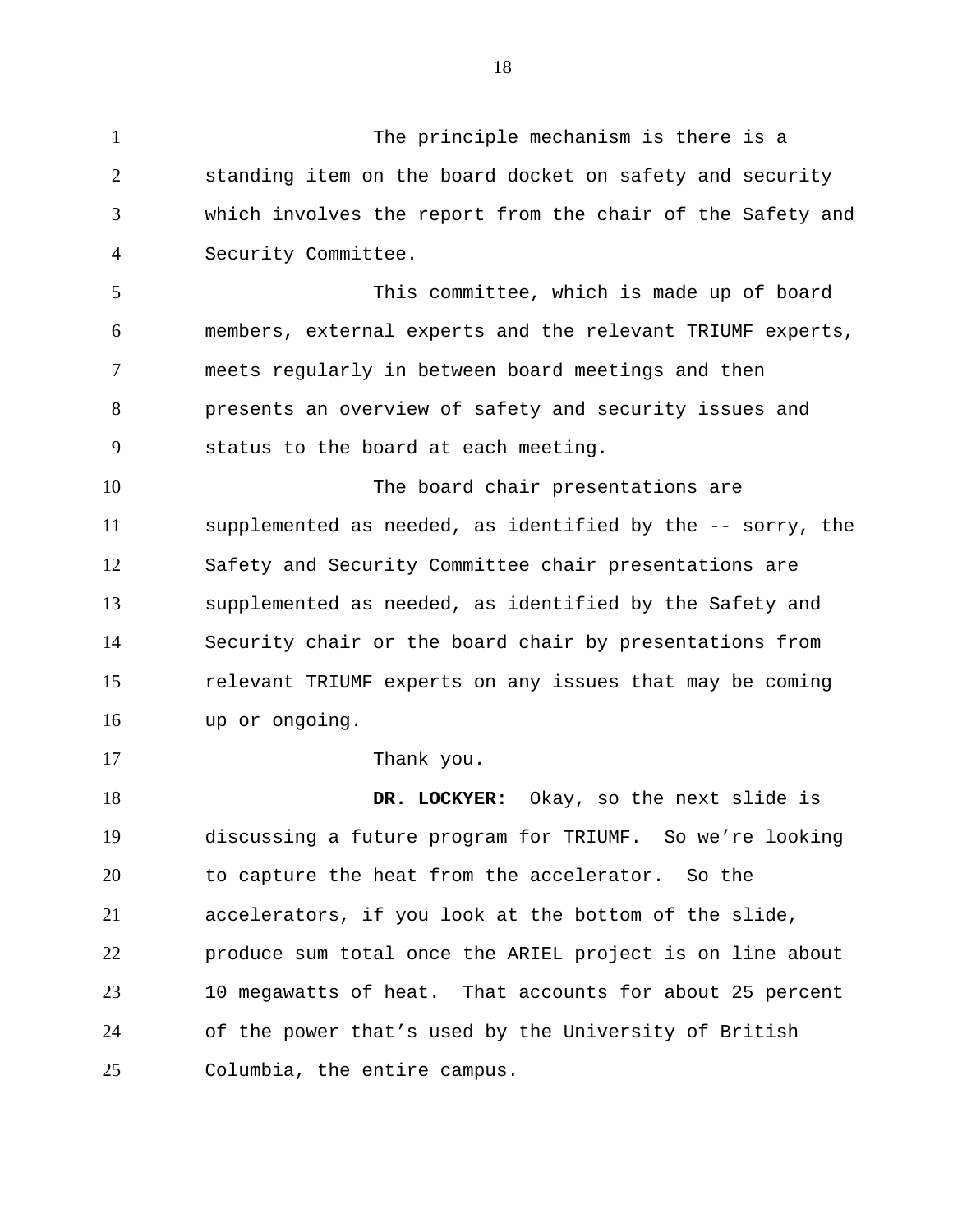The principle mechanism is there is a standing item on the board docket on safety and security which involves the report from the chair of the Safety and Security Committee.

This committee, which is made up of board members, external experts and the relevant TRIUMF experts, meets regularly in between board meetings and then presents an overview of safety and security issues and status to the board at each meeting.

The board chair presentations are supplemented as needed, as identified by the -- sorry, the Safety and Security Committee chair presentations are supplemented as needed, as identified by the Safety and Security chair or the board chair by presentations from relevant TRIUMF experts on any issues that may be coming up or ongoing.

Thank you.

**DR. LOCKYER:** Okay, so the next slide is discussing a future program for TRIUMF. So we're looking to capture the heat from the accelerator. So the accelerators, if you look at the bottom of the slide, produce sum total once the ARIEL project is on line about 10 megawatts of heat. That accounts for about 25 percent of the power that's used by the University of British Columbia, the entire campus.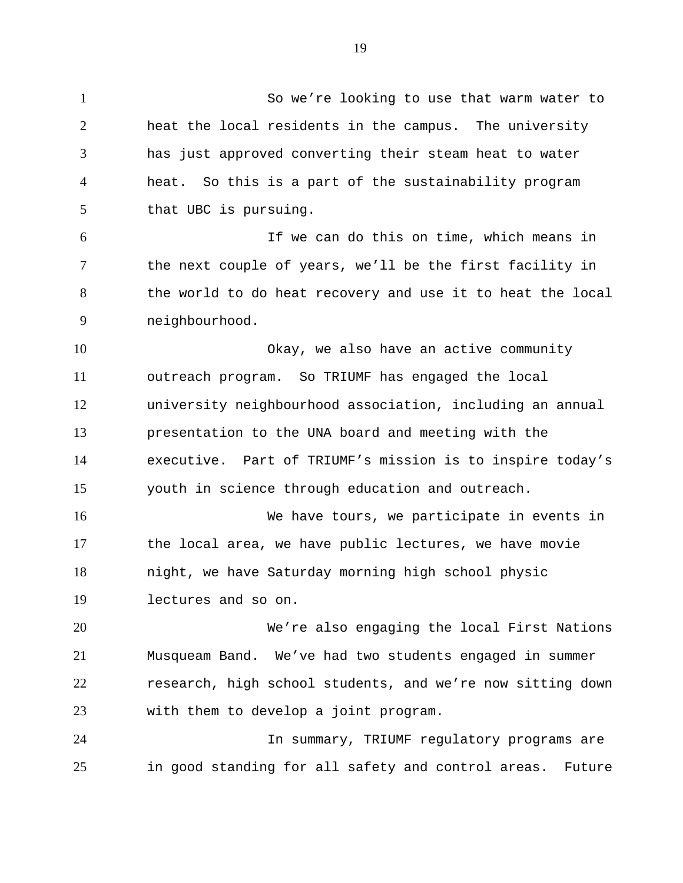So we're looking to use that warm water to heat the local residents in the campus. The university has just approved converting their steam heat to water heat. So this is a part of the sustainability program that UBC is pursuing.

If we can do this on time, which means in the next couple of years, we'll be the first facility in the world to do heat recovery and use it to heat the local neighbourhood.

Okay, we also have an active community outreach program. So TRIUMF has engaged the local university neighbourhood association, including an annual presentation to the UNA board and meeting with the executive. Part of TRIUMF's mission is to inspire today's youth in science through education and outreach.

We have tours, we participate in events in the local area, we have public lectures, we have movie night, we have Saturday morning high school physic lectures and so on.

We're also engaging the local First Nations Musqueam Band. We've had two students engaged in summer research, high school students, and we're now sitting down with them to develop a joint program.

In summary, TRIUMF regulatory programs are in good standing for all safety and control areas. Future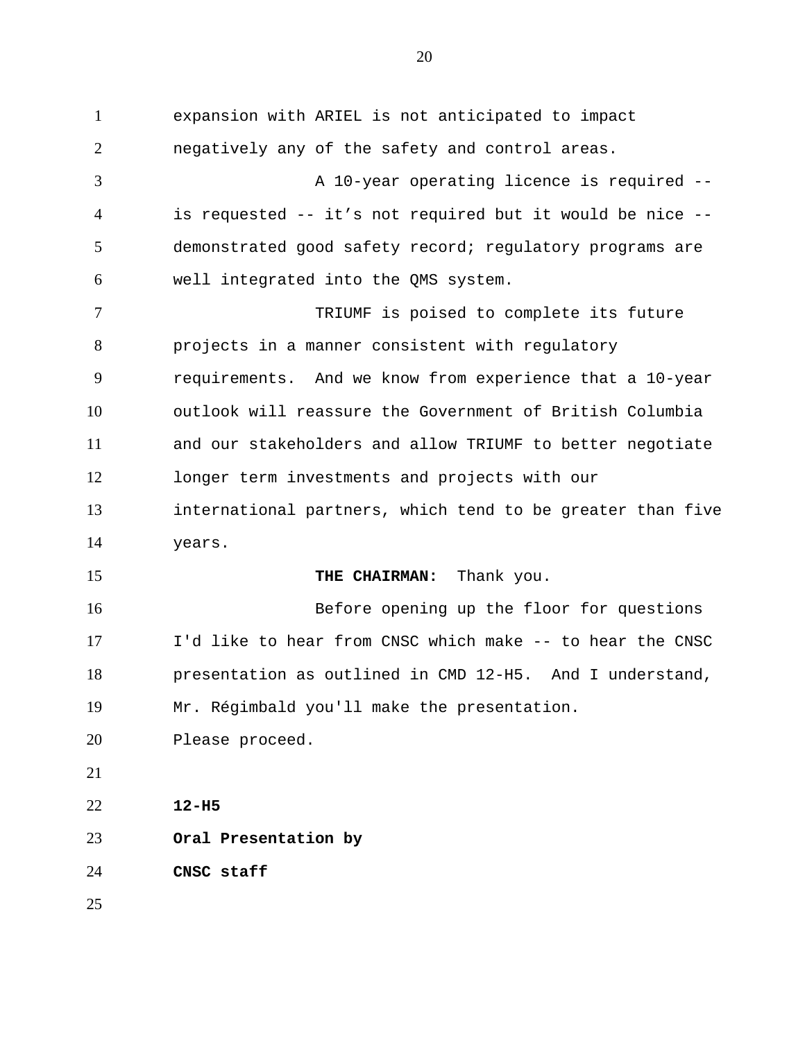expansion with ARIEL is not anticipated to impact negatively any of the safety and control areas.

A 10-year operating licence is required -- is requested -- it’s not required but it would be nice -- demonstrated good safety record; regulatory programs are well integrated into the QMS system.

TRIUMF is poised to complete its future projects in a manner consistent with regulatory requirements. And we know from experience that a 10-year outlook will reassure the Government of British Columbia and our stakeholders and allow TRIUMF to better negotiate longer term investments and projects with our international partners, which tend to be greater than five years.

**THE CHAIRMAN:** Thank you.

Before opening up the floor for questions I'd like to hear from CNSC which make -- to hear the CNSC presentation as outlined in CMD 12-H5. And I understand, Mr. Régimbald you'll make the presentation.

Please proceed.

**12-H5**

**Oral Presentation by**

**CNSC staff**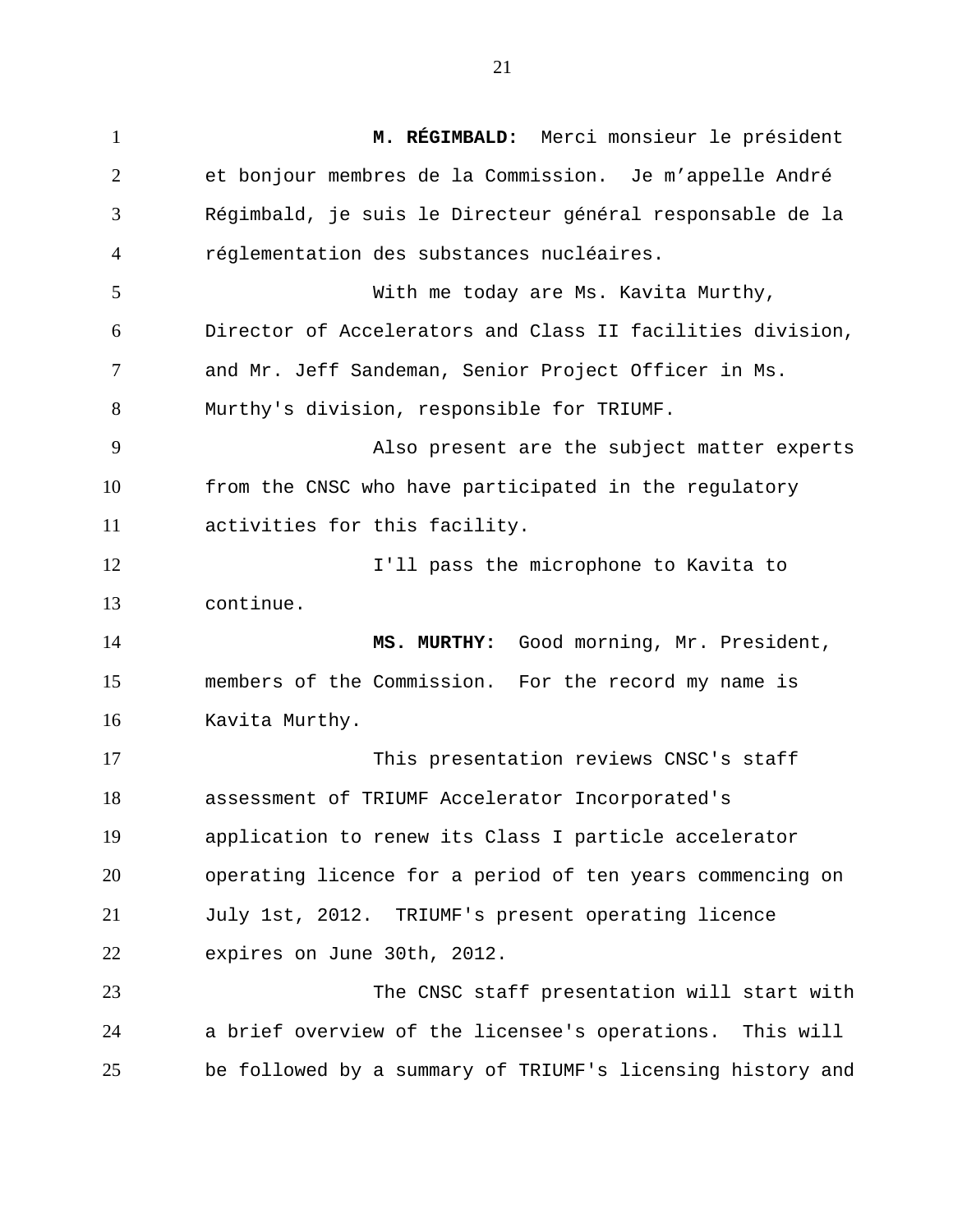**M. RÉGIMBALD:** Merci monsieur le président et bonjour membres de la Commission. Je m'appelle André Régimbald, je suis le Directeur général responsable de la réglementation des substances nucléaires.

With me today are Ms. Kavita Murthy, Director of Accelerators and Class II facilities division, and Mr. Jeff Sandeman, Senior Project Officer in Ms. Murthy's division, responsible for TRIUMF.

Also present are the subject matter experts from the CNSC who have participated in the regulatory activities for this facility.

I'll pass the microphone to Kavita to continue.

**MS. MURTHY:** Good morning, Mr. President, members of the Commission. For the record my name is Kavita Murthy.

This presentation reviews CNSC's staff assessment of TRIUMF Accelerator Incorporated's application to renew its Class I particle accelerator operating licence for a period of ten years commencing on July 1st, 2012. TRIUMF's present operating licence expires on June 30th, 2012.

The CNSC staff presentation will start with a brief overview of the licensee's operations. This will be followed by a summary of TRIUMF's licensing history and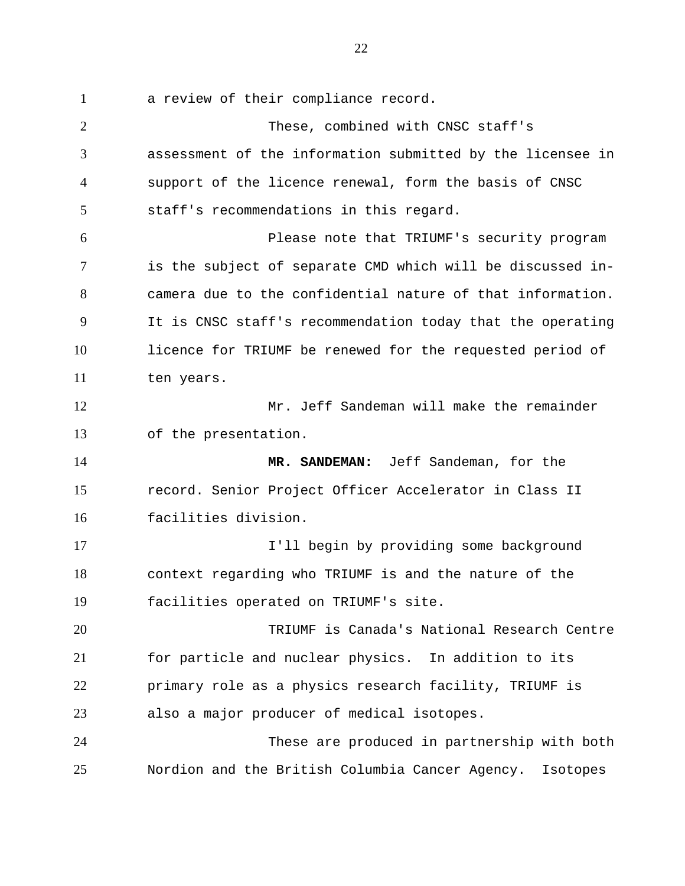a review of their compliance record.

These, combined with CNSC staff's assessment of the information submitted by the licensee in support of the licence renewal, form the basis of CNSC staff's recommendations in this regard.

Please note that TRIUMF's security program is the subject of separate CMD which will be discussed in-camera due to the confidential nature of that information. It is CNSC staff's recommendation today that the operating licence for TRIUMF be renewed for the requested period of ten years.

Mr. Jeff Sandeman will make the remainder of the presentation.

**MR. SANDEMAN:** Jeff Sandeman, for the record. Senior Project Officer Accelerator in Class II facilities division.

I'll begin by providing some background context regarding who TRIUMF is and the nature of the facilities operated on TRIUMF's site.

TRIUMF is Canada's National Research Centre for particle and nuclear physics. In addition to its primary role as a physics research facility, TRIUMF is also a major producer of medical isotopes.

These are produced in partnership with both Nordion and the British Columbia Cancer Agency. Isotopes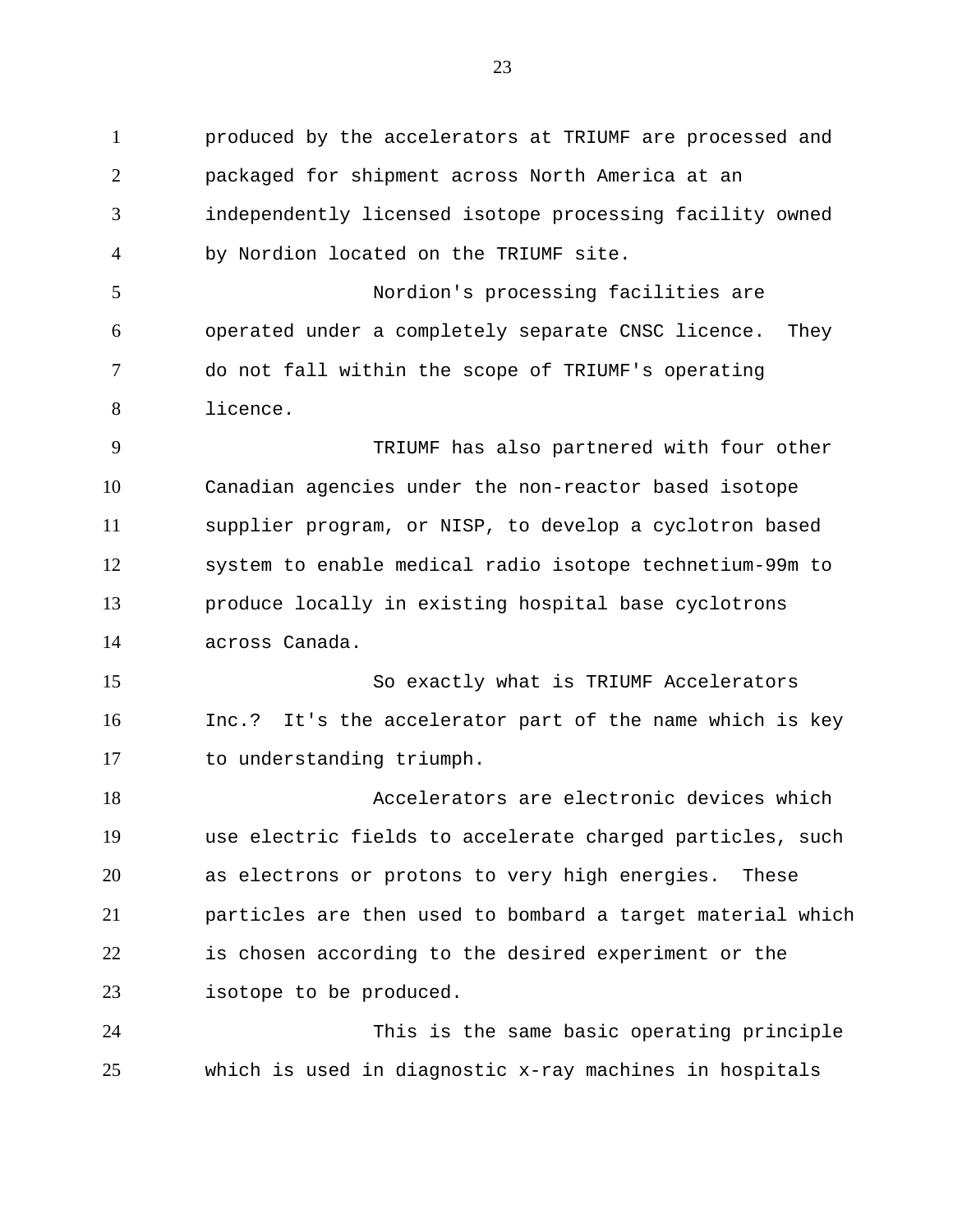produced by the accelerators at TRIUMF are processed and packaged for shipment across North America at an independently licensed isotope processing facility owned by Nordion located on the TRIUMF site.

Nordion's processing facilities are operated under a completely separate CNSC licence. They do not fall within the scope of TRIUMF's operating licence.

TRIUMF has also partnered with four other Canadian agencies under the non-reactor based isotope supplier program, or NISP, to develop a cyclotron based system to enable medical radio isotope technetium-99m to produce locally in existing hospital base cyclotrons across Canada.

So exactly what is TRIUMF Accelerators Inc.? It's the accelerator part of the name which is key to understanding triumph.

Accelerators are electronic devices which use electric fields to accelerate charged particles, such as electrons or protons to very high energies. These particles are then used to bombard a target material which is chosen according to the desired experiment or the isotope to be produced.

This is the same basic operating principle which is used in diagnostic x-ray machines in hospitals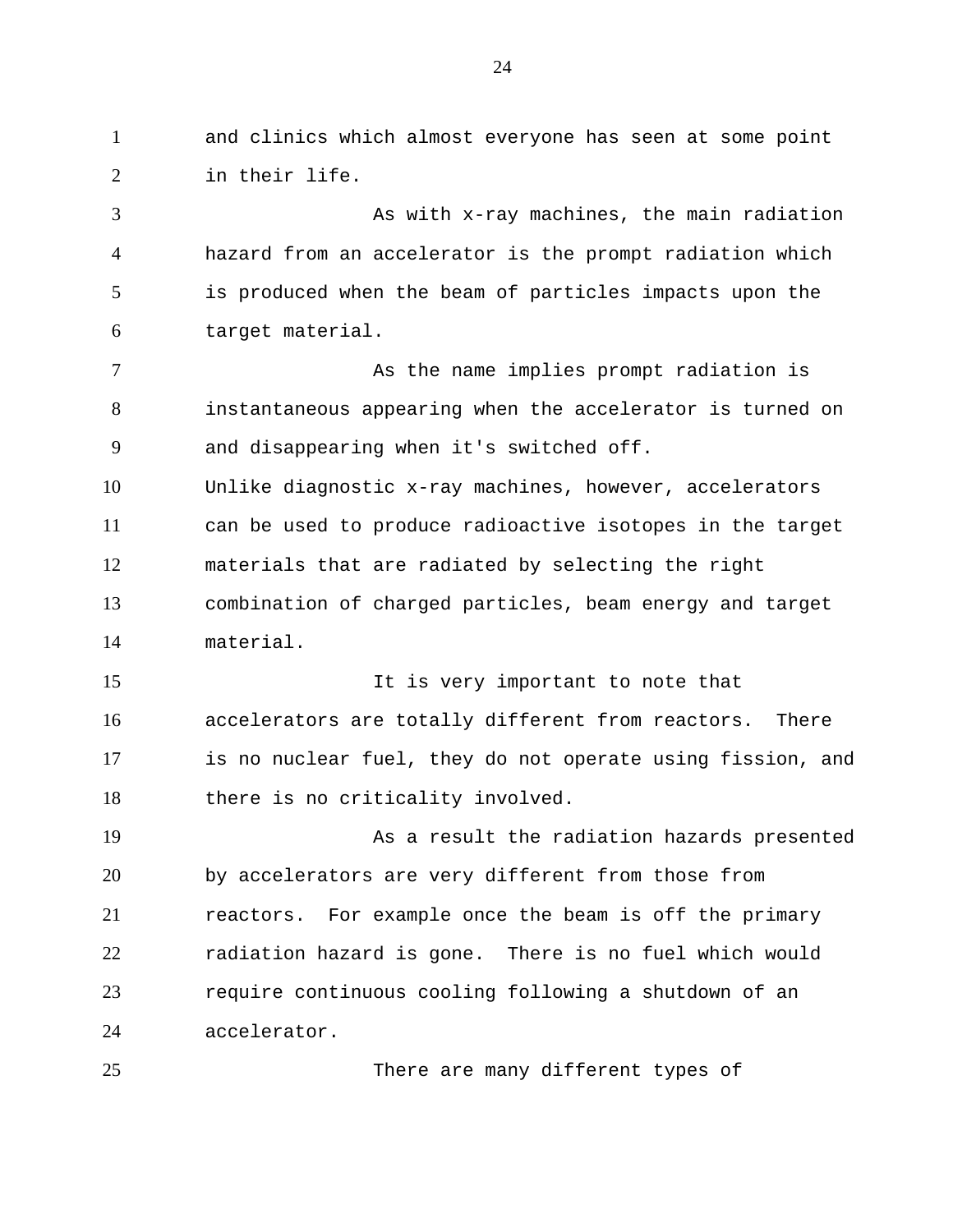and clinics which almost everyone has seen at some point in their life.

As with x-ray machines, the main radiation hazard from an accelerator is the prompt radiation which is produced when the beam of particles impacts upon the target material.

As the name implies prompt radiation is instantaneous appearing when the accelerator is turned on and disappearing when it's switched off. Unlike diagnostic x-ray machines, however, accelerators can be used to produce radioactive isotopes in the target materials that are radiated by selecting the right combination of charged particles, beam energy and target material.

It is very important to note that accelerators are totally different from reactors. There is no nuclear fuel, they do not operate using fission, and there is no criticality involved.

As a result the radiation hazards presented by accelerators are very different from those from reactors. For example once the beam is off the primary radiation hazard is gone. There is no fuel which would require continuous cooling following a shutdown of an accelerator.

There are many different types of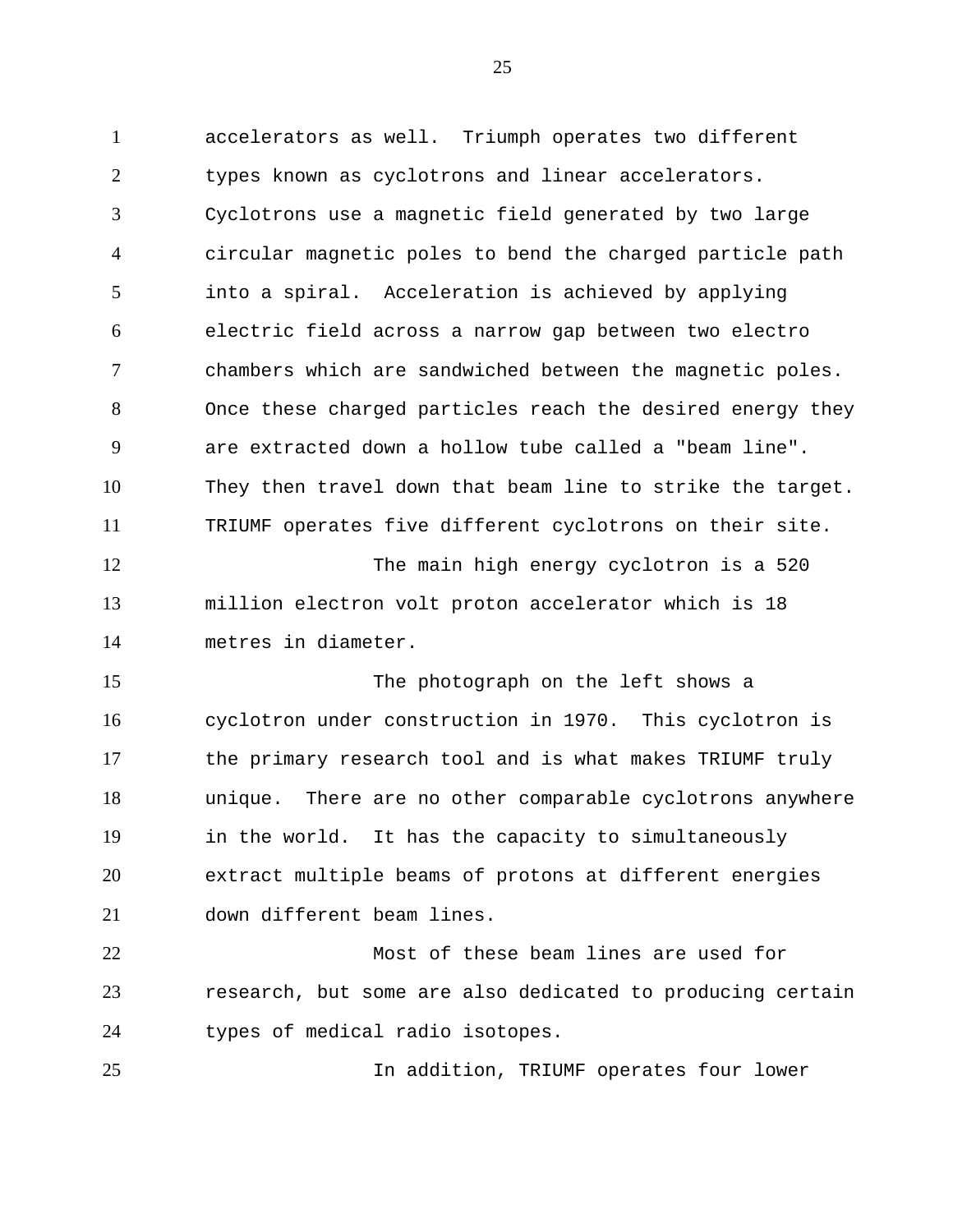accelerators as well. Triumph operates two different types known as cyclotrons and linear accelerators. Cyclotrons use a magnetic field generated by two large circular magnetic poles to bend the charged particle path into a spiral. Acceleration is achieved by applying electric field across a narrow gap between two electro chambers which are sandwiched between the magnetic poles. Once these charged particles reach the desired energy they are extracted down a hollow tube called a "beam line". They then travel down that beam line to strike the target. TRIUMF operates five different cyclotrons on their site.

The main high energy cyclotron is a 520 million electron volt proton accelerator which is 18 metres in diameter.

The photograph on the left shows a cyclotron under construction in 1970. This cyclotron is the primary research tool and is what makes TRIUMF truly unique. There are no other comparable cyclotrons anywhere in the world. It has the capacity to simultaneously extract multiple beams of protons at different energies down different beam lines.

Most of these beam lines are used for research, but some are also dedicated to producing certain types of medical radio isotopes.

In addition, TRIUMF operates four lower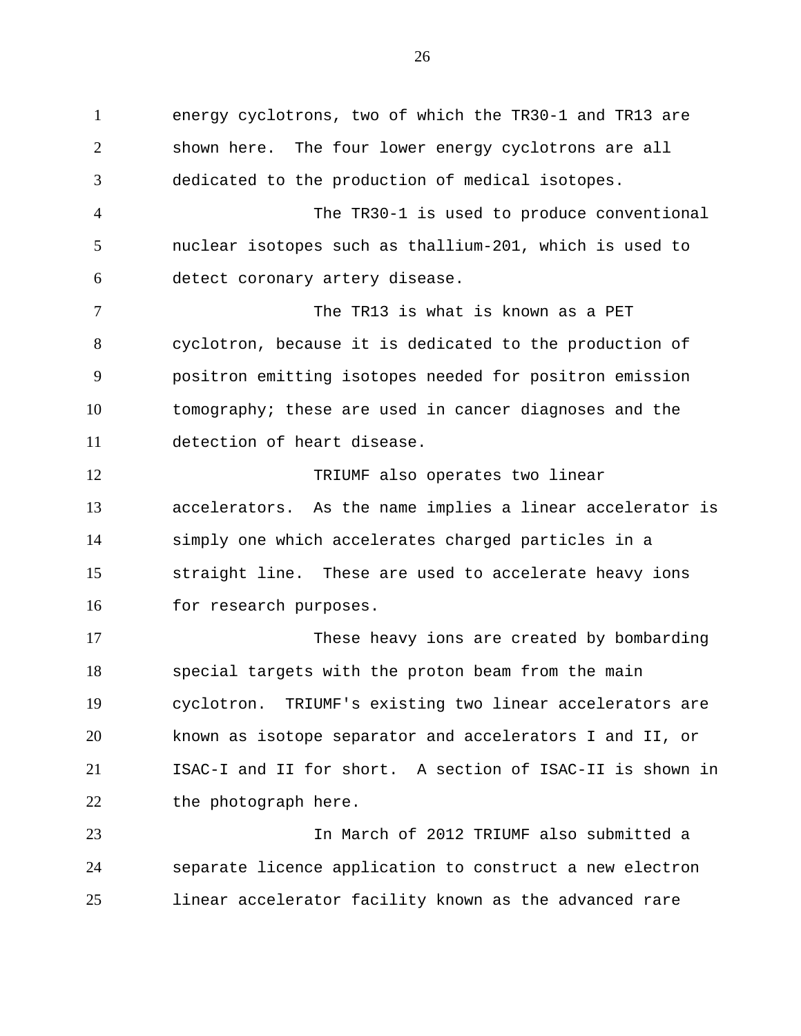energy cyclotrons, two of which the TR30-1 and TR13 are shown here. The four lower energy cyclotrons are all dedicated to the production of medical isotopes.

The TR30-1 is used to produce conventional nuclear isotopes such as thallium-201, which is used to detect coronary artery disease.

The TR13 is what is known as a PET cyclotron, because it is dedicated to the production of positron emitting isotopes needed for positron emission tomography; these are used in cancer diagnoses and the detection of heart disease.

TRIUMF also operates two linear accelerators. As the name implies a linear accelerator is simply one which accelerates charged particles in a straight line. These are used to accelerate heavy ions for research purposes.

These heavy ions are created by bombarding special targets with the proton beam from the main cyclotron. TRIUMF's existing two linear accelerators are known as isotope separator and accelerators I and II, or ISAC-I and II for short. A section of ISAC-II is shown in the photograph here.

In March of 2012 TRIUMF also submitted a separate licence application to construct a new electron linear accelerator facility known as the advanced rare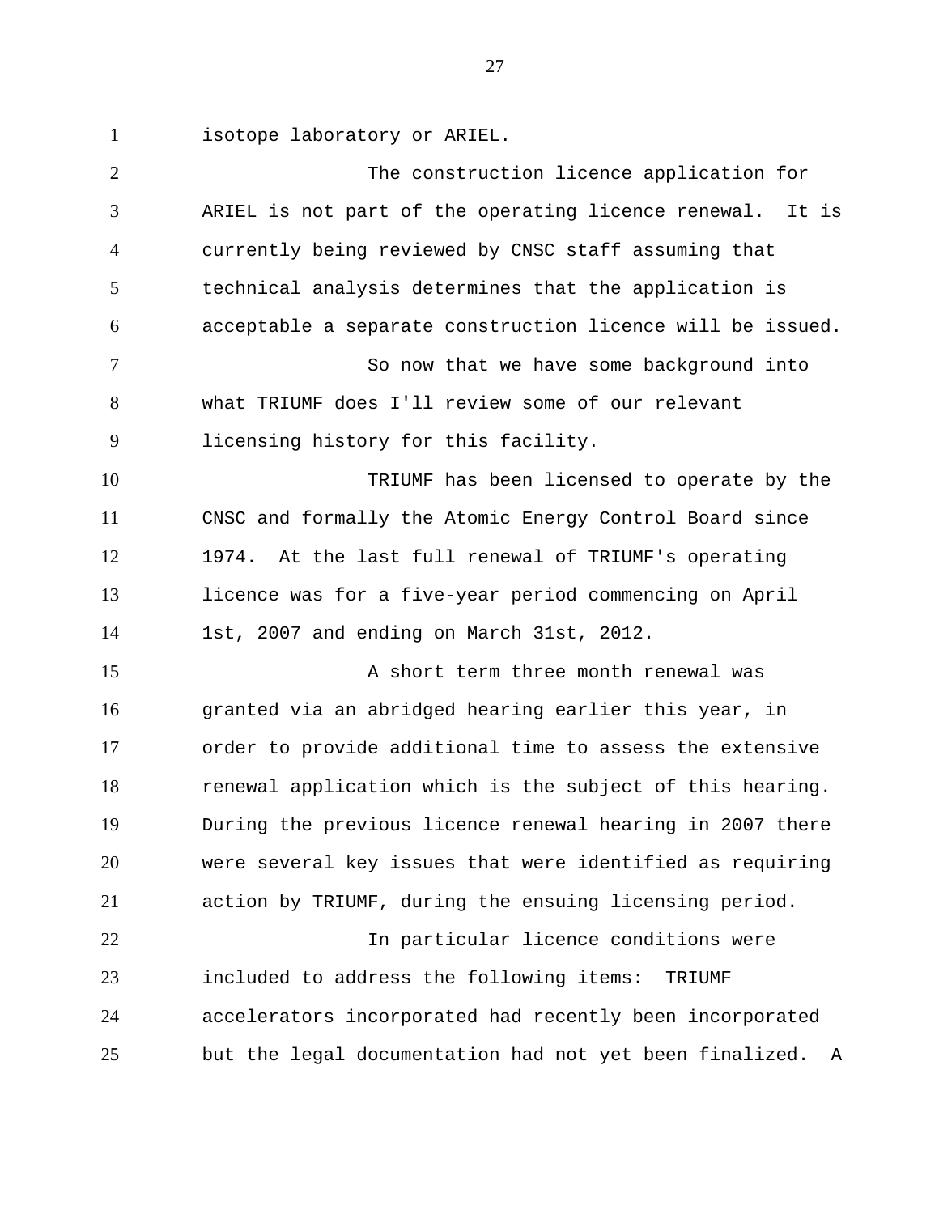isotope laboratory or ARIEL.

The construction licence application for ARIEL is not part of the operating licence renewal. It is currently being reviewed by CNSC staff assuming that technical analysis determines that the application is acceptable a separate construction licence will be issued.

So now that we have some background into what TRIUMF does I'll review some of our relevant licensing history for this facility.

TRIUMF has been licensed to operate by the CNSC and formally the Atomic Energy Control Board since 1974. At the last full renewal of TRIUMF's operating licence was for a five-year period commencing on April 1st, 2007 and ending on March 31st, 2012.

A short term three month renewal was granted via an abridged hearing earlier this year, in order to provide additional time to assess the extensive renewal application which is the subject of this hearing. During the previous licence renewal hearing in 2007 there were several key issues that were identified as requiring action by TRIUMF, during the ensuing licensing period.

In particular licence conditions were included to address the following items: TRIUMF accelerators incorporated had recently been incorporated but the legal documentation had not yet been finalized. A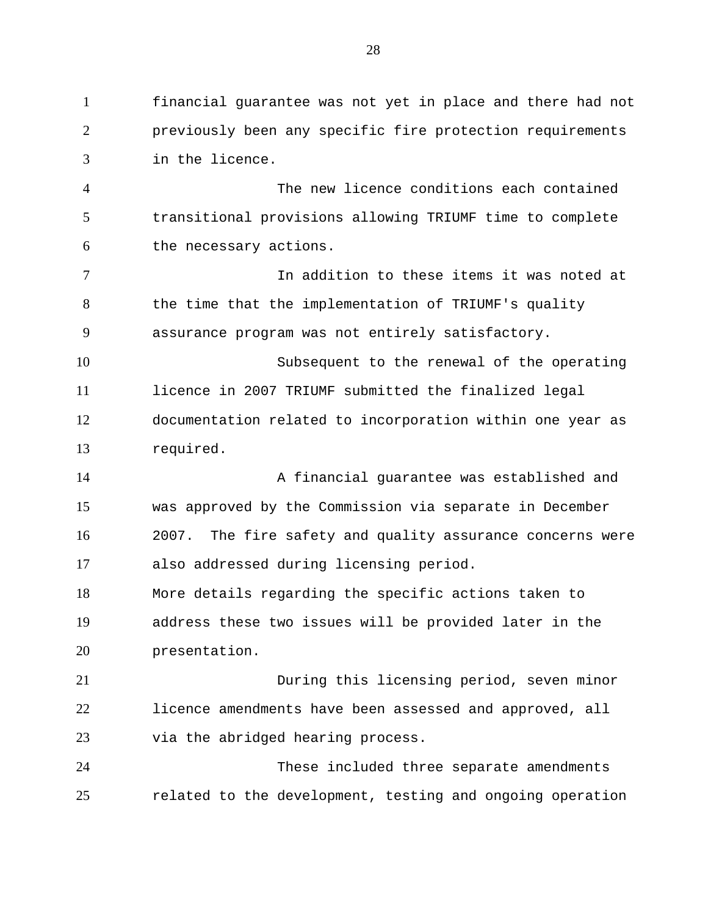financial guarantee was not yet in place and there had not previously been any specific fire protection requirements in the licence.

The new licence conditions each contained transitional provisions allowing TRIUMF time to complete the necessary actions.

In addition to these items it was noted at the time that the implementation of TRIUMF's quality assurance program was not entirely satisfactory.

Subsequent to the renewal of the operating licence in 2007 TRIUMF submitted the finalized legal documentation related to incorporation within one year as required.

A financial guarantee was established and was approved by the Commission via separate in December 2007. The fire safety and quality assurance concerns were also addressed during licensing period.

More details regarding the specific actions taken to address these two issues will be provided later in the presentation.

During this licensing period, seven minor licence amendments have been assessed and approved, all via the abridged hearing process.

These included three separate amendments related to the development, testing and ongoing operation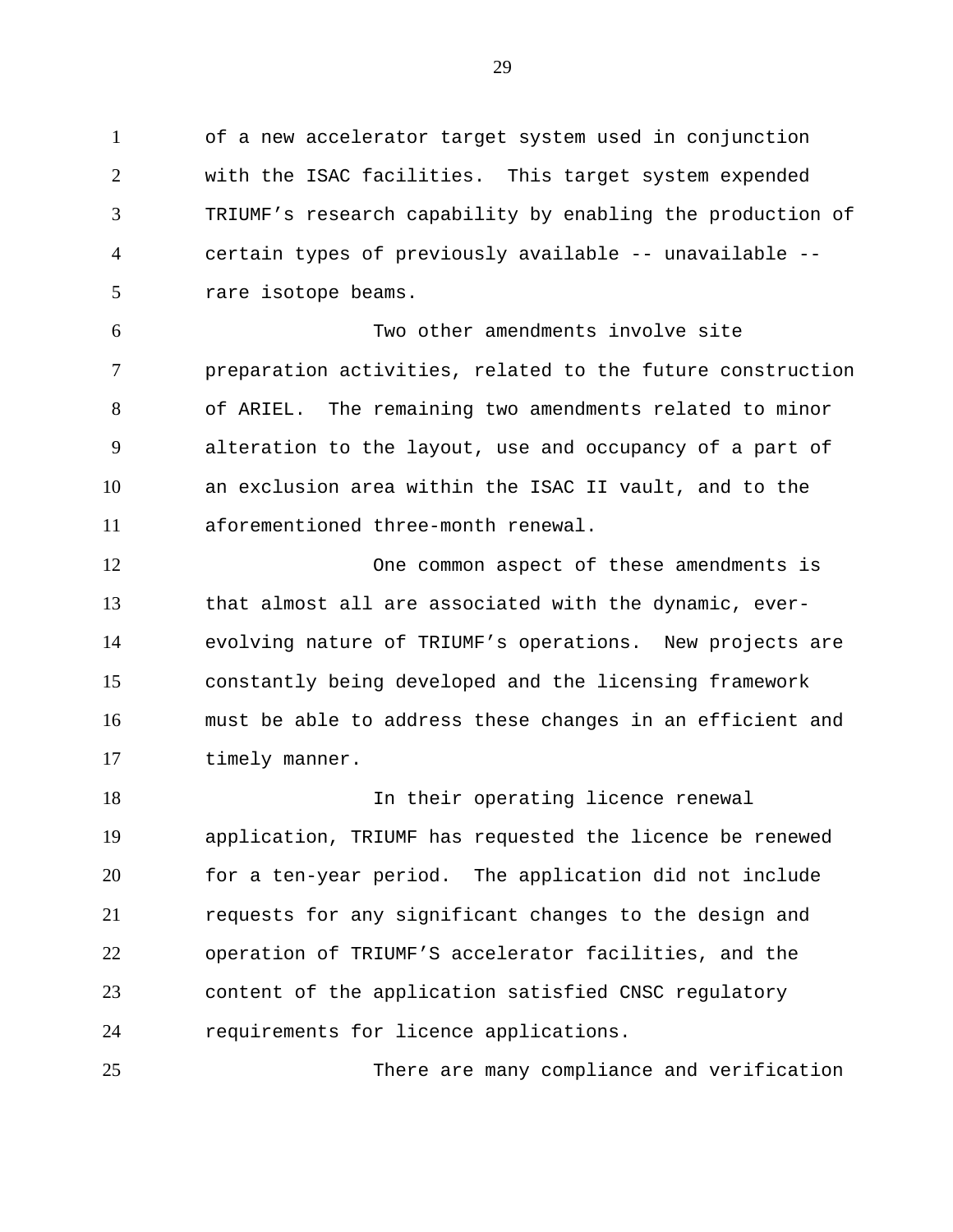of a new accelerator target system used in conjunction with the ISAC facilities. This target system expended TRIUMF's research capability by enabling the production of certain types of previously available -- unavailable -- rare isotope beams.

Two other amendments involve site preparation activities, related to the future construction of ARIEL. The remaining two amendments related to minor alteration to the layout, use and occupancy of a part of an exclusion area within the ISAC II vault, and to the aforementioned three-month renewal.

One common aspect of these amendments is that almost all are associated with the dynamic, ever-evolving nature of TRIUMF's operations. New projects are constantly being developed and the licensing framework must be able to address these changes in an efficient and timely manner.

In their operating licence renewal application, TRIUMF has requested the licence be renewed for a ten-year period. The application did not include requests for any significant changes to the design and operation of TRIUMF'S accelerator facilities, and the content of the application satisfied CNSC regulatory requirements for licence applications.

There are many compliance and verification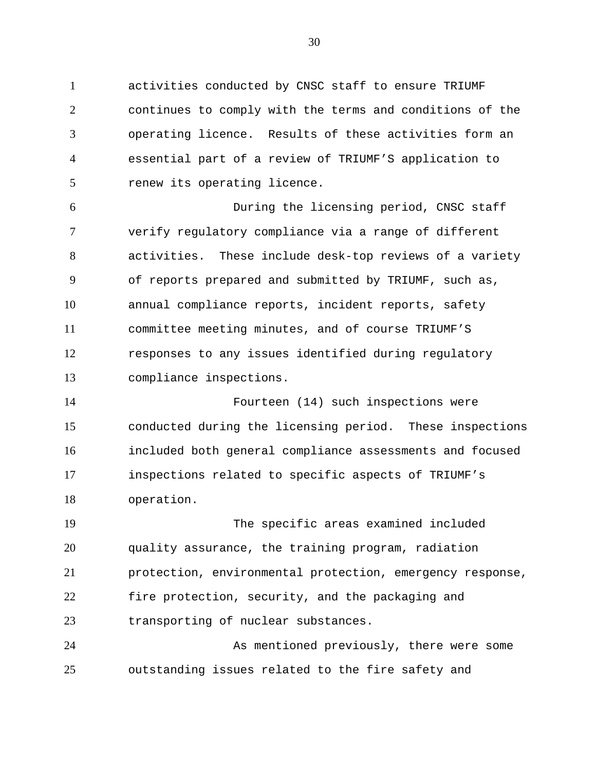activities conducted by CNSC staff to ensure TRIUMF continues to comply with the terms and conditions of the operating licence. Results of these activities form an essential part of a review of TRIUMF'S application to renew its operating licence.

During the licensing period, CNSC staff verify regulatory compliance via a range of different activities. These include desk-top reviews of a variety of reports prepared and submitted by TRIUMF, such as, annual compliance reports, incident reports, safety committee meeting minutes, and of course TRIUMF'S responses to any issues identified during regulatory compliance inspections.

Fourteen (14) such inspections were conducted during the licensing period. These inspections included both general compliance assessments and focused inspections related to specific aspects of TRIUMF's operation.

The specific areas examined included quality assurance, the training program, radiation protection, environmental protection, emergency response, fire protection, security, and the packaging and transporting of nuclear substances.

As mentioned previously, there were some outstanding issues related to the fire safety and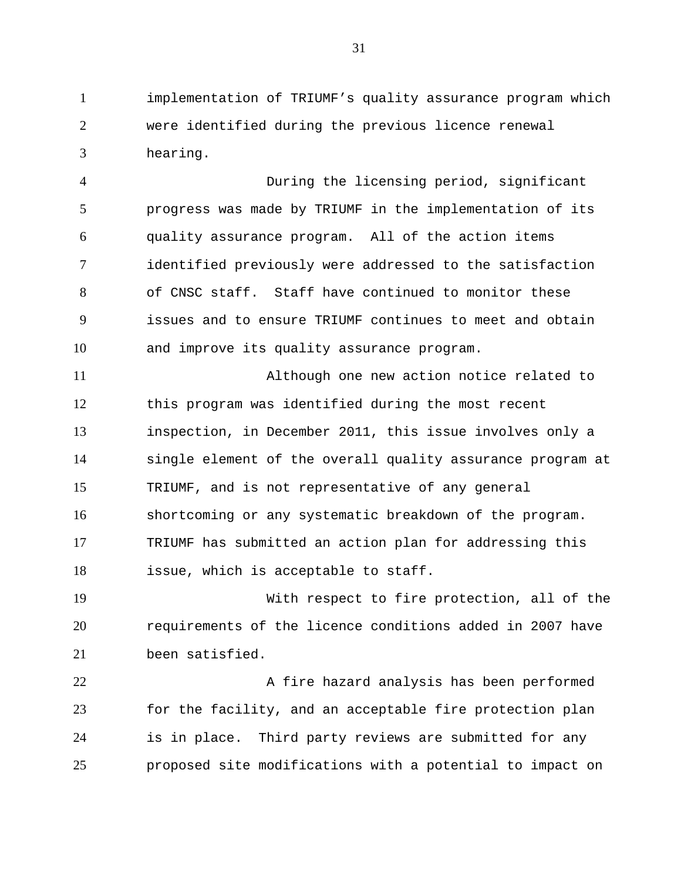implementation of TRIUMF's quality assurance program which were identified during the previous licence renewal hearing.

During the licensing period, significant progress was made by TRIUMF in the implementation of its quality assurance program. All of the action items identified previously were addressed to the satisfaction of CNSC staff. Staff have continued to monitor these issues and to ensure TRIUMF continues to meet and obtain and improve its quality assurance program.

Although one new action notice related to this program was identified during the most recent inspection, in December 2011, this issue involves only a single element of the overall quality assurance program at TRIUMF, and is not representative of any general shortcoming or any systematic breakdown of the program. TRIUMF has submitted an action plan for addressing this issue, which is acceptable to staff.

With respect to fire protection, all of the requirements of the licence conditions added in 2007 have been satisfied.

A fire hazard analysis has been performed for the facility, and an acceptable fire protection plan is in place. Third party reviews are submitted for any proposed site modifications with a potential to impact on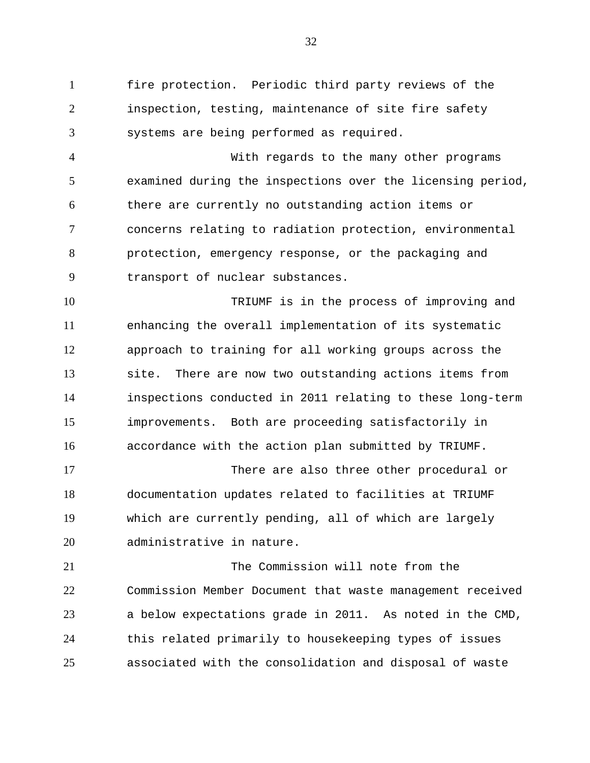fire protection. Periodic third party reviews of the inspection, testing, maintenance of site fire safety systems are being performed as required.

With regards to the many other programs examined during the inspections over the licensing period, there are currently no outstanding action items or concerns relating to radiation protection, environmental protection, emergency response, or the packaging and transport of nuclear substances.

TRIUMF is in the process of improving and enhancing the overall implementation of its systematic approach to training for all working groups across the site. There are now two outstanding actions items from inspections conducted in 2011 relating to these long-term improvements. Both are proceeding satisfactorily in accordance with the action plan submitted by TRIUMF.

There are also three other procedural or documentation updates related to facilities at TRIUMF which are currently pending, all of which are largely administrative in nature.

The Commission will note from the Commission Member Document that waste management received a below expectations grade in 2011. As noted in the CMD, this related primarily to housekeeping types of issues associated with the consolidation and disposal of waste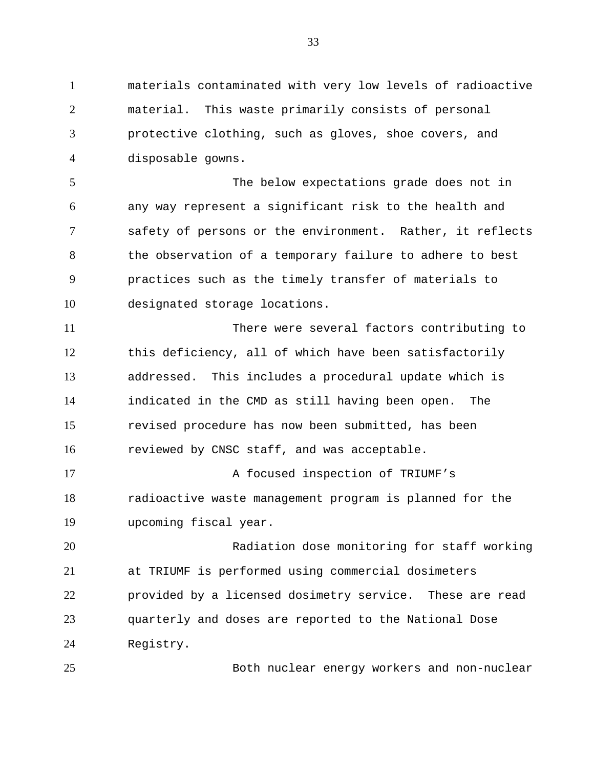materials contaminated with very low levels of radioactive material. This waste primarily consists of personal protective clothing, such as gloves, shoe covers, and disposable gowns.

The below expectations grade does not in any way represent a significant risk to the health and safety of persons or the environment. Rather, it reflects the observation of a temporary failure to adhere to best practices such as the timely transfer of materials to designated storage locations.

There were several factors contributing to this deficiency, all of which have been satisfactorily addressed. This includes a procedural update which is indicated in the CMD as still having been open. The revised procedure has now been submitted, has been reviewed by CNSC staff, and was acceptable.

A focused inspection of TRIUMF's radioactive waste management program is planned for the upcoming fiscal year.

Radiation dose monitoring for staff working at TRIUMF is performed using commercial dosimeters provided by a licensed dosimetry service. These are read quarterly and doses are reported to the National Dose Registry.

Both nuclear energy workers and non-nuclear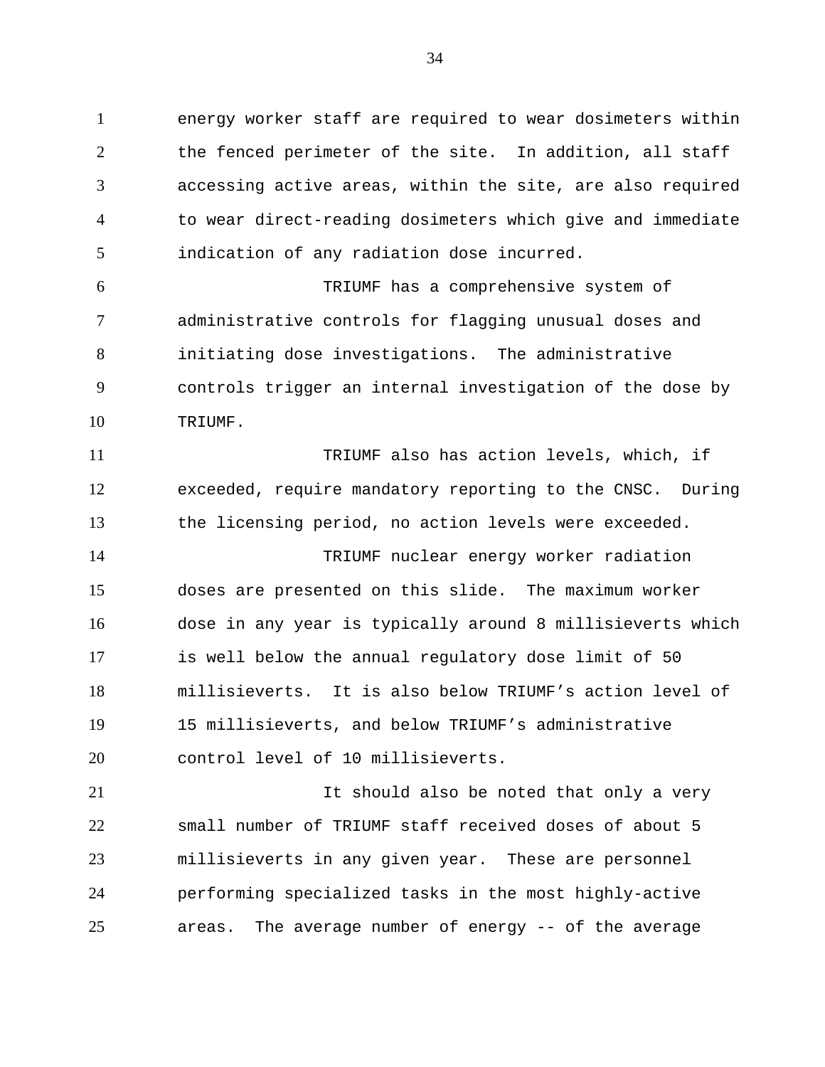energy worker staff are required to wear dosimeters within the fenced perimeter of the site. In addition, all staff accessing active areas, within the site, are also required to wear direct-reading dosimeters which give and immediate indication of any radiation dose incurred.

TRIUMF has a comprehensive system of administrative controls for flagging unusual doses and initiating dose investigations. The administrative controls trigger an internal investigation of the dose by TRIUMF.

TRIUMF also has action levels, which, if exceeded, require mandatory reporting to the CNSC. During the licensing period, no action levels were exceeded.

TRIUMF nuclear energy worker radiation doses are presented on this slide. The maximum worker dose in any year is typically around 8 millisieverts which is well below the annual regulatory dose limit of 50 millisieverts. It is also below TRIUMF's action level of 15 millisieverts, and below TRIUMF's administrative control level of 10 millisieverts.

It should also be noted that only a very small number of TRIUMF staff received doses of about 5 millisieverts in any given year. These are personnel performing specialized tasks in the most highly-active areas. The average number of energy -- of the average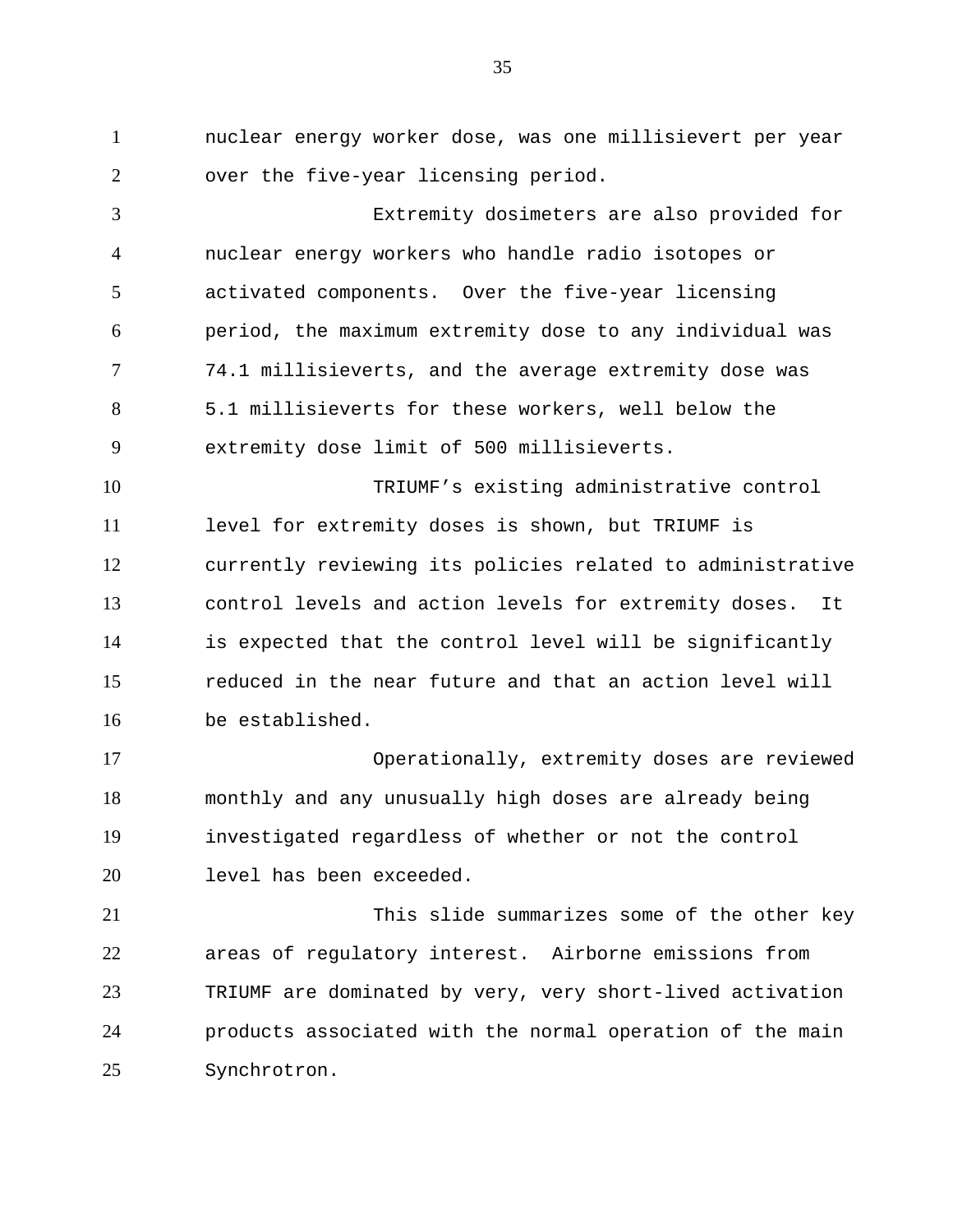nuclear energy worker dose, was one millisievert per year over the five-year licensing period.

Extremity dosimeters are also provided for nuclear energy workers who handle radio isotopes or activated components. Over the five-year licensing period, the maximum extremity dose to any individual was 74.1 millisieverts, and the average extremity dose was 5.1 millisieverts for these workers, well below the extremity dose limit of 500 millisieverts.

TRIUMF’s existing administrative control level for extremity doses is shown, but TRIUMF is currently reviewing its policies related to administrative control levels and action levels for extremity doses. It is expected that the control level will be significantly reduced in the near future and that an action level will be established.

Operationally, extremity doses are reviewed monthly and any unusually high doses are already being investigated regardless of whether or not the control level has been exceeded.

This slide summarizes some of the other key areas of regulatory interest. Airborne emissions from TRIUMF are dominated by very, very short-lived activation products associated with the normal operation of the main Synchrotron.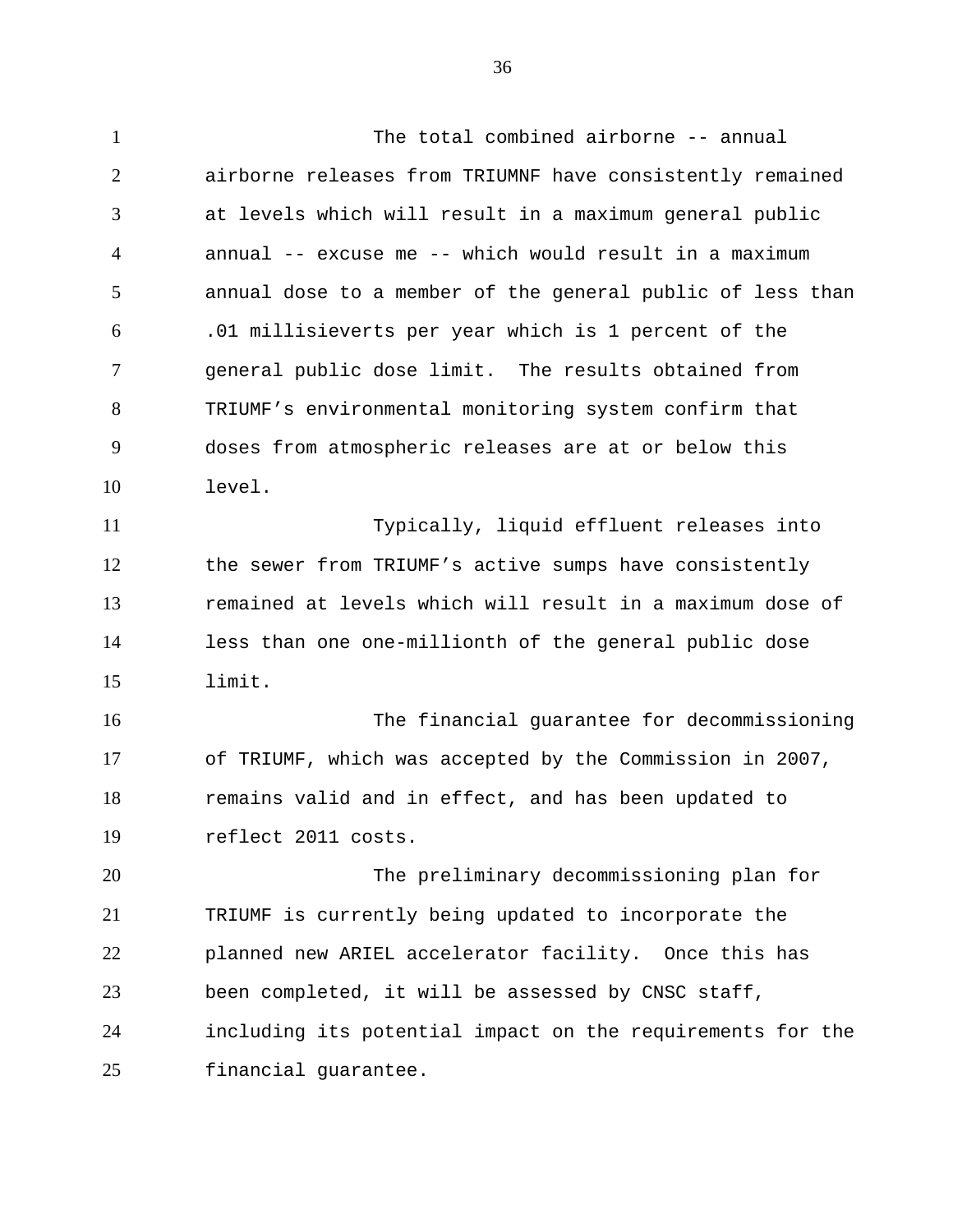The total combined airborne -- annual airborne releases from TRIUMNF have consistently remained at levels which will result in a maximum general public annual -- excuse me -- which would result in a maximum annual dose to a member of the general public of less than .01 millisieverts per year which is 1 percent of the general public dose limit. The results obtained from TRIUMF's environmental monitoring system confirm that doses from atmospheric releases are at or below this level.

Typically, liquid effluent releases into the sewer from TRIUMF's active sumps have consistently remained at levels which will result in a maximum dose of less than one one-millionth of the general public dose limit.

The financial guarantee for decommissioning of TRIUMF, which was accepted by the Commission in 2007, remains valid and in effect, and has been updated to reflect 2011 costs.

The preliminary decommissioning plan for TRIUMF is currently being updated to incorporate the planned new ARIEL accelerator facility. Once this has been completed, it will be assessed by CNSC staff, including its potential impact on the requirements for the financial guarantee.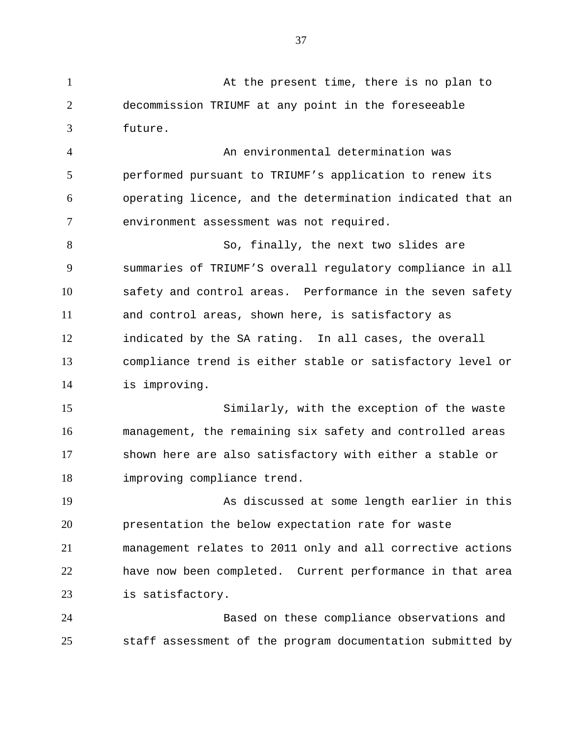At the present time, there is no plan to decommission TRIUMF at any point in the foreseeable future.

An environmental determination was performed pursuant to TRIUMF's application to renew its operating licence, and the determination indicated that an environment assessment was not required.

So, finally, the next two slides are summaries of TRIUMF'S overall regulatory compliance in all safety and control areas. Performance in the seven safety and control areas, shown here, is satisfactory as indicated by the SA rating. In all cases, the overall compliance trend is either stable or satisfactory level or is improving.

Similarly, with the exception of the waste management, the remaining six safety and controlled areas shown here are also satisfactory with either a stable or improving compliance trend.

As discussed at some length earlier in this presentation the below expectation rate for waste management relates to 2011 only and all corrective actions have now been completed. Current performance in that area is satisfactory.

Based on these compliance observations and staff assessment of the program documentation submitted by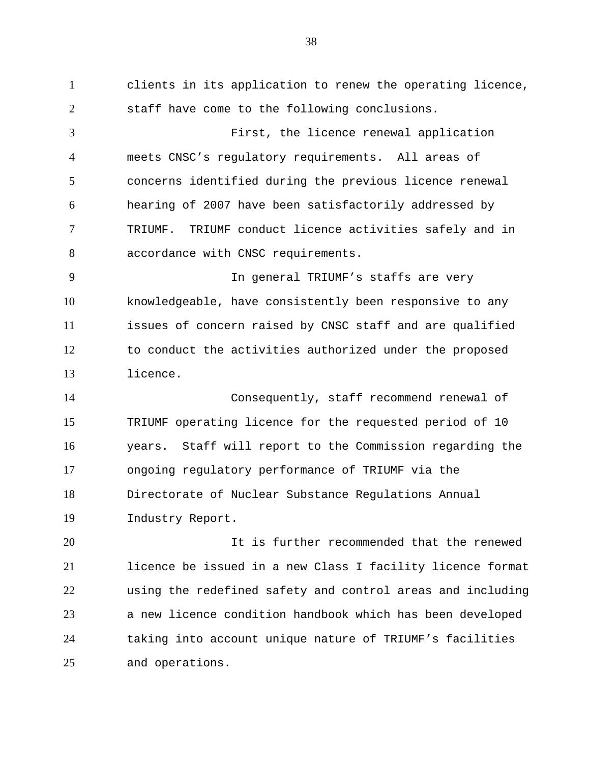clients in its application to renew the operating licence, staff have come to the following conclusions.

First, the licence renewal application meets CNSC's regulatory requirements. All areas of concerns identified during the previous licence renewal hearing of 2007 have been satisfactorily addressed by TRIUMF. TRIUMF conduct licence activities safely and in accordance with CNSC requirements.

In general TRIUMF's staffs are very knowledgeable, have consistently been responsive to any issues of concern raised by CNSC staff and are qualified to conduct the activities authorized under the proposed licence.

Consequently, staff recommend renewal of TRIUMF operating licence for the requested period of 10 years. Staff will report to the Commission regarding the ongoing regulatory performance of TRIUMF via the Directorate of Nuclear Substance Regulations Annual Industry Report.

It is further recommended that the renewed licence be issued in a new Class I facility licence format using the redefined safety and control areas and including a new licence condition handbook which has been developed taking into account unique nature of TRIUMF's facilities and operations.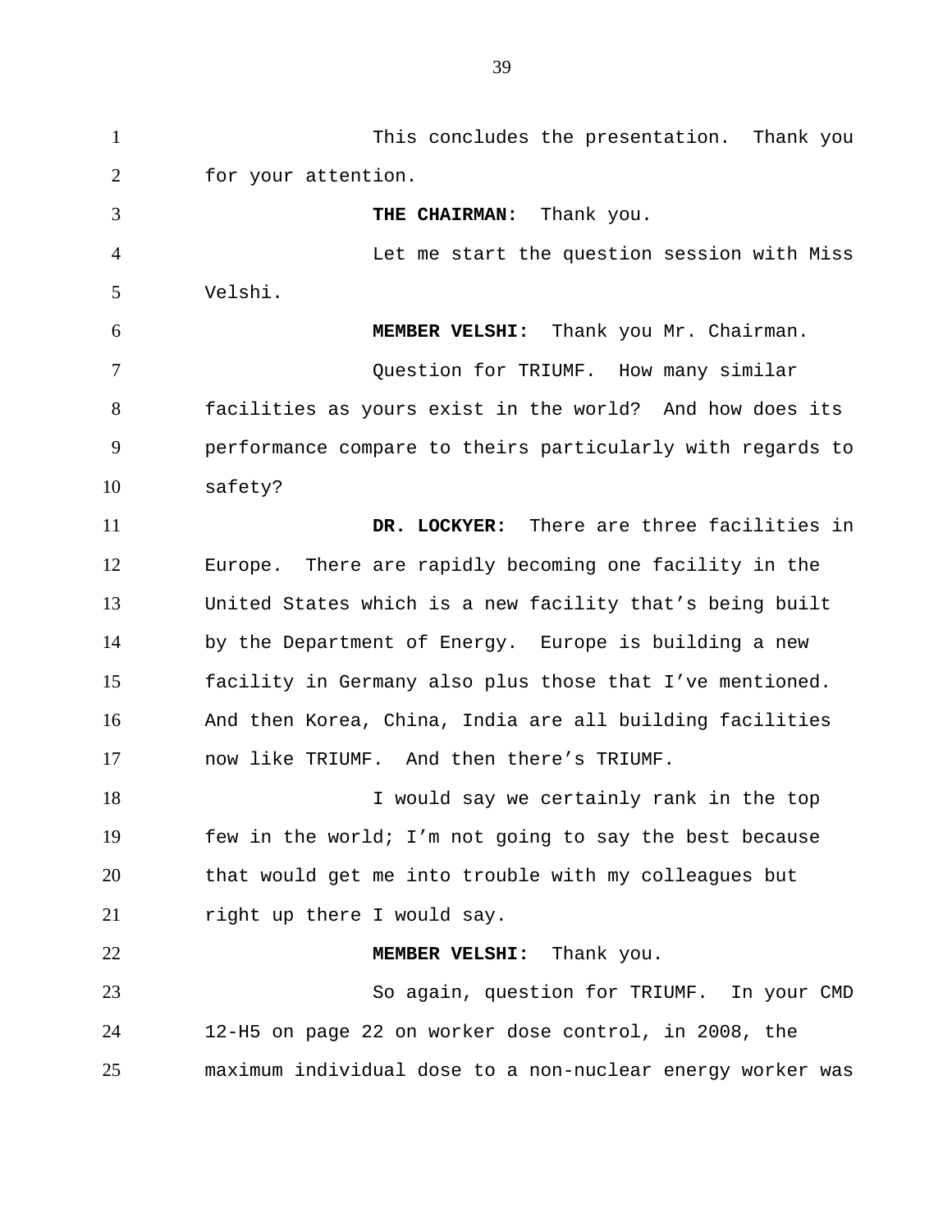This concludes the presentation. Thank you for your attention.

**THE CHAIRMAN:** Thank you.

Let me start the question session with Miss Velshi.

**MEMBER VELSHI:** Thank you Mr. Chairman.

Question for TRIUMF. How many similar facilities as yours exist in the world? And how does its performance compare to theirs particularly with regards to safety?

**DR. LOCKYER:** There are three facilities in Europe. There are rapidly becoming one facility in the United States which is a new facility that's being built by the Department of Energy. Europe is building a new facility in Germany also plus those that I've mentioned. And then Korea, China, India are all building facilities now like TRIUMF. And then there's TRIUMF.

I would say we certainly rank in the top few in the world; I'm not going to say the best because that would get me into trouble with my colleagues but right up there I would say.

**MEMBER VELSHI:** Thank you.

So again, question for TRIUMF. In your CMD 12-H5 on page 22 on worker dose control, in 2008, the maximum individual dose to a non-nuclear energy worker was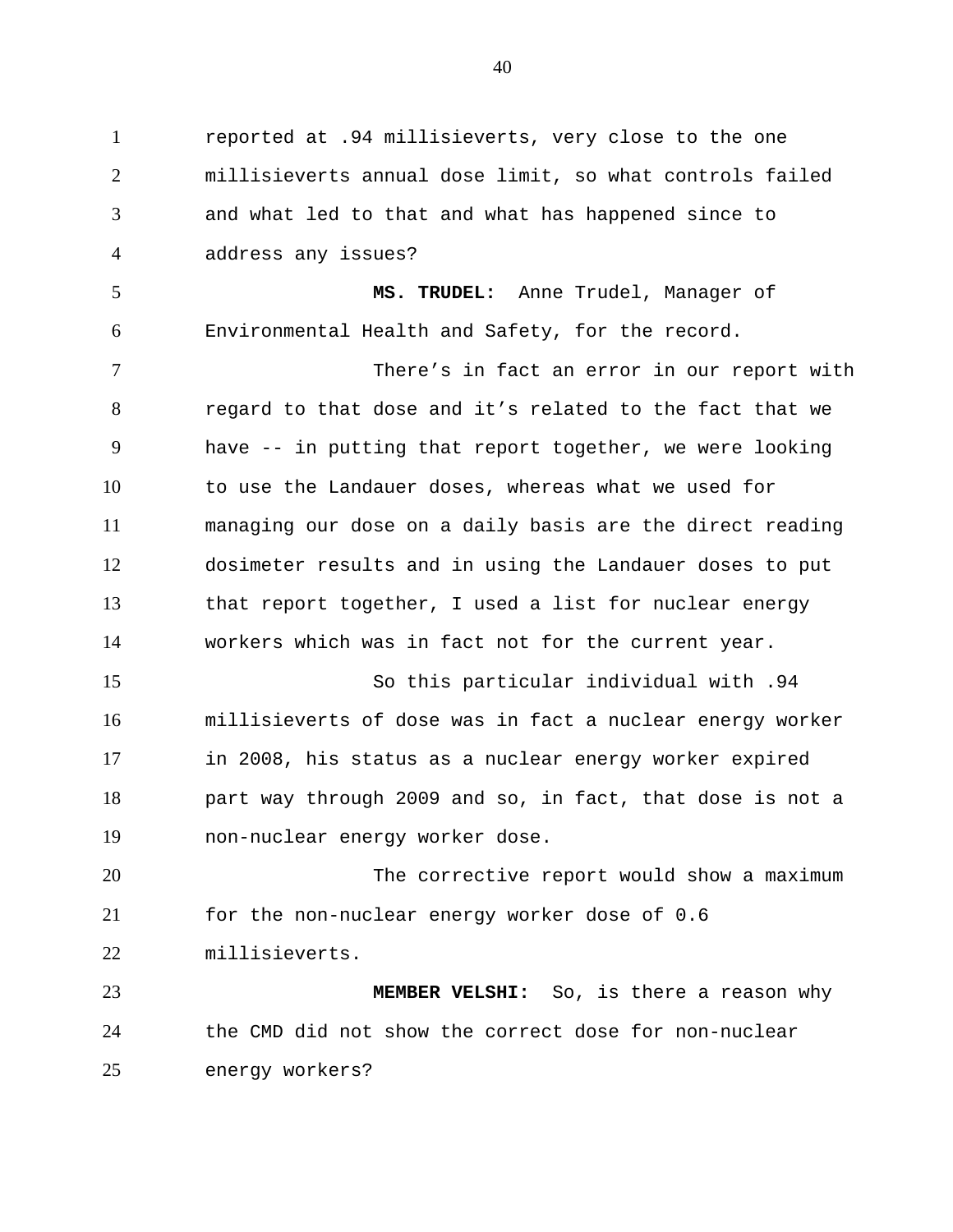reported at .94 millisieverts, very close to the one millisieverts annual dose limit, so what controls failed and what led to that and what has happened since to address any issues?

**MS. TRUDEL:** Anne Trudel, Manager of Environmental Health and Safety, for the record.

There's in fact an error in our report with regard to that dose and it's related to the fact that we have -- in putting that report together, we were looking to use the Landauer doses, whereas what we used for managing our dose on a daily basis are the direct reading dosimeter results and in using the Landauer doses to put that report together, I used a list for nuclear energy workers which was in fact not for the current year.

So this particular individual with .94 millisieverts of dose was in fact a nuclear energy worker in 2008, his status as a nuclear energy worker expired part way through 2009 and so, in fact, that dose is not a non-nuclear energy worker dose.

The corrective report would show a maximum for the non-nuclear energy worker dose of 0.6 millisieverts.

**MEMBER VELSHI:** So, is there a reason why the CMD did not show the correct dose for non-nuclear energy workers?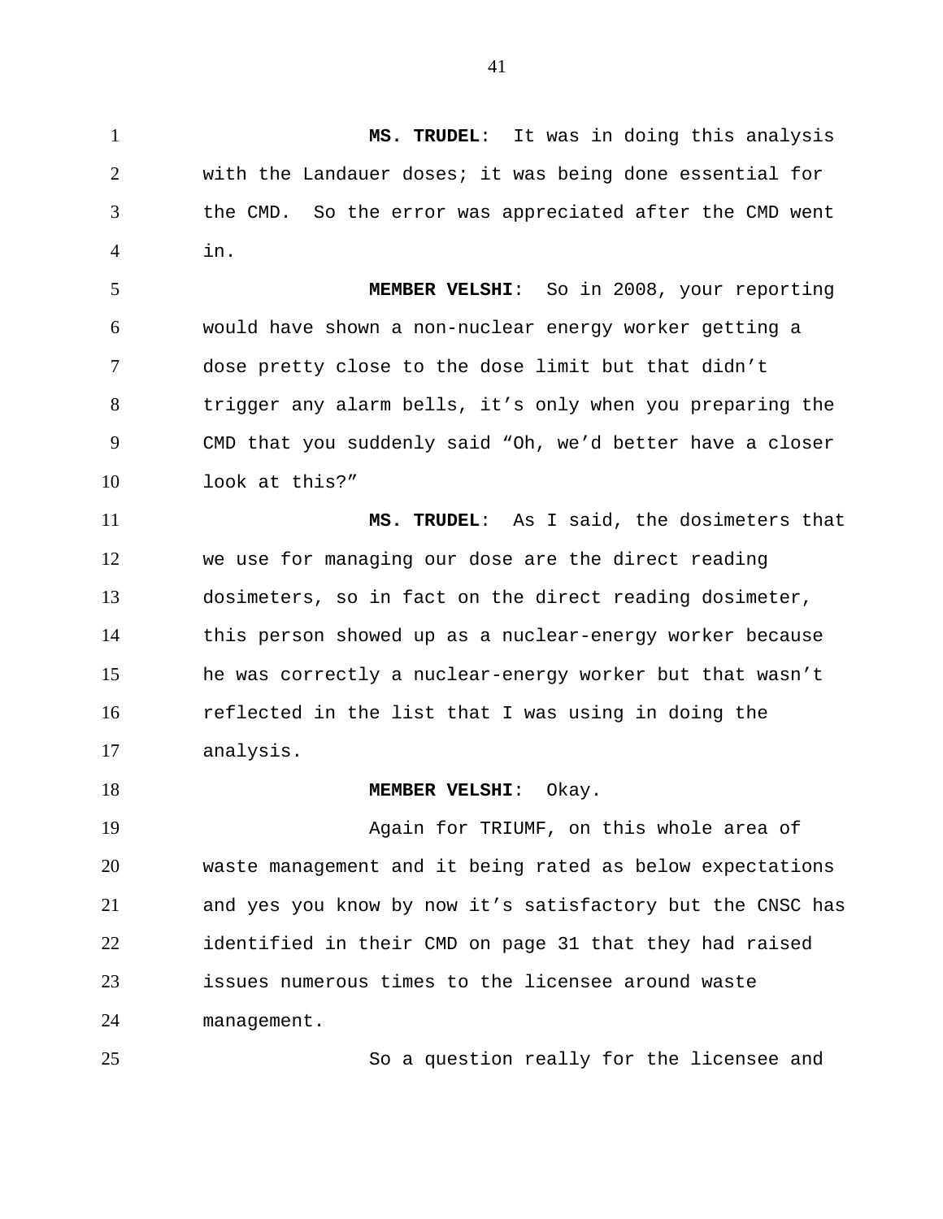**MS. TRUDEL**: It was in doing this analysis with the Landauer doses; it was being done essential for the CMD. So the error was appreciated after the CMD went in.

**MEMBER VELSHI**: So in 2008, your reporting would have shown a non-nuclear energy worker getting a dose pretty close to the dose limit but that didn't trigger any alarm bells, it's only when you preparing the CMD that you suddenly said "Oh, we'd better have a closer look at this?"

**MS. TRUDEL**: As I said, the dosimeters that we use for managing our dose are the direct reading dosimeters, so in fact on the direct reading dosimeter, this person showed up as a nuclear-energy worker because he was correctly a nuclear-energy worker but that wasn't reflected in the list that I was using in doing the analysis.

**MEMBER VELSHI**: Okay.

Again for TRIUMF, on this whole area of waste management and it being rated as below expectations and yes you know by now it's satisfactory but the CNSC has identified in their CMD on page 31 that they had raised issues numerous times to the licensee around waste management.

So a question really for the licensee and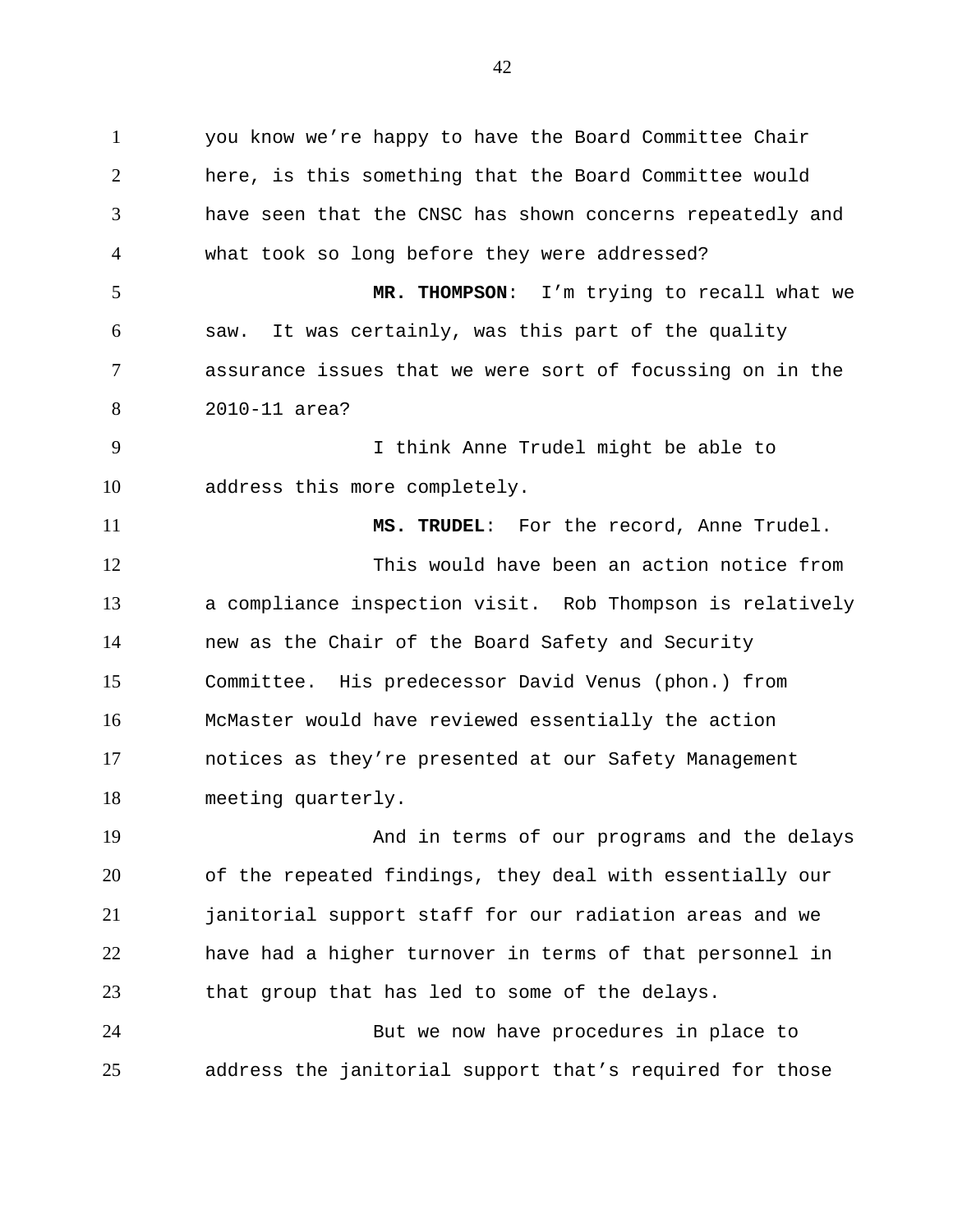you know we're happy to have the Board Committee Chair here, is this something that the Board Committee would have seen that the CNSC has shown concerns repeatedly and what took so long before they were addressed?

**MR. THOMPSON**: I'm trying to recall what we saw. It was certainly, was this part of the quality assurance issues that we were sort of focussing on in the 2010-11 area?

I think Anne Trudel might be able to address this more completely.

**MS. TRUDEL**: For the record, Anne Trudel.

This would have been an action notice from a compliance inspection visit. Rob Thompson is relatively new as the Chair of the Board Safety and Security Committee. His predecessor David Venus (phon.) from McMaster would have reviewed essentially the action notices as they're presented at our Safety Management meeting quarterly.

And in terms of our programs and the delays of the repeated findings, they deal with essentially our janitorial support staff for our radiation areas and we have had a higher turnover in terms of that personnel in that group that has led to some of the delays.

But we now have procedures in place to address the janitorial support that's required for those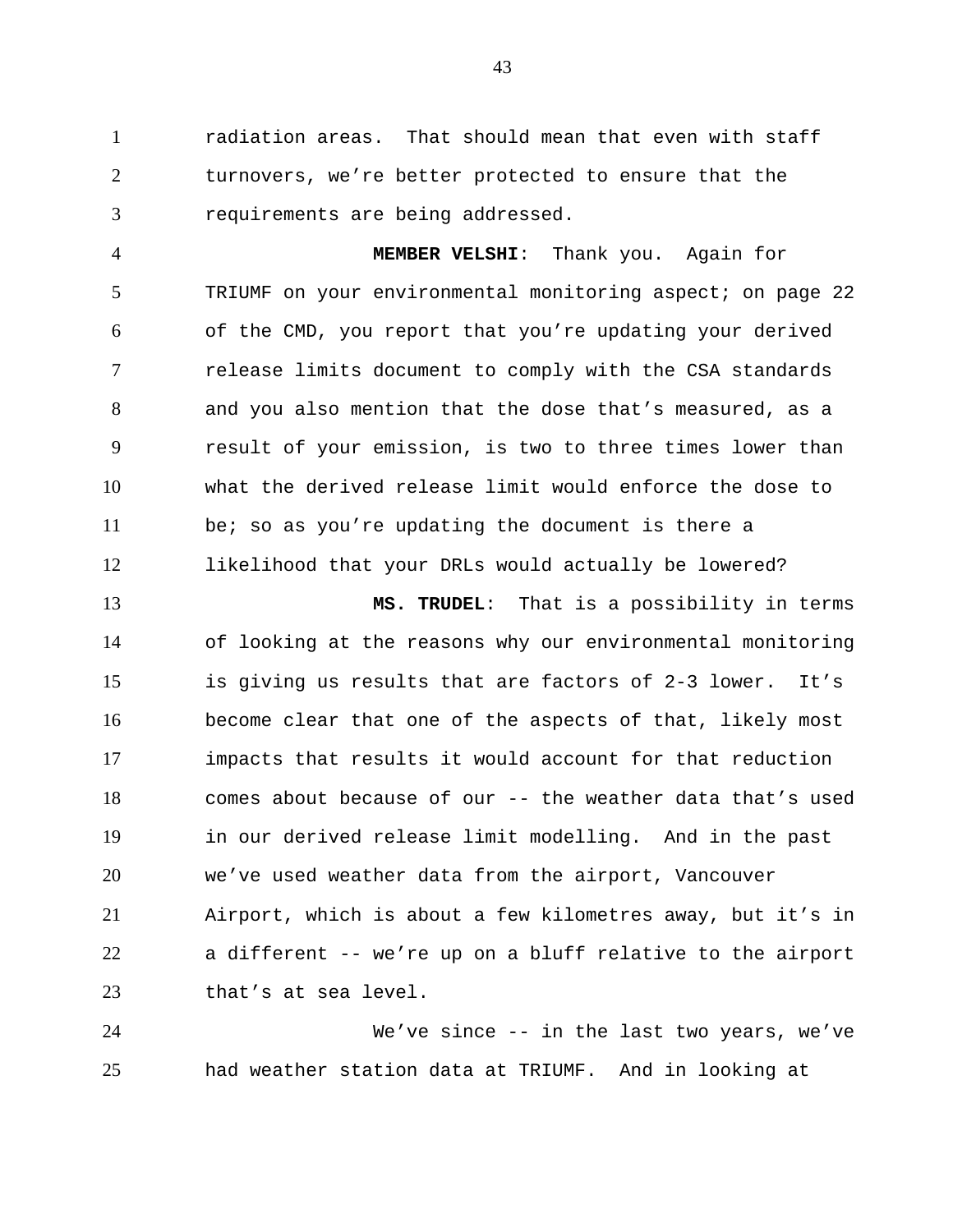radiation areas. That should mean that even with staff turnovers, we're better protected to ensure that the requirements are being addressed.

**MEMBER VELSHI**: Thank you. Again for TRIUMF on your environmental monitoring aspect; on page 22 of the CMD, you report that you're updating your derived release limits document to comply with the CSA standards and you also mention that the dose that's measured, as a result of your emission, is two to three times lower than what the derived release limit would enforce the dose to be; so as you're updating the document is there a likelihood that your DRLs would actually be lowered?

**MS. TRUDEL**: That is a possibility in terms of looking at the reasons why our environmental monitoring is giving us results that are factors of 2-3 lower. It's become clear that one of the aspects of that, likely most impacts that results it would account for that reduction comes about because of our -- the weather data that's used in our derived release limit modelling. And in the past we've used weather data from the airport, Vancouver Airport, which is about a few kilometres away, but it's in a different -- we're up on a bluff relative to the airport that's at sea level.

We've since -- in the last two years, we've had weather station data at TRIUMF. And in looking at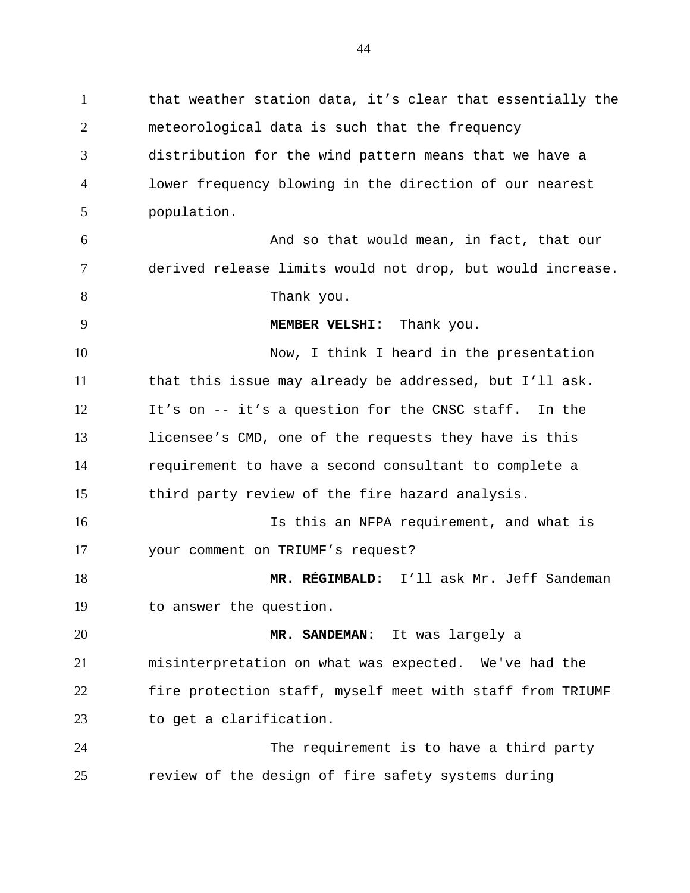that weather station data, it’s clear that essentially the meteorological data is such that the frequency distribution for the wind pattern means that we have a lower frequency blowing in the direction of our nearest population.

And so that would mean, in fact, that our derived release limits would not drop, but would increase.

Thank you.

**MEMBER VELSHI:** Thank you.

Now, I think I heard in the presentation that this issue may already be addressed, but I’ll ask. It’s on -- it’s a question for the CNSC staff. In the licensee’s CMD, one of the requests they have is this requirement to have a second consultant to complete a third party review of the fire hazard analysis.

Is this an NFPA requirement, and what is your comment on TRIUMF’s request?

**MR. RÉGIMBALD:** I’ll ask Mr. Jeff Sandeman to answer the question.

**MR. SANDEMAN:** It was largely a misinterpretation on what was expected. We've had the fire protection staff, myself meet with staff from TRIUMF to get a clarification.

The requirement is to have a third party review of the design of fire safety systems during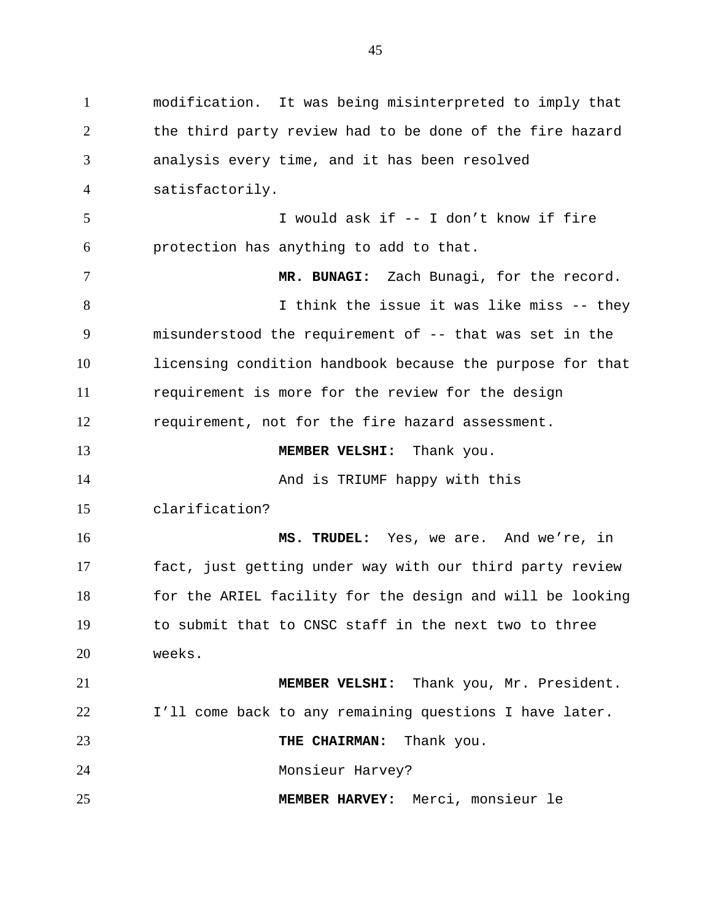modification. It was being misinterpreted to imply that the third party review had to be done of the fire hazard analysis every time, and it has been resolved satisfactorily.

I would ask if -- I don't know if fire protection has anything to add to that.

**MR. BUNAGI:** Zach Bunagi, for the record.

I think the issue it was like miss -- they misunderstood the requirement of -- that was set in the licensing condition handbook because the purpose for that requirement is more for the review for the design requirement, not for the fire hazard assessment.

**MEMBER VELSHI:** Thank you.

And is TRIUMF happy with this clarification?

**MS. TRUDEL:** Yes, we are. And we're, in fact, just getting under way with our third party review for the ARIEL facility for the design and will be looking to submit that to CNSC staff in the next two to three weeks.

**MEMBER VELSHI:** Thank you, Mr. President. I'll come back to any remaining questions I have later.

**THE CHAIRMAN:** Thank you.

Monsieur Harvey?

**MEMBER HARVEY:** Merci, monsieur le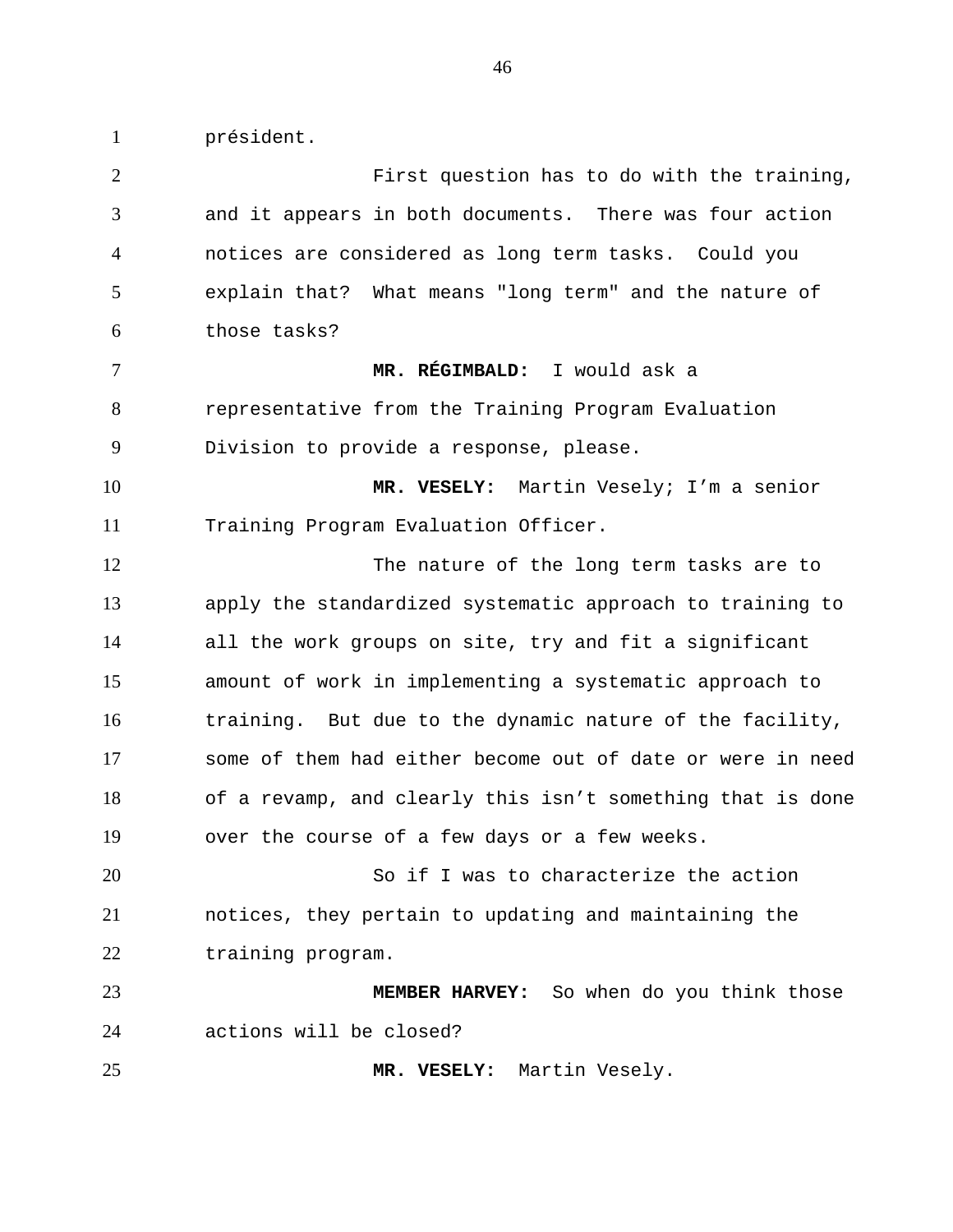président.

First question has to do with the training, and it appears in both documents. There was four action notices are considered as long term tasks. Could you explain that? What means "long term" and the nature of those tasks?

**MR. RÉGIMBALD:** I would ask a representative from the Training Program Evaluation Division to provide a response, please.

**MR. VESELY:** Martin Vesely; I'm a senior Training Program Evaluation Officer.

The nature of the long term tasks are to apply the standardized systematic approach to training to all the work groups on site, try and fit a significant amount of work in implementing a systematic approach to training. But due to the dynamic nature of the facility, some of them had either become out of date or were in need of a revamp, and clearly this isn't something that is done over the course of a few days or a few weeks.

So if I was to characterize the action notices, they pertain to updating and maintaining the training program.

**MEMBER HARVEY:** So when do you think those actions will be closed?

**MR. VESELY:** Martin Vesely.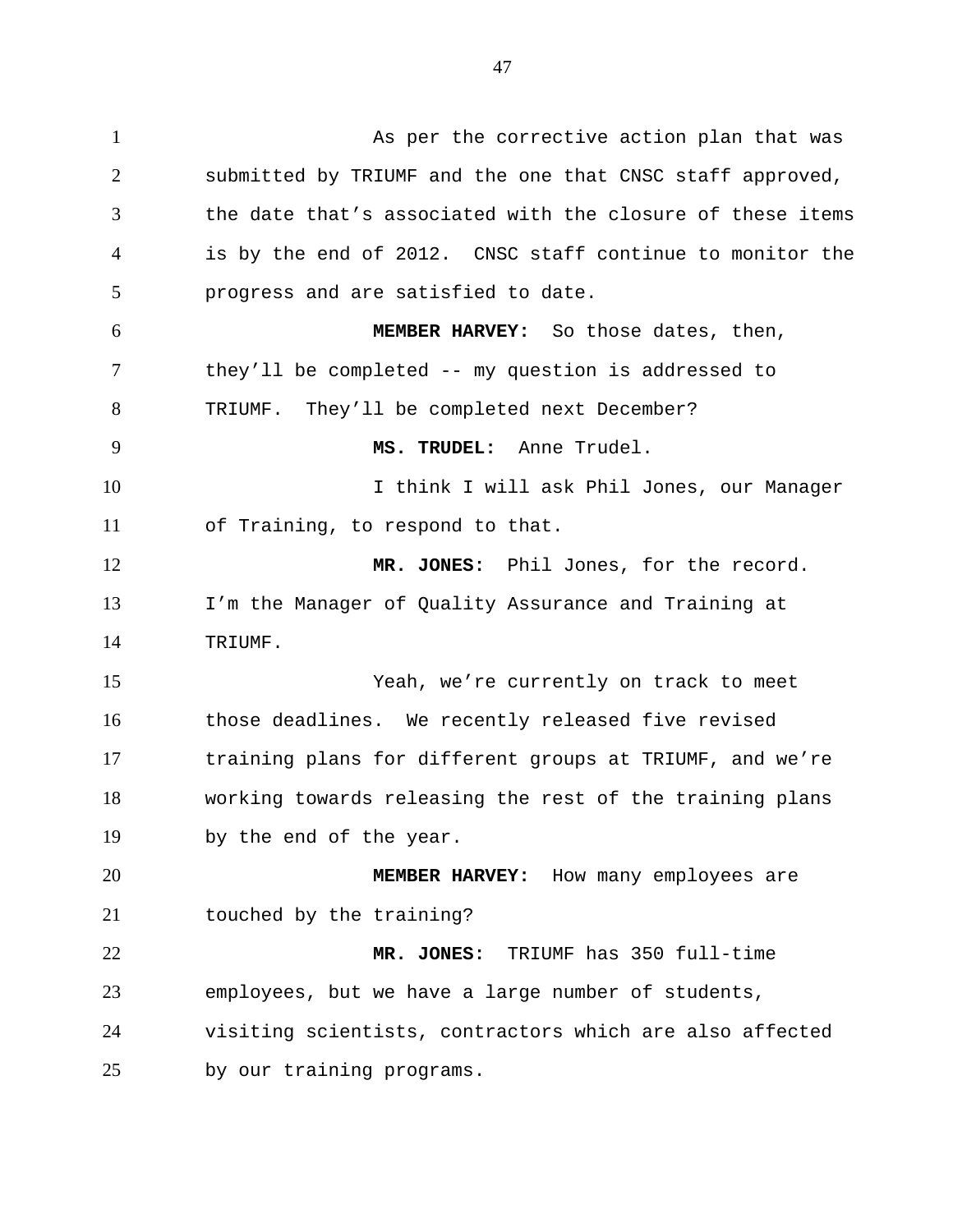As per the corrective action plan that was submitted by TRIUMF and the one that CNSC staff approved, the date that's associated with the closure of these items is by the end of 2012. CNSC staff continue to monitor the progress and are satisfied to date.

**MEMBER HARVEY:** So those dates, then, they'll be completed -- my question is addressed to TRIUMF. They'll be completed next December?

**MS. TRUDEL:** Anne Trudel.

I think I will ask Phil Jones, our Manager of Training, to respond to that.

**MR. JONES:** Phil Jones, for the record. I'm the Manager of Quality Assurance and Training at TRIUMF.

Yeah, we're currently on track to meet those deadlines. We recently released five revised training plans for different groups at TRIUMF, and we're working towards releasing the rest of the training plans by the end of the year.

**MEMBER HARVEY:** How many employees are touched by the training?

**MR. JONES:** TRIUMF has 350 full-time employees, but we have a large number of students, visiting scientists, contractors which are also affected by our training programs.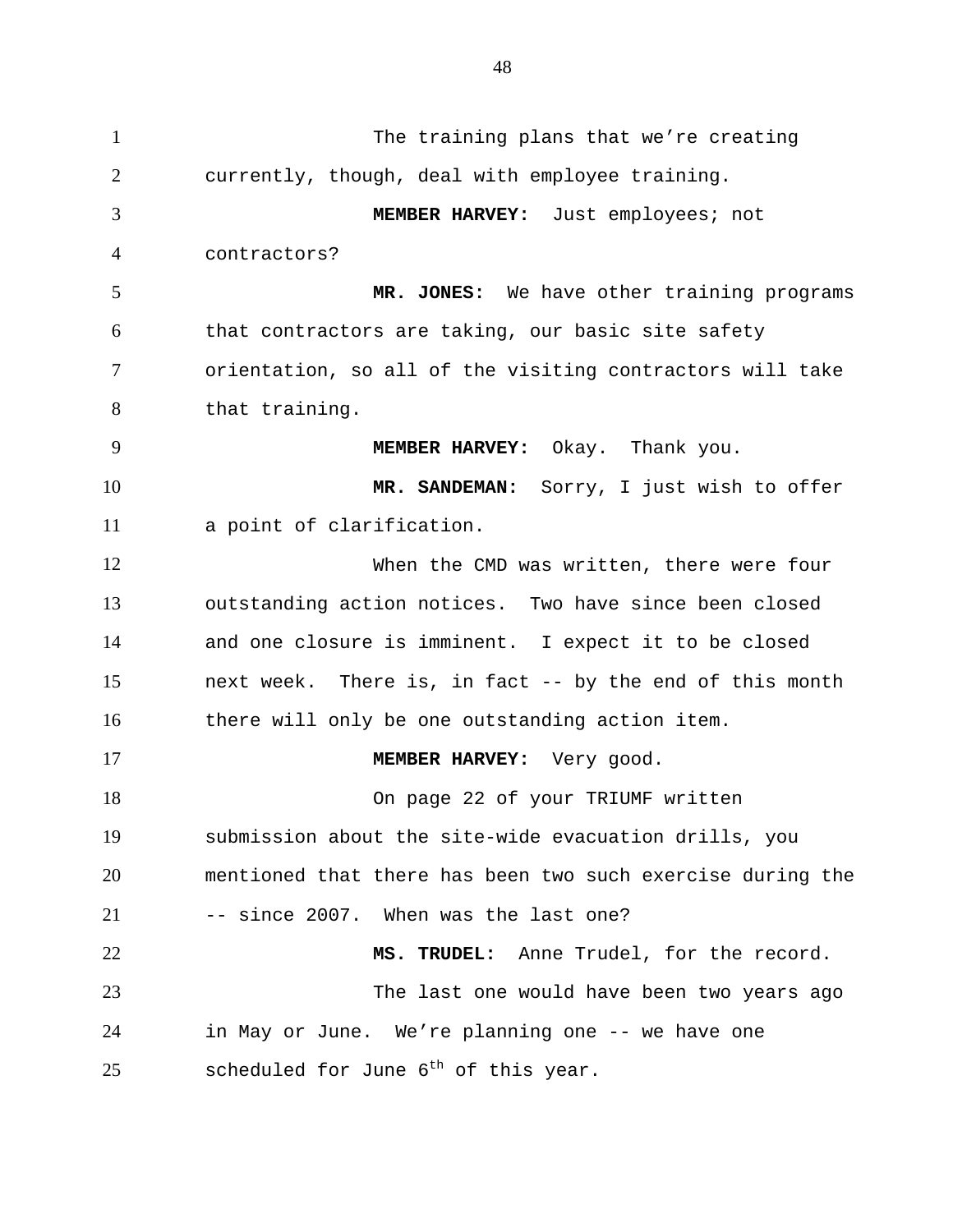The training plans that we're creating currently, though, deal with employee training.

**MEMBER HARVEY:** Just employees; not contractors?

**MR. JONES:** We have other training programs that contractors are taking, our basic site safety orientation, so all of the visiting contractors will take that training.

**MEMBER HARVEY:** Okay. Thank you.

**MR. SANDEMAN:** Sorry, I just wish to offer a point of clarification.

When the CMD was written, there were four outstanding action notices. Two have since been closed and one closure is imminent. I expect it to be closed next week. There is, in fact -- by the end of this month there will only be one outstanding action item.

**MEMBER HARVEY:** Very good.

On page 22 of your TRIUMF written submission about the site-wide evacuation drills, you mentioned that there has been two such exercise during the -- since 2007. When was the last one?

**MS. TRUDEL:** Anne Trudel, for the record.

The last one would have been two years ago in May or June. We're planning one -- we have one scheduled for June 6th of this year.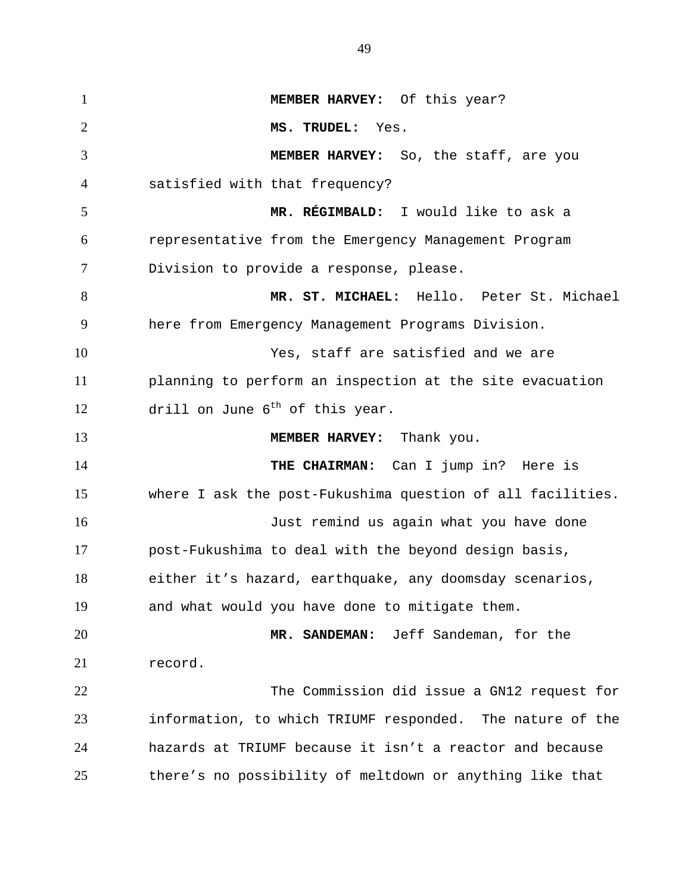**MEMBER HARVEY:** Of this year?

**MS. TRUDEL:** Yes.

**MEMBER HARVEY:** So, the staff, are you satisfied with that frequency?

**MR. RÉGIMBALD:** I would like to ask a representative from the Emergency Management Program Division to provide a response, please.

**MR. ST. MICHAEL:** Hello. Peter St. Michael here from Emergency Management Programs Division.

Yes, staff are satisfied and we are planning to perform an inspection at the site evacuation drill on June 6th of this year.

**MEMBER HARVEY:** Thank you.

**THE CHAIRMAN:** Can I jump in? Here is where I ask the post-Fukushima question of all facilities.

Just remind us again what you have done post-Fukushima to deal with the beyond design basis, either it's hazard, earthquake, any doomsday scenarios, and what would you have done to mitigate them.

**MR. SANDEMAN:** Jeff Sandeman, for the record.

The Commission did issue a GN12 request for information, to which TRIUMF responded. The nature of the hazards at TRIUMF because it isn't a reactor and because there's no possibility of meltdown or anything like that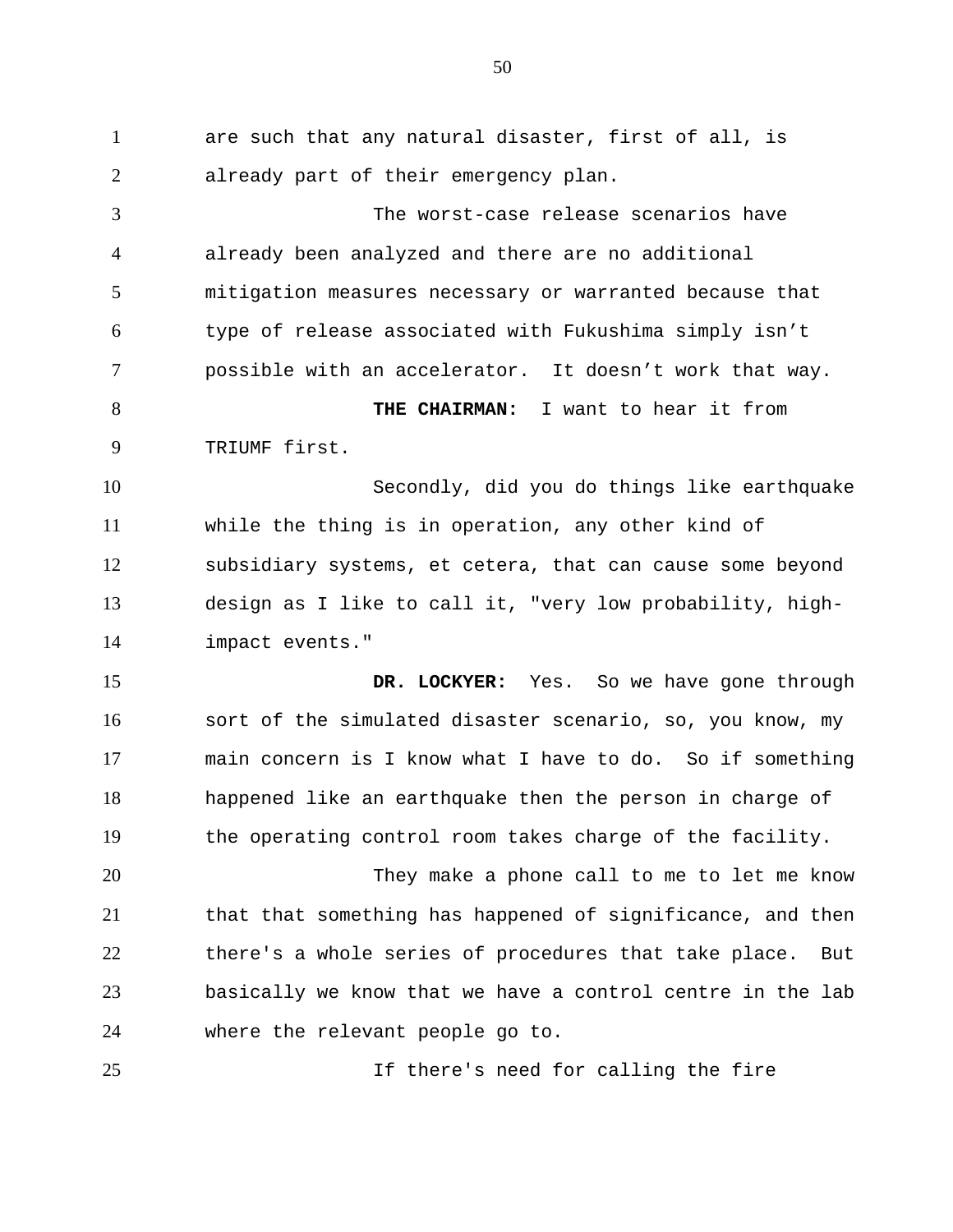are such that any natural disaster, first of all, is already part of their emergency plan.

The worst-case release scenarios have already been analyzed and there are no additional mitigation measures necessary or warranted because that type of release associated with Fukushima simply isn't possible with an accelerator. It doesn't work that way.

**THE CHAIRMAN:** I want to hear it from TRIUMF first.

Secondly, did you do things like earthquake while the thing is in operation, any other kind of subsidiary systems, et cetera, that can cause some beyond design as I like to call it, "very low probability, high-impact events."

**DR. LOCKYER:** Yes. So we have gone through sort of the simulated disaster scenario, so, you know, my main concern is I know what I have to do. So if something happened like an earthquake then the person in charge of the operating control room takes charge of the facility.

They make a phone call to me to let me know that that something has happened of significance, and then there's a whole series of procedures that take place. But basically we know that we have a control centre in the lab where the relevant people go to.

If there's need for calling the fire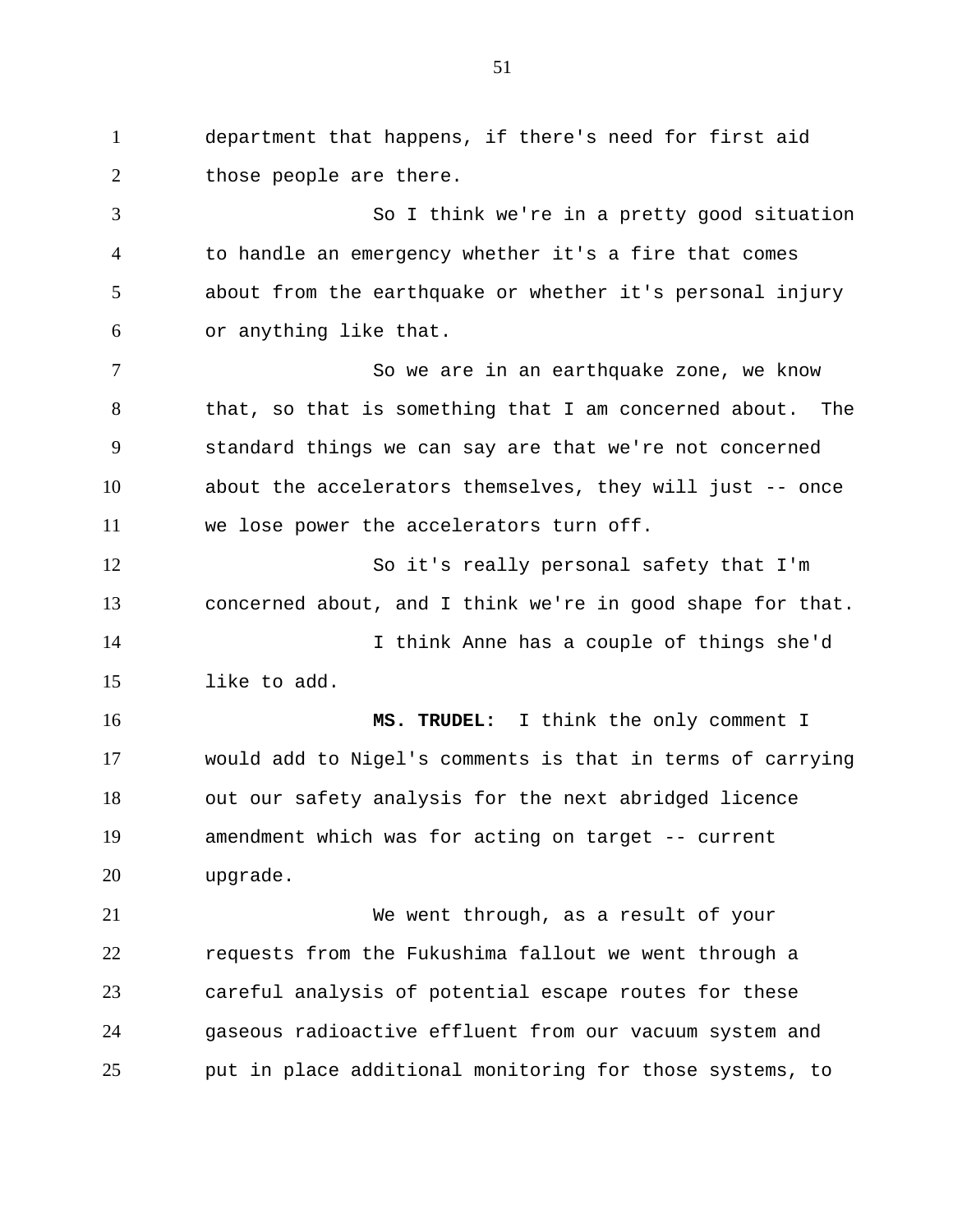department that happens, if there's need for first aid those people are there.

So I think we're in a pretty good situation to handle an emergency whether it's a fire that comes about from the earthquake or whether it's personal injury or anything like that.

So we are in an earthquake zone, we know that, so that is something that I am concerned about. The standard things we can say are that we're not concerned about the accelerators themselves, they will just -- once we lose power the accelerators turn off.

So it's really personal safety that I'm concerned about, and I think we're in good shape for that.

I think Anne has a couple of things she'd like to add.

**MS. TRUDEL:** I think the only comment I would add to Nigel's comments is that in terms of carrying out our safety analysis for the next abridged licence amendment which was for acting on target -- current upgrade.

We went through, as a result of your requests from the Fukushima fallout we went through a careful analysis of potential escape routes for these gaseous radioactive effluent from our vacuum system and put in place additional monitoring for those systems, to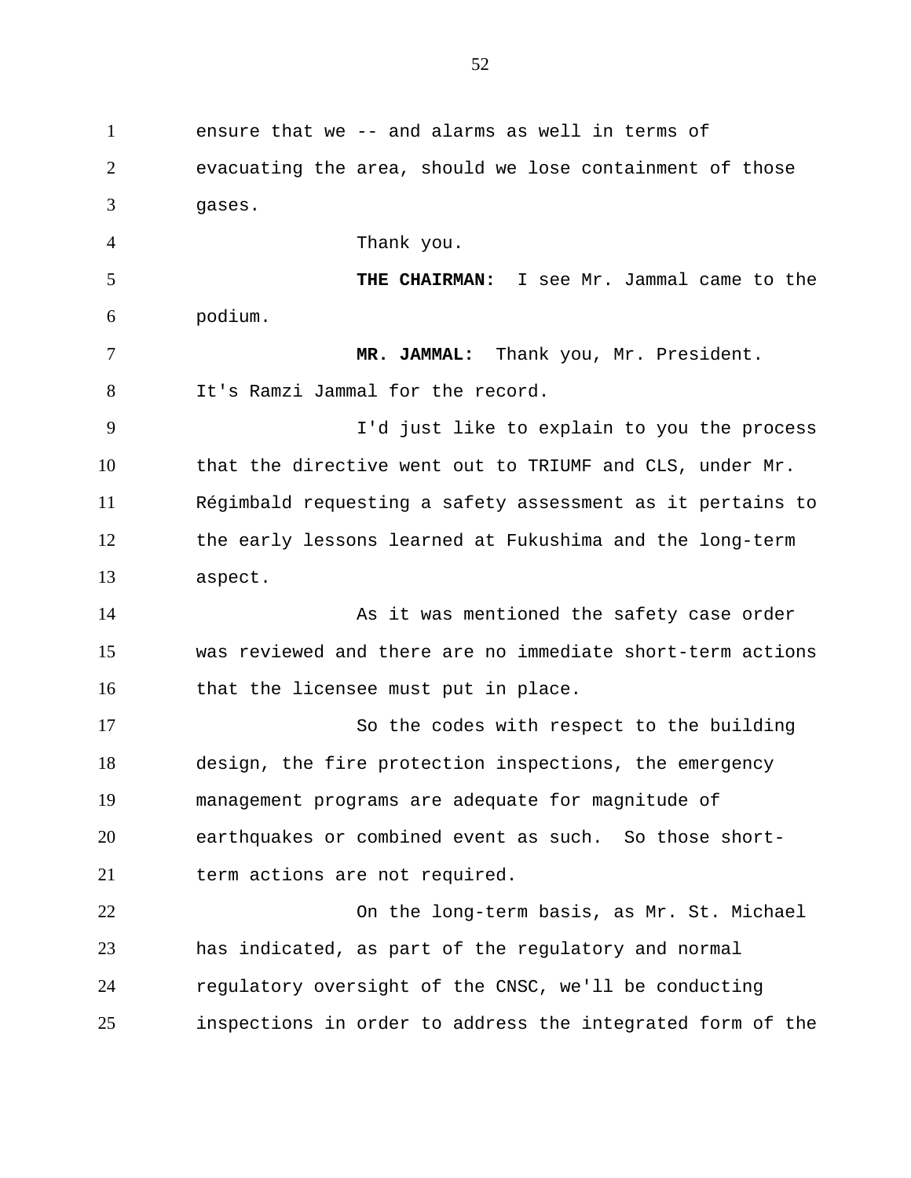ensure that we -- and alarms as well in terms of evacuating the area, should we lose containment of those gases.

Thank you.

**THE CHAIRMAN:** I see Mr. Jammal came to the podium.

**MR. JAMMAL:** Thank you, Mr. President. It's Ramzi Jammal for the record.

I'd just like to explain to you the process that the directive went out to TRIUMF and CLS, under Mr. Régimbald requesting a safety assessment as it pertains to the early lessons learned at Fukushima and the long-term aspect.

As it was mentioned the safety case order was reviewed and there are no immediate short-term actions that the licensee must put in place.

So the codes with respect to the building design, the fire protection inspections, the emergency management programs are adequate for magnitude of earthquakes or combined event as such. So those short-term actions are not required.

On the long-term basis, as Mr. St. Michael has indicated, as part of the regulatory and normal regulatory oversight of the CNSC, we'll be conducting inspections in order to address the integrated form of the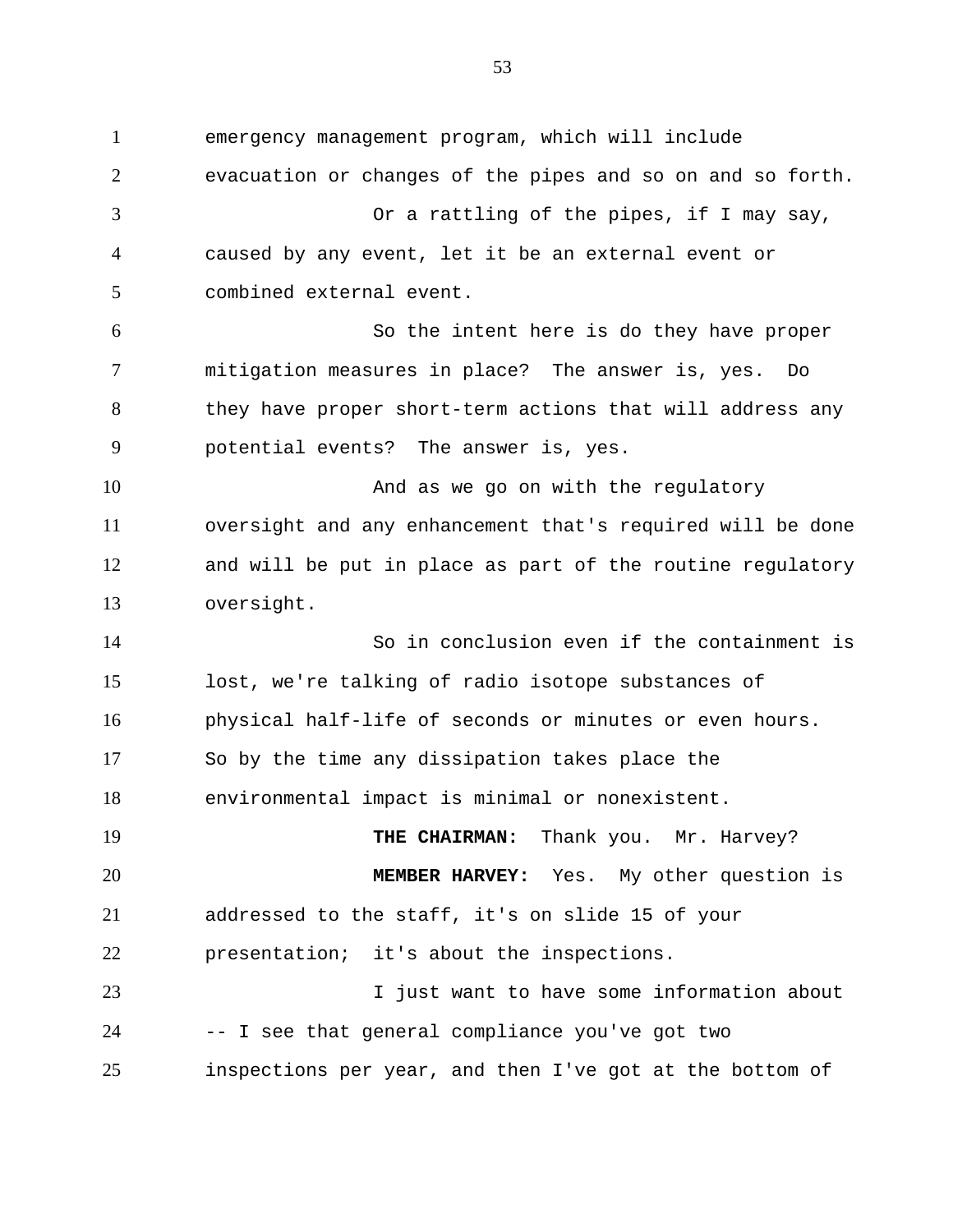emergency management program, which will include evacuation or changes of the pipes and so on and so forth.

Or a rattling of the pipes, if I may say, caused by any event, let it be an external event or combined external event.

So the intent here is do they have proper mitigation measures in place? The answer is, yes. Do they have proper short-term actions that will address any potential events? The answer is, yes.

And as we go on with the regulatory oversight and any enhancement that's required will be done and will be put in place as part of the routine regulatory oversight.

So in conclusion even if the containment is lost, we're talking of radio isotope substances of physical half-life of seconds or minutes or even hours. So by the time any dissipation takes place the environmental impact is minimal or nonexistent.

**THE CHAIRMAN:** Thank you. Mr. Harvey?

**MEMBER HARVEY:** Yes. My other question is addressed to the staff, it's on slide 15 of your presentation; it's about the inspections.

I just want to have some information about -- I see that general compliance you've got two inspections per year, and then I've got at the bottom of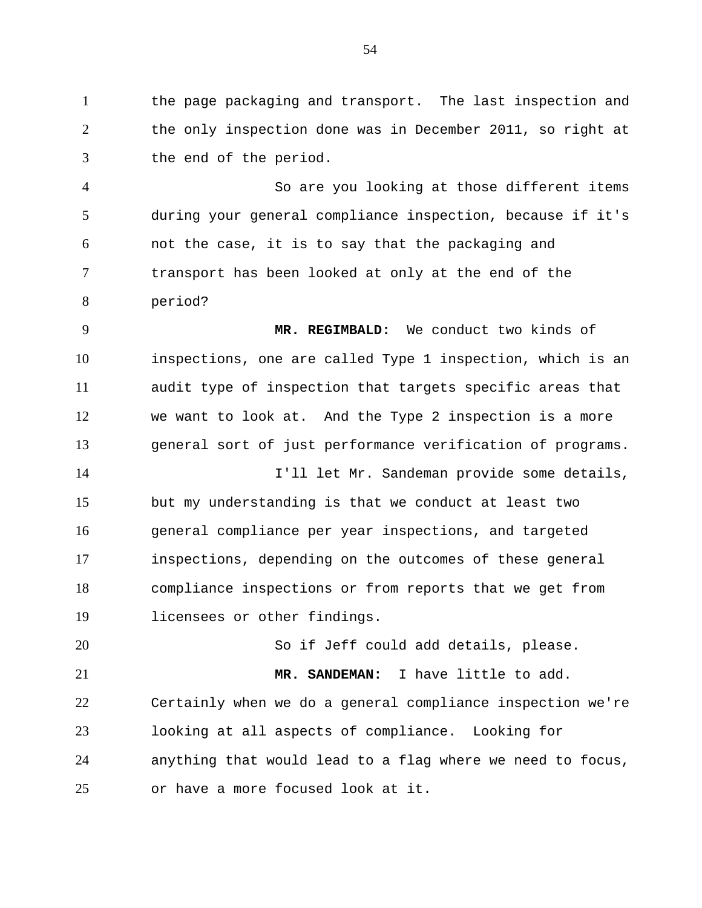the page packaging and transport. The last inspection and the only inspection done was in December 2011, so right at the end of the period.

So are you looking at those different items during your general compliance inspection, because if it's not the case, it is to say that the packaging and transport has been looked at only at the end of the period?

**MR. REGIMBALD:** We conduct two kinds of inspections, one are called Type 1 inspection, which is an audit type of inspection that targets specific areas that we want to look at. And the Type 2 inspection is a more general sort of just performance verification of programs.

I'll let Mr. Sandeman provide some details, but my understanding is that we conduct at least two general compliance per year inspections, and targeted inspections, depending on the outcomes of these general compliance inspections or from reports that we get from licensees or other findings.

So if Jeff could add details, please.

**MR. SANDEMAN:** I have little to add. Certainly when we do a general compliance inspection we're looking at all aspects of compliance. Looking for anything that would lead to a flag where we need to focus, or have a more focused look at it.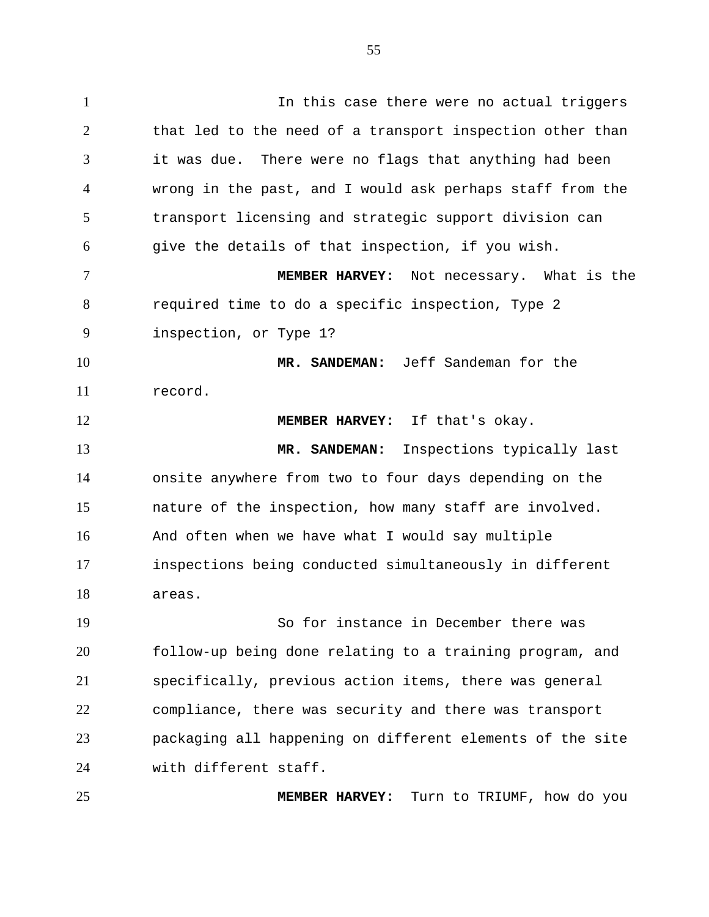In this case there were no actual triggers that led to the need of a transport inspection other than it was due. There were no flags that anything had been wrong in the past, and I would ask perhaps staff from the transport licensing and strategic support division can give the details of that inspection, if you wish.

**MEMBER HARVEY:** Not necessary. What is the required time to do a specific inspection, Type 2 inspection, or Type 1?

**MR. SANDEMAN:** Jeff Sandeman for the record.

**MEMBER HARVEY:** If that's okay.

**MR. SANDEMAN:** Inspections typically last onsite anywhere from two to four days depending on the nature of the inspection, how many staff are involved. And often when we have what I would say multiple inspections being conducted simultaneously in different areas.

So for instance in December there was follow-up being done relating to a training program, and specifically, previous action items, there was general compliance, there was security and there was transport packaging all happening on different elements of the site with different staff.

**MEMBER HARVEY:** Turn to TRIUMF, how do you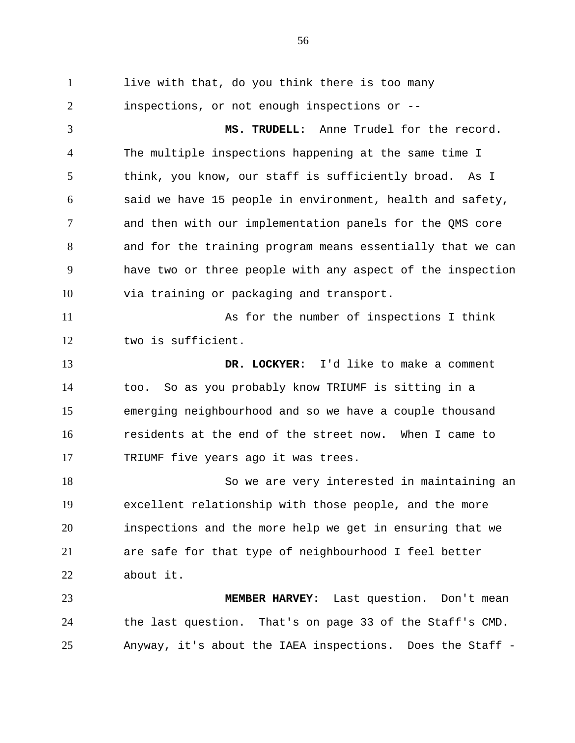live with that, do you think there is too many inspections, or not enough inspections or --

**MS. TRUDELL:** Anne Trudel for the record. The multiple inspections happening at the same time I think, you know, our staff is sufficiently broad. As I said we have 15 people in environment, health and safety, and then with our implementation panels for the QMS core and for the training program means essentially that we can have two or three people with any aspect of the inspection via training or packaging and transport.

As for the number of inspections I think two is sufficient.

**DR. LOCKYER:** I'd like to make a comment too. So as you probably know TRIUMF is sitting in a emerging neighbourhood and so we have a couple thousand residents at the end of the street now. When I came to TRIUMF five years ago it was trees.

So we are very interested in maintaining an excellent relationship with those people, and the more inspections and the more help we get in ensuring that we are safe for that type of neighbourhood I feel better about it.

**MEMBER HARVEY:** Last question. Don't mean the last question. That's on page 33 of the Staff's CMD. Anyway, it's about the IAEA inspections. Does the Staff -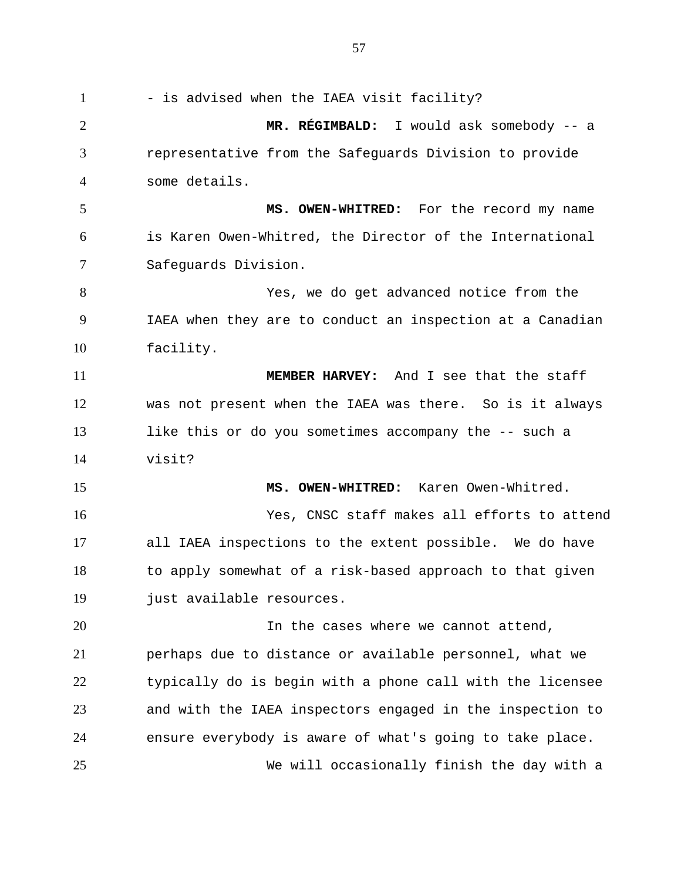- is advised when the IAEA visit facility?

**MR. RÉGIMBALD:** I would ask somebody -- a representative from the Safeguards Division to provide some details.

**MS. OWEN-WHITRED:** For the record my name is Karen Owen-Whitred, the Director of the International Safeguards Division.

Yes, we do get advanced notice from the IAEA when they are to conduct an inspection at a Canadian facility.

**MEMBER HARVEY:** And I see that the staff was not present when the IAEA was there. So is it always like this or do you sometimes accompany the -- such a visit?

**MS. OWEN-WHITRED:** Karen Owen-Whitred.

Yes, CNSC staff makes all efforts to attend all IAEA inspections to the extent possible. We do have to apply somewhat of a risk-based approach to that given just available resources.

In the cases where we cannot attend, perhaps due to distance or available personnel, what we typically do is begin with a phone call with the licensee and with the IAEA inspectors engaged in the inspection to ensure everybody is aware of what's going to take place.

We will occasionally finish the day with a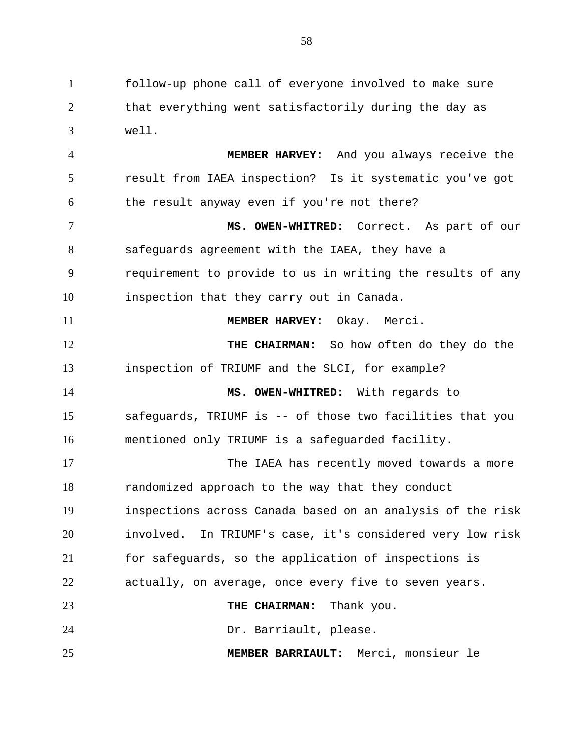follow-up phone call of everyone involved to make sure that everything went satisfactorily during the day as well.

**MEMBER HARVEY:** And you always receive the result from IAEA inspection? Is it systematic you've got the result anyway even if you're not there?

**MS. OWEN-WHITRED:** Correct. As part of our safeguards agreement with the IAEA, they have a requirement to provide to us in writing the results of any inspection that they carry out in Canada.

**MEMBER HARVEY:** Okay. Merci.

**THE CHAIRMAN:** So how often do they do the inspection of TRIUMF and the SLCI, for example?

**MS. OWEN-WHITRED:** With regards to safeguards, TRIUMF is -- of those two facilities that you mentioned only TRIUMF is a safeguarded facility.

The IAEA has recently moved towards a more randomized approach to the way that they conduct inspections across Canada based on an analysis of the risk involved. In TRIUMF's case, it's considered very low risk for safeguards, so the application of inspections is actually, on average, once every five to seven years.

**THE CHAIRMAN:** Thank you.

Dr. Barriault, please.

**MEMBER BARRIAULT:** Merci, monsieur le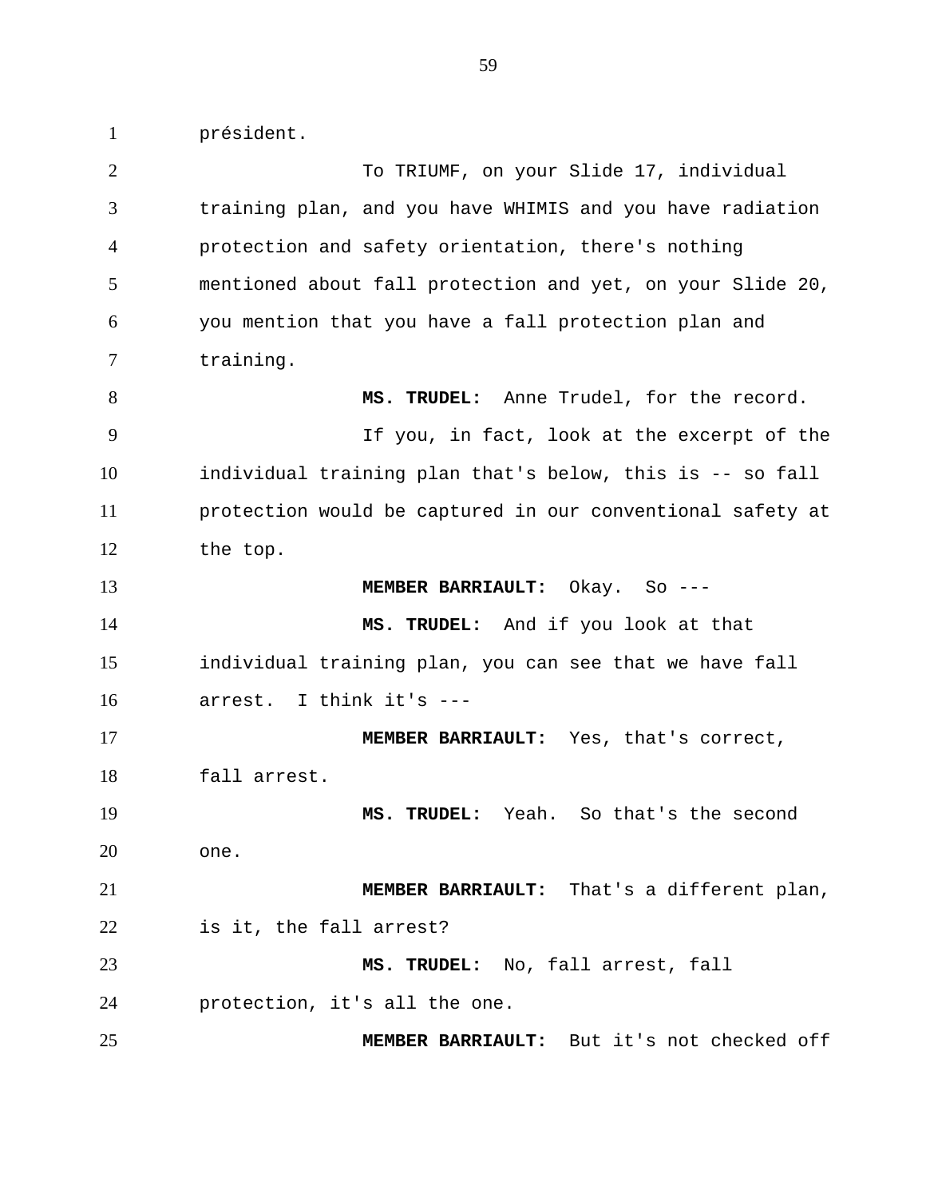président.

To TRIUMF, on your Slide 17, individual training plan, and you have WHIMIS and you have radiation protection and safety orientation, there's nothing mentioned about fall protection and yet, on your Slide 20, you mention that you have a fall protection plan and training.

**MS. TRUDEL:** Anne Trudel, for the record.

If you, in fact, look at the excerpt of the individual training plan that's below, this is -- so fall protection would be captured in our conventional safety at the top.

**MEMBER BARRIAULT:** Okay. So ---

**MS. TRUDEL:** And if you look at that individual training plan, you can see that we have fall arrest. I think it's ---

**MEMBER BARRIAULT:** Yes, that's correct, fall arrest.

**MS. TRUDEL:** Yeah. So that's the second one.

**MEMBER BARRIAULT:** That's a different plan, is it, the fall arrest?

**MS. TRUDEL:** No, fall arrest, fall protection, it's all the one.

**MEMBER BARRIAULT:** But it's not checked off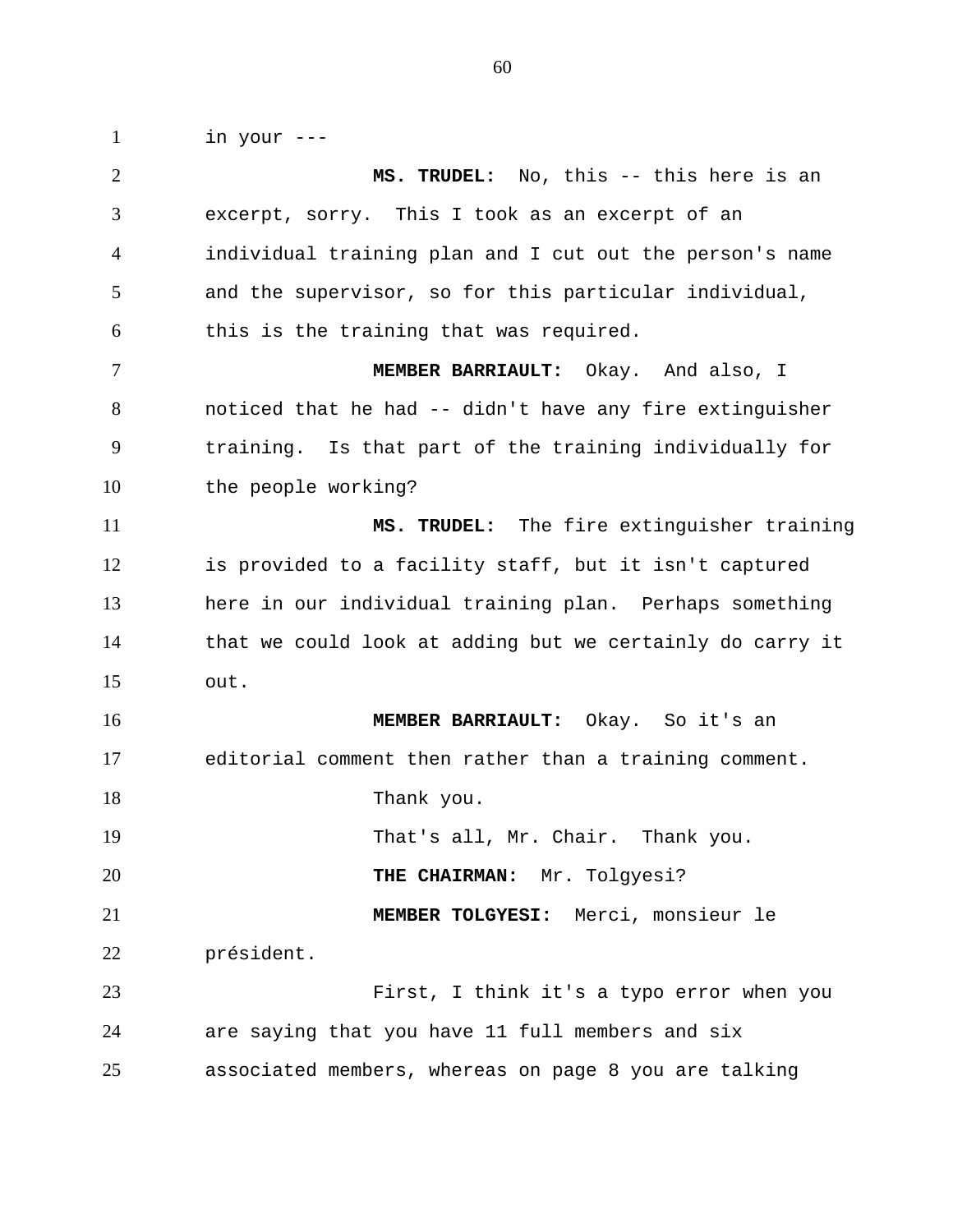in your ---

**MS. TRUDEL:** No, this -- this here is an excerpt, sorry. This I took as an excerpt of an individual training plan and I cut out the person's name and the supervisor, so for this particular individual, this is the training that was required.

**MEMBER BARRIAULT:** Okay. And also, I noticed that he had -- didn't have any fire extinguisher training. Is that part of the training individually for the people working?

**MS. TRUDEL:** The fire extinguisher training is provided to a facility staff, but it isn't captured here in our individual training plan. Perhaps something that we could look at adding but we certainly do carry it out.

**MEMBER BARRIAULT:** Okay. So it's an editorial comment then rather than a training comment.

Thank you.

That's all, Mr. Chair. Thank you.

**THE CHAIRMAN:** Mr. Tolgyesi?

**MEMBER TOLGYESI:** Merci, monsieur le président.

First, I think it's a typo error when you are saying that you have 11 full members and six associated members, whereas on page 8 you are talking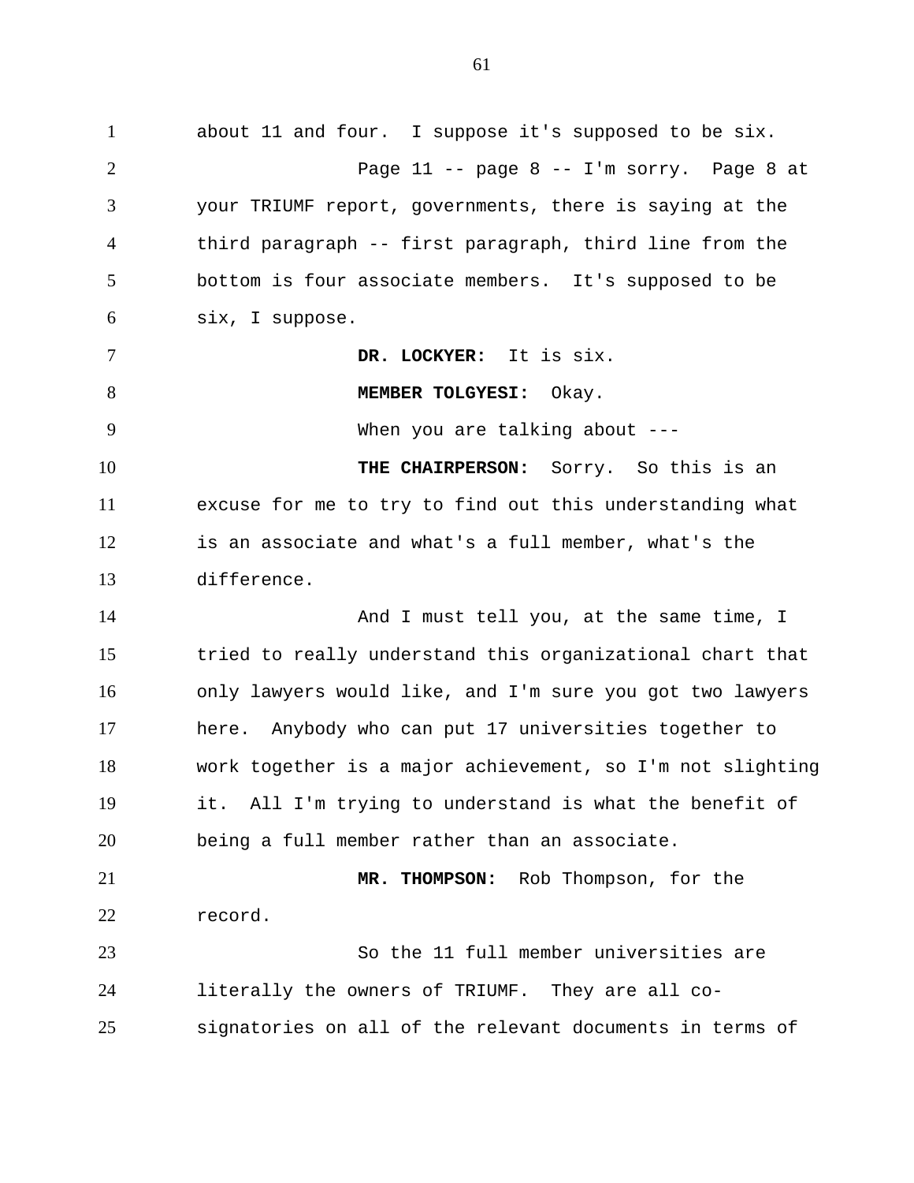about 11 and four. I suppose it's supposed to be six.

Page 11 -- page 8 -- I'm sorry. Page 8 at your TRIUMF report, governments, there is saying at the third paragraph -- first paragraph, third line from the bottom is four associate members. It's supposed to be six, I suppose.

**DR. LOCKYER:** It is six.

**MEMBER TOLGYESI:** Okay.

When you are talking about ---

**THE CHAIRPERSON:** Sorry. So this is an excuse for me to try to find out this understanding what is an associate and what's a full member, what's the difference.

And I must tell you, at the same time, I tried to really understand this organizational chart that only lawyers would like, and I'm sure you got two lawyers here. Anybody who can put 17 universities together to work together is a major achievement, so I'm not slighting it. All I'm trying to understand is what the benefit of being a full member rather than an associate.

**MR. THOMPSON:** Rob Thompson, for the record.

So the 11 full member universities are literally the owners of TRIUMF. They are all co-signatories on all of the relevant documents in terms of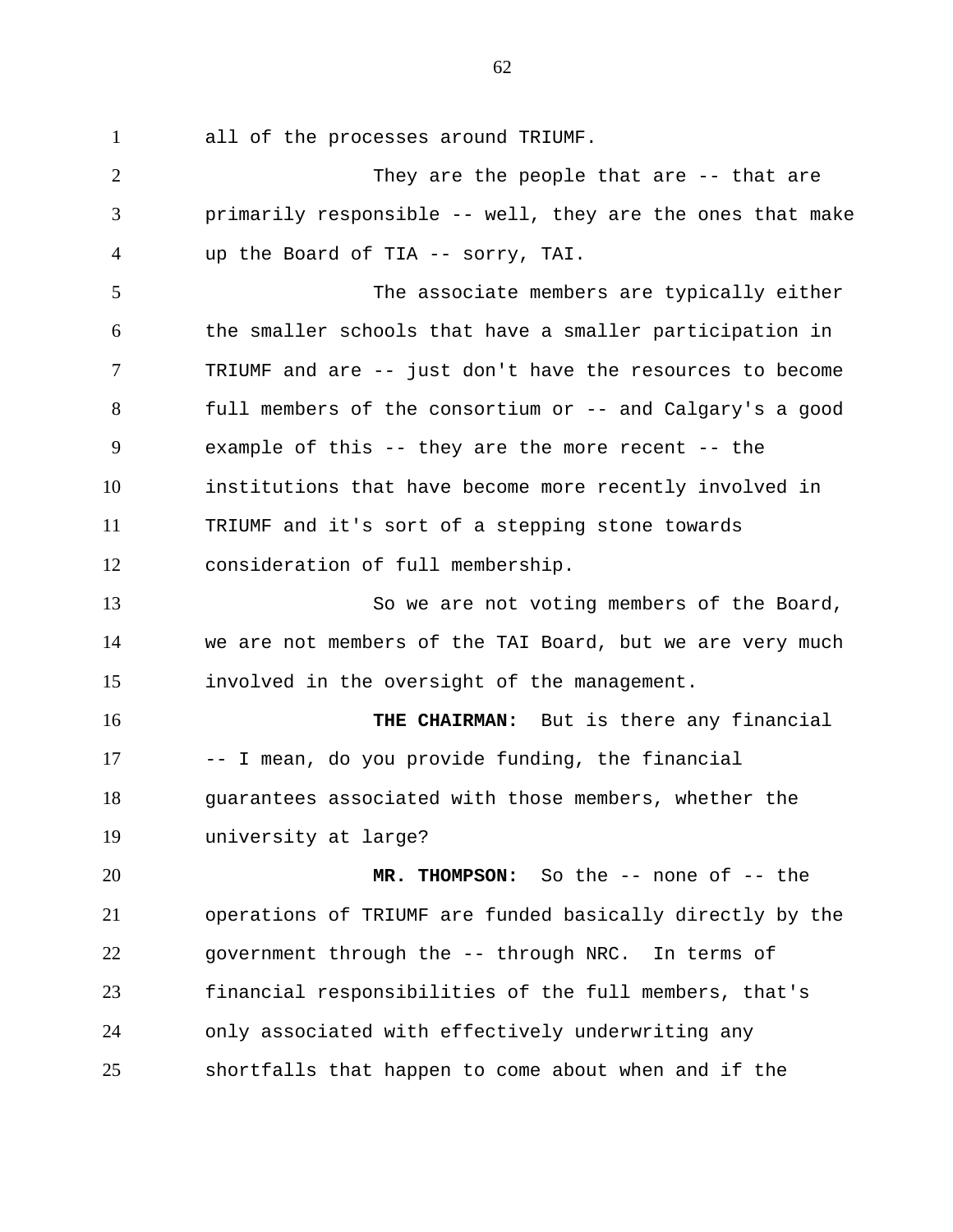all of the processes around TRIUMF.

They are the people that are -- that are primarily responsible -- well, they are the ones that make up the Board of TIA -- sorry, TAI.

The associate members are typically either the smaller schools that have a smaller participation in TRIUMF and are -- just don't have the resources to become full members of the consortium or -- and Calgary's a good example of this -- they are the more recent -- the institutions that have become more recently involved in TRIUMF and it's sort of a stepping stone towards consideration of full membership.

So we are not voting members of the Board, we are not members of the TAI Board, but we are very much involved in the oversight of the management.

**THE CHAIRMAN:** But is there any financial -- I mean, do you provide funding, the financial guarantees associated with those members, whether the university at large?

**MR. THOMPSON:** So the -- none of -- the operations of TRIUMF are funded basically directly by the government through the -- through NRC. In terms of financial responsibilities of the full members, that's only associated with effectively underwriting any shortfalls that happen to come about when and if the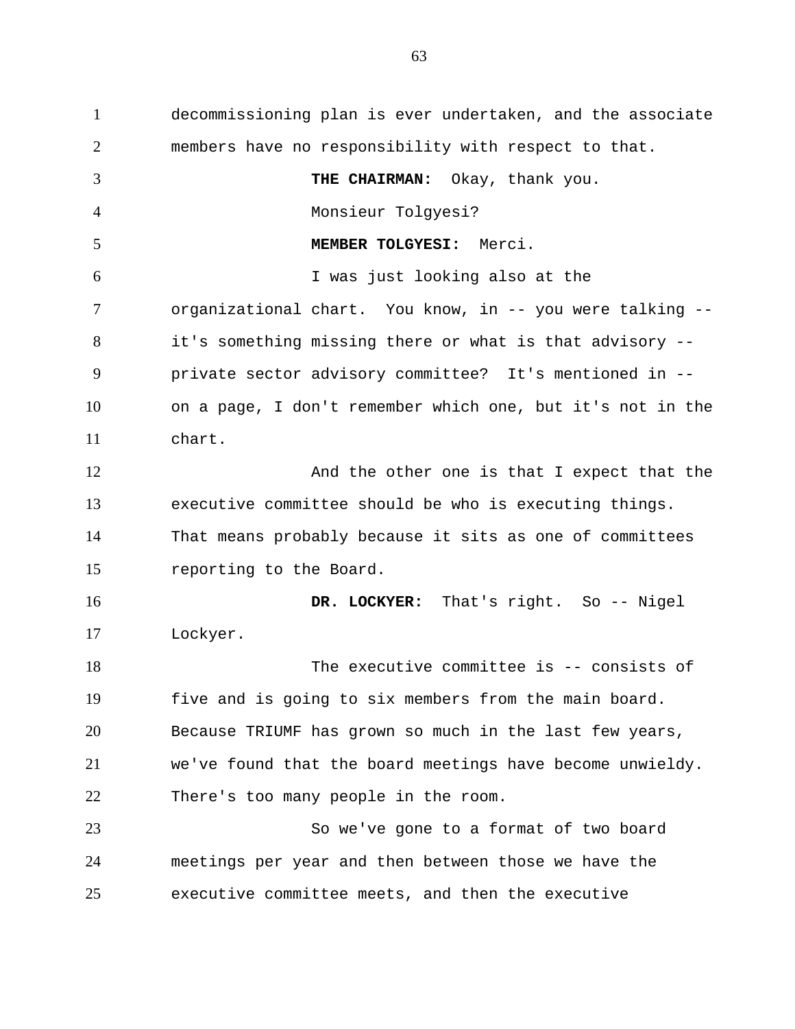decommissioning plan is ever undertaken, and the associate members have no responsibility with respect to that.

**THE CHAIRMAN:** Okay, thank you.

Monsieur Tolgyesi?

**MEMBER TOLGYESI:** Merci.

I was just looking also at the organizational chart. You know, in -- you were talking -- it's something missing there or what is that advisory -- private sector advisory committee? It's mentioned in -- on a page, I don't remember which one, but it's not in the chart.

And the other one is that I expect that the executive committee should be who is executing things. That means probably because it sits as one of committees reporting to the Board.

**DR. LOCKYER:** That's right. So -- Nigel Lockyer.

The executive committee is -- consists of five and is going to six members from the main board. Because TRIUMF has grown so much in the last few years, we've found that the board meetings have become unwieldy. There's too many people in the room.

So we've gone to a format of two board meetings per year and then between those we have the executive committee meets, and then the executive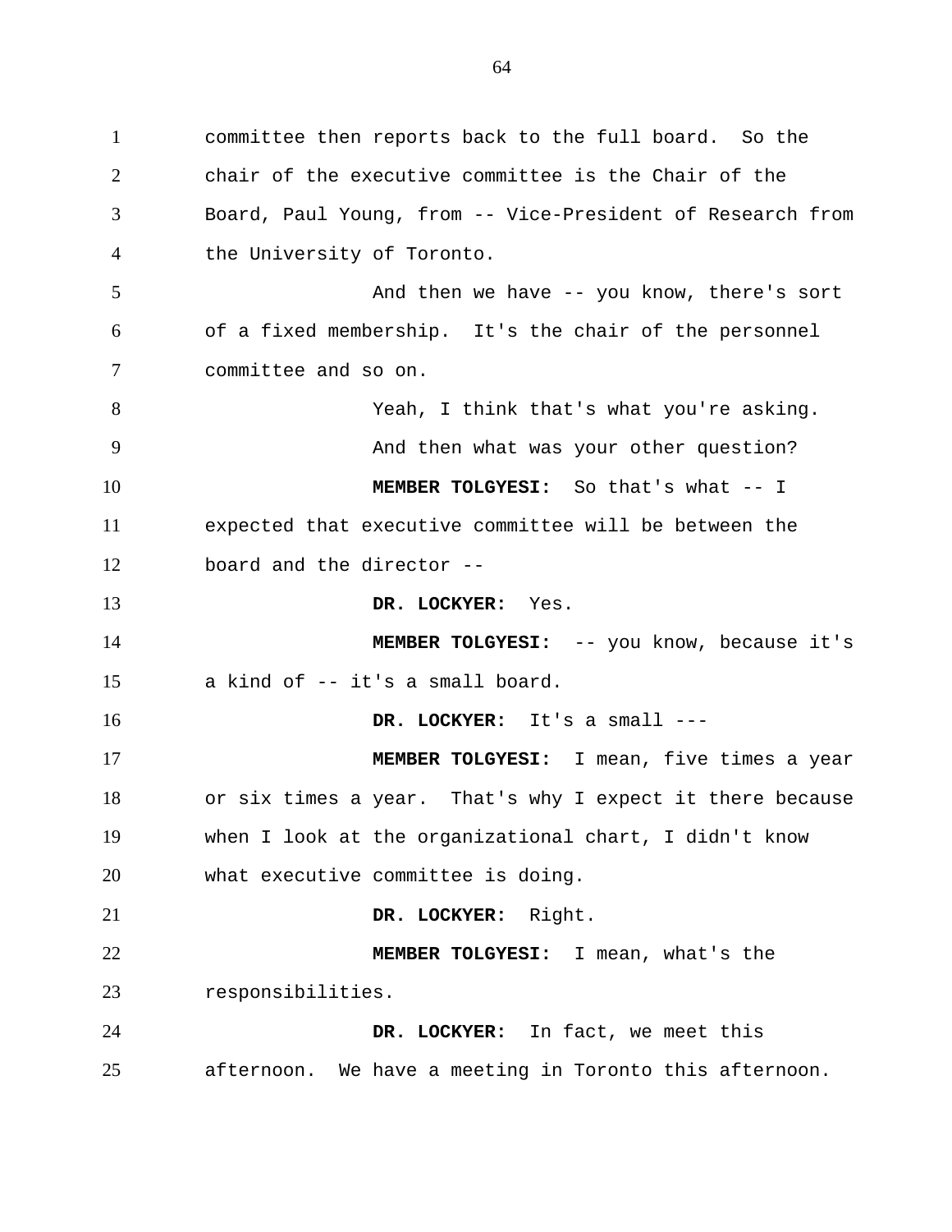committee then reports back to the full board. So the chair of the executive committee is the Chair of the Board, Paul Young, from -- Vice-President of Research from the University of Toronto.

And then we have -- you know, there's sort of a fixed membership. It's the chair of the personnel committee and so on.

Yeah, I think that's what you're asking.

And then what was your other question?

**MEMBER TOLGYESI:** So that's what -- I expected that executive committee will be between the board and the director --

**DR. LOCKYER:** Yes.

**MEMBER TOLGYESI:** -- you know, because it's a kind of -- it's a small board.

**DR. LOCKYER:** It's a small ---

**MEMBER TOLGYESI:** I mean, five times a year or six times a year. That's why I expect it there because when I look at the organizational chart, I didn't know what executive committee is doing.

**DR. LOCKYER:** Right.

**MEMBER TOLGYESI:** I mean, what's the responsibilities.

**DR. LOCKYER:** In fact, we meet this afternoon. We have a meeting in Toronto this afternoon.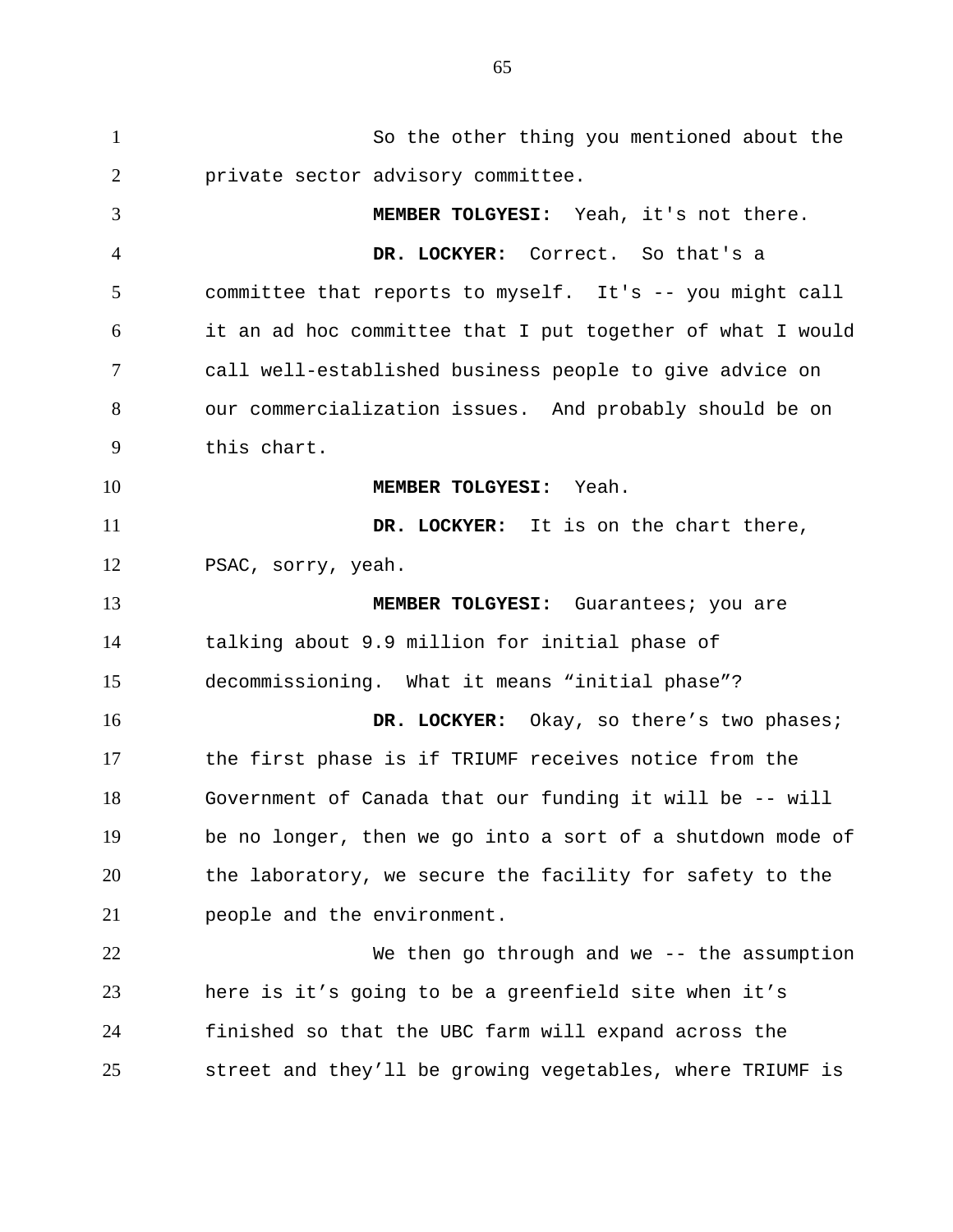So the other thing you mentioned about the private sector advisory committee.

**MEMBER TOLGYESI:** Yeah, it's not there.

**DR. LOCKYER:** Correct. So that's a committee that reports to myself. It's -- you might call it an ad hoc committee that I put together of what I would call well-established business people to give advice on our commercialization issues. And probably should be on this chart.

**MEMBER TOLGYESI:** Yeah.

**DR. LOCKYER:** It is on the chart there, PSAC, sorry, yeah.

**MEMBER TOLGYESI:** Guarantees; you are talking about 9.9 million for initial phase of decommissioning. What it means “initial phase”?

**DR. LOCKYER:** Okay, so there’s two phases; the first phase is if TRIUMF receives notice from the Government of Canada that our funding it will be -- will be no longer, then we go into a sort of a shutdown mode of the laboratory, we secure the facility for safety to the people and the environment.

We then go through and we -- the assumption here is it’s going to be a greenfield site when it’s finished so that the UBC farm will expand across the street and they’ll be growing vegetables, where TRIUMF is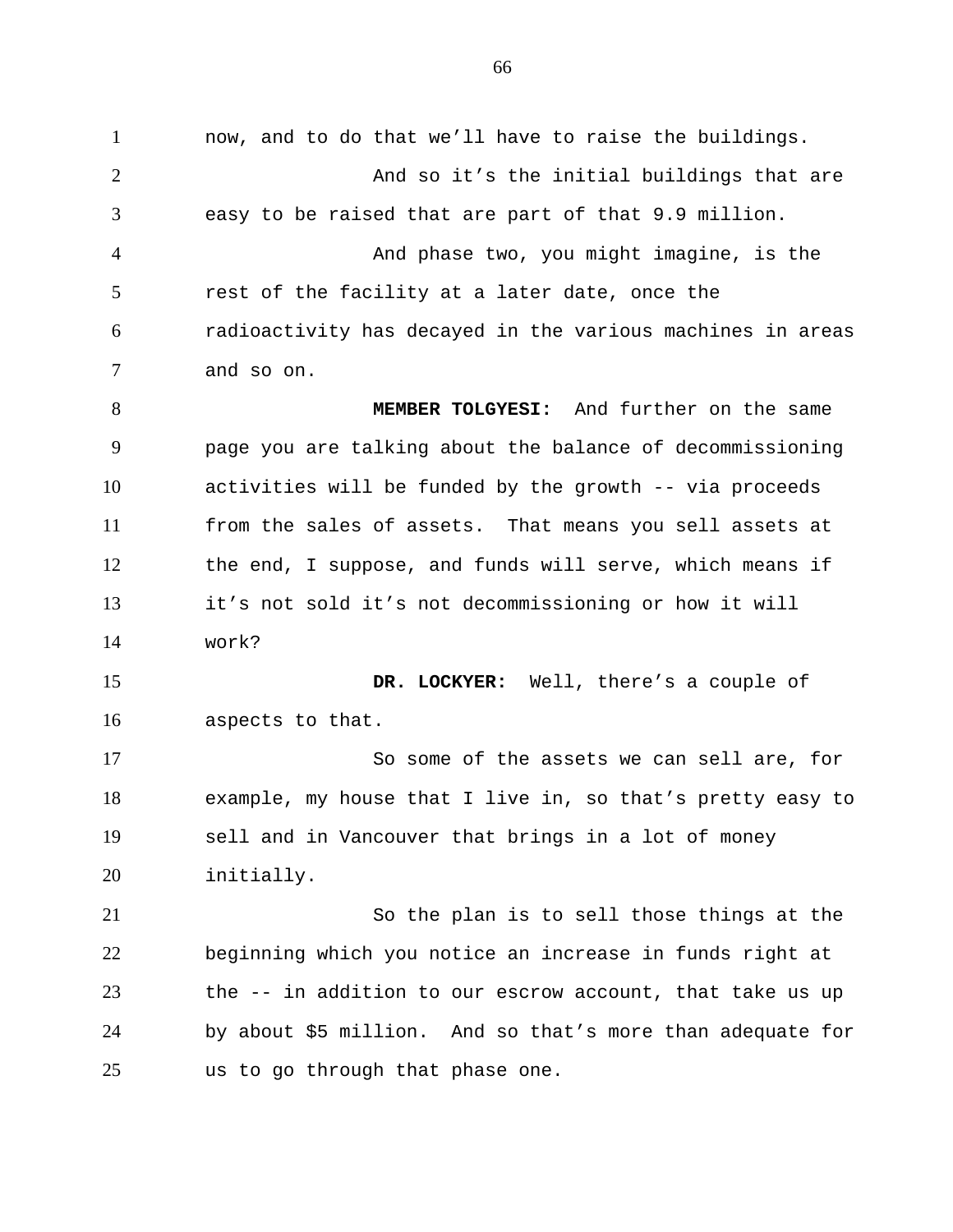now, and to do that we'll have to raise the buildings.

And so it's the initial buildings that are easy to be raised that are part of that 9.9 million.

And phase two, you might imagine, is the rest of the facility at a later date, once the radioactivity has decayed in the various machines in areas and so on.

**MEMBER TOLGYESI:** And further on the same page you are talking about the balance of decommissioning activities will be funded by the growth -- via proceeds from the sales of assets. That means you sell assets at the end, I suppose, and funds will serve, which means if it's not sold it's not decommissioning or how it will work?

**DR. LOCKYER:** Well, there's a couple of aspects to that.

So some of the assets we can sell are, for example, my house that I live in, so that's pretty easy to sell and in Vancouver that brings in a lot of money initially.

So the plan is to sell those things at the beginning which you notice an increase in funds right at the -- in addition to our escrow account, that take us up by about $5 million. And so that's more than adequate for us to go through that phase one.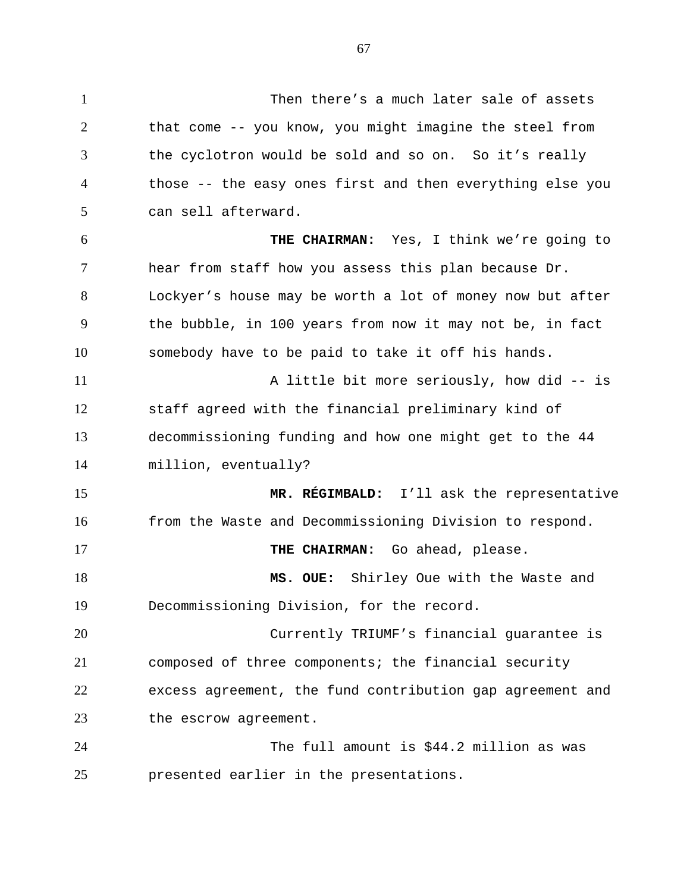Then there's a much later sale of assets that come -- you know, you might imagine the steel from the cyclotron would be sold and so on. So it's really those -- the easy ones first and then everything else you can sell afterward.

**THE CHAIRMAN:** Yes, I think we're going to hear from staff how you assess this plan because Dr. Lockyer's house may be worth a lot of money now but after the bubble, in 100 years from now it may not be, in fact somebody have to be paid to take it off his hands.

A little bit more seriously, how did -- is staff agreed with the financial preliminary kind of decommissioning funding and how one might get to the 44 million, eventually?

**MR. RÉGIMBALD:** I'll ask the representative from the Waste and Decommissioning Division to respond.

**THE CHAIRMAN:** Go ahead, please.

**MS. OUE:** Shirley Oue with the Waste and Decommissioning Division, for the record.

Currently TRIUMF's financial guarantee is composed of three components; the financial security excess agreement, the fund contribution gap agreement and the escrow agreement.

The full amount is $44.2 million as was presented earlier in the presentations.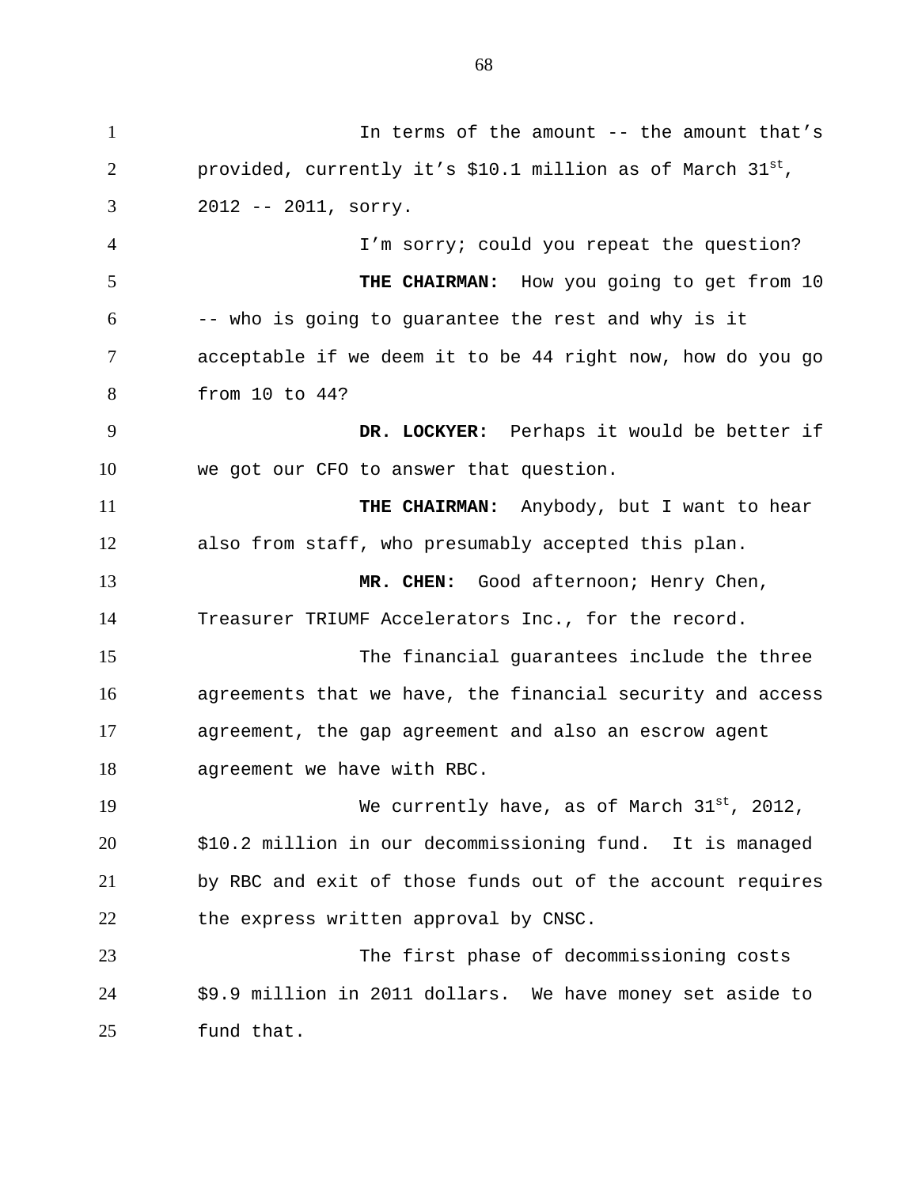In terms of the amount -- the amount that's provided, currently it's \$10.1 million as of March 31st, 2012 -- 2011, sorry.

I'm sorry; could you repeat the question?

**THE CHAIRMAN:** How you going to get from 10 -- who is going to guarantee the rest and why is it acceptable if we deem it to be 44 right now, how do you go from 10 to 44?

**DR. LOCKYER:** Perhaps it would be better if we got our CFO to answer that question.

**THE CHAIRMAN:** Anybody, but I want to hear also from staff, who presumably accepted this plan.

**MR. CHEN:** Good afternoon; Henry Chen, Treasurer TRIUMF Accelerators Inc., for the record.

The financial guarantees include the three agreements that we have, the financial security and access agreement, the gap agreement and also an escrow agent agreement we have with RBC.

We currently have, as of March 31st, 2012, \$10.2 million in our decommissioning fund. It is managed by RBC and exit of those funds out of the account requires the express written approval by CNSC.

The first phase of decommissioning costs \$9.9 million in 2011 dollars. We have money set aside to fund that.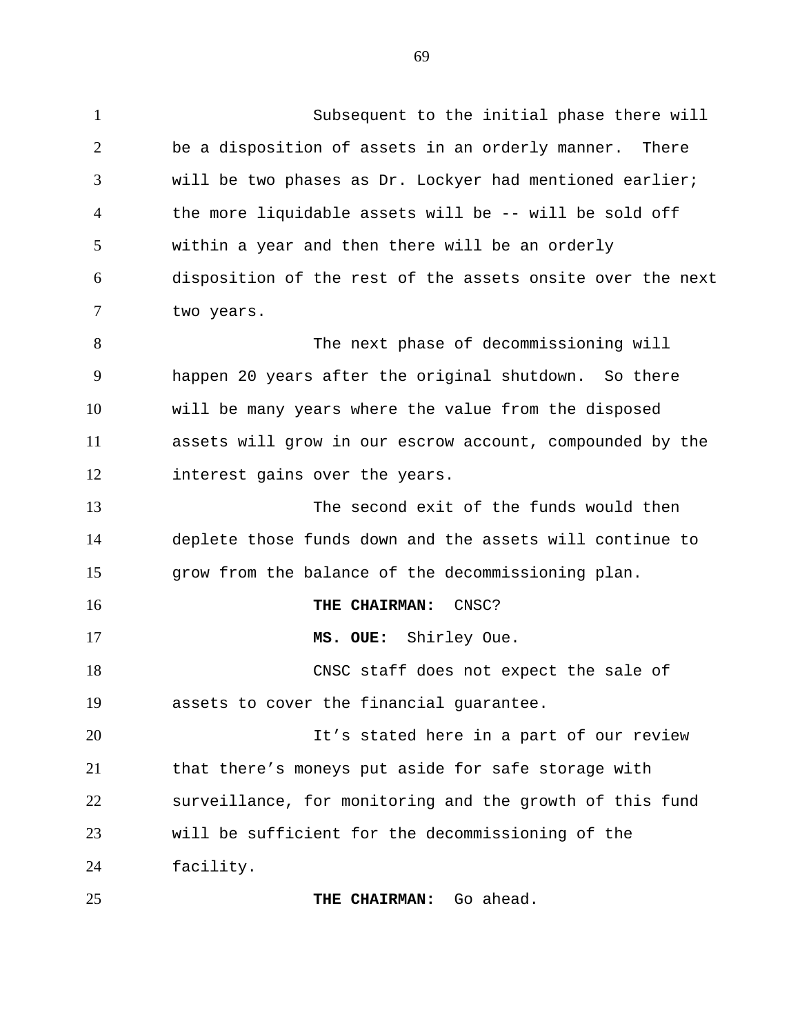Subsequent to the initial phase there will be a disposition of assets in an orderly manner. There will be two phases as Dr. Lockyer had mentioned earlier; the more liquidable assets will be -- will be sold off within a year and then there will be an orderly disposition of the rest of the assets onsite over the next two years.

The next phase of decommissioning will happen 20 years after the original shutdown. So there will be many years where the value from the disposed assets will grow in our escrow account, compounded by the interest gains over the years.

The second exit of the funds would then deplete those funds down and the assets will continue to grow from the balance of the decommissioning plan.

**THE CHAIRMAN:** CNSC?

**MS. OUE:** Shirley Oue.

CNSC staff does not expect the sale of assets to cover the financial guarantee.

It's stated here in a part of our review that there's moneys put aside for safe storage with surveillance, for monitoring and the growth of this fund will be sufficient for the decommissioning of the facility.

**THE CHAIRMAN:** Go ahead.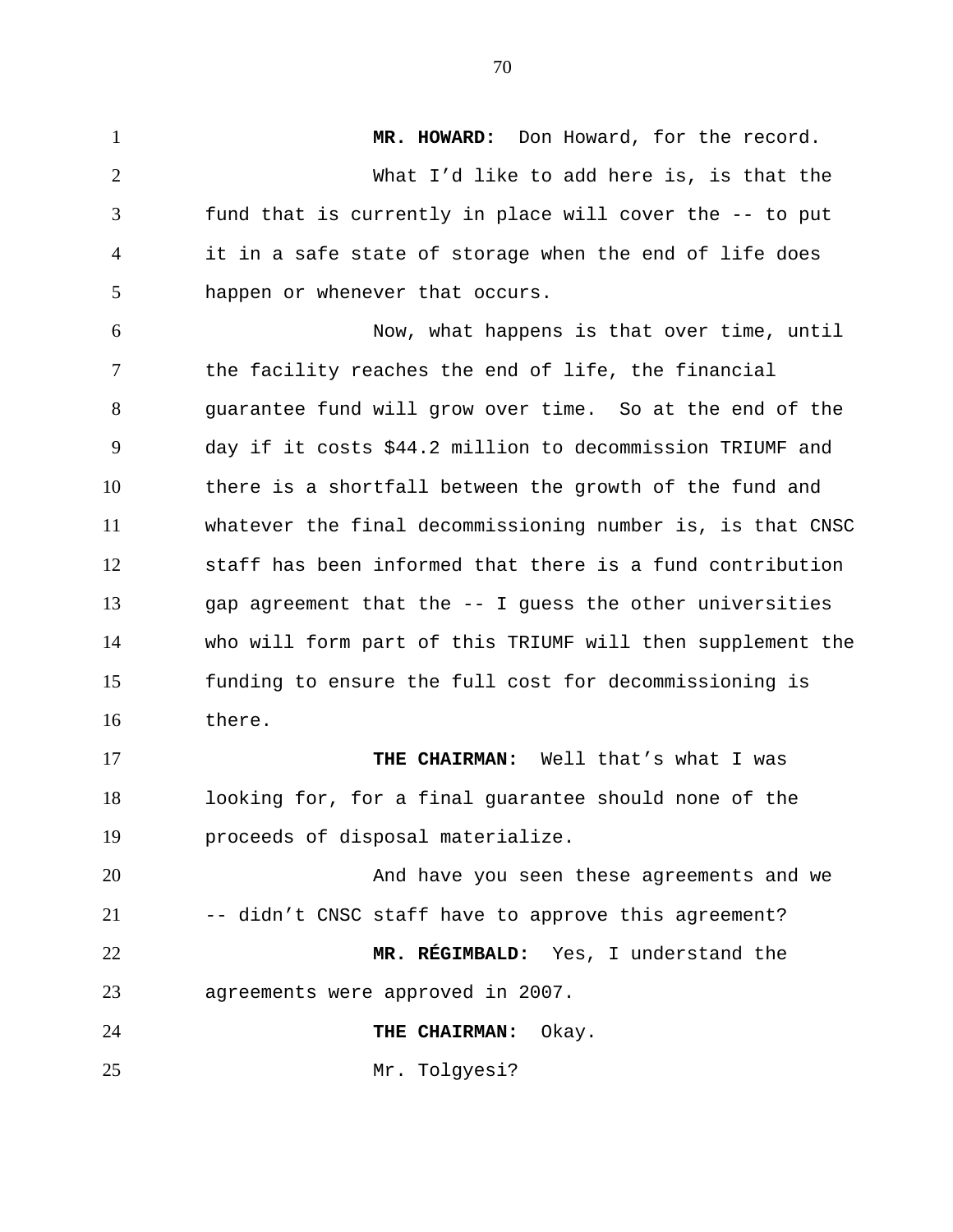**MR. HOWARD:** Don Howard, for the record.

What I'd like to add here is, is that the fund that is currently in place will cover the -- to put it in a safe state of storage when the end of life does happen or whenever that occurs.

Now, what happens is that over time, until the facility reaches the end of life, the financial guarantee fund will grow over time. So at the end of the day if it costs $44.2 million to decommission TRIUMF and there is a shortfall between the growth of the fund and whatever the final decommissioning number is, is that CNSC staff has been informed that there is a fund contribution gap agreement that the -- I guess the other universities who will form part of this TRIUMF will then supplement the funding to ensure the full cost for decommissioning is there.

**THE CHAIRMAN:** Well that's what I was looking for, for a final guarantee should none of the proceeds of disposal materialize.

And have you seen these agreements and we -- didn't CNSC staff have to approve this agreement?

**MR. RÉGIMBALD:** Yes, I understand the agreements were approved in 2007.

**THE CHAIRMAN:** Okay.

Mr. Tolgyesi?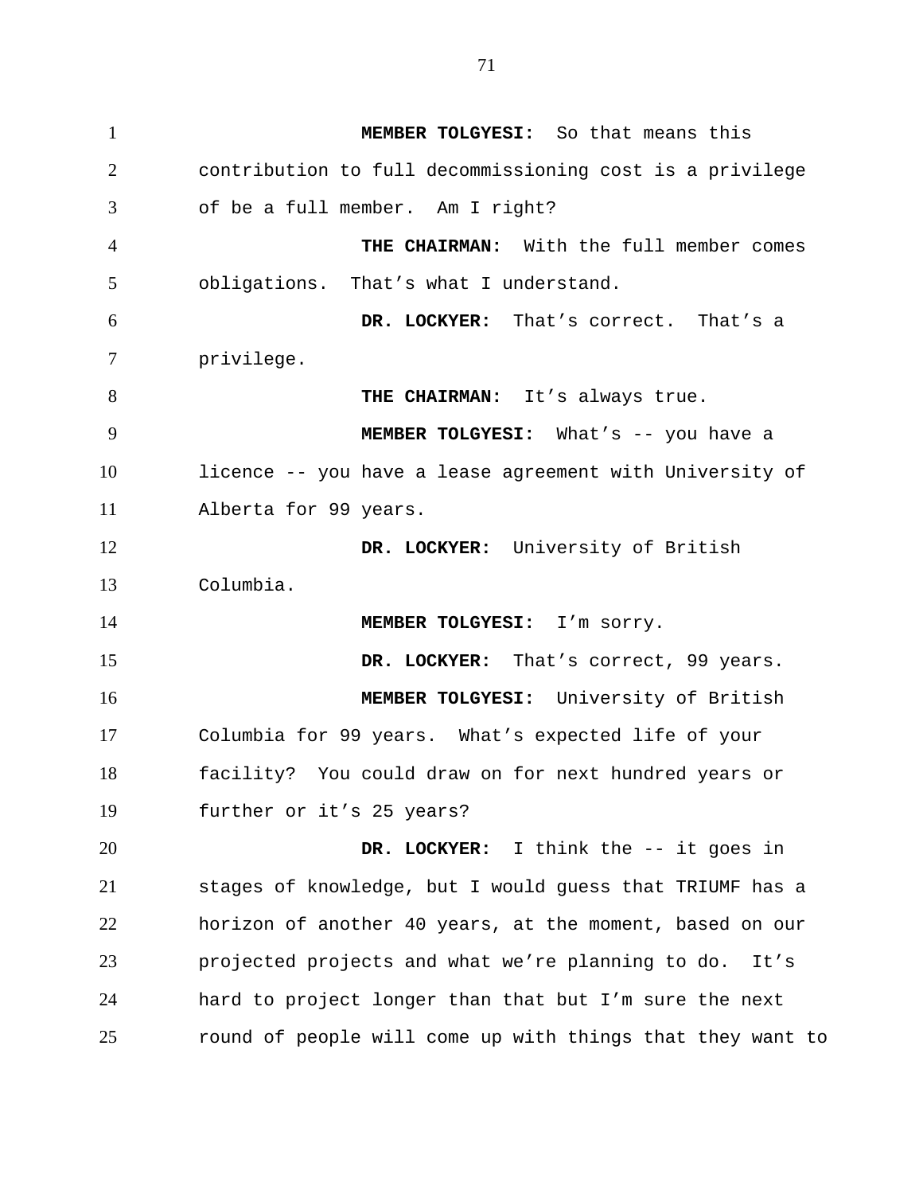**MEMBER TOLGYESI:** So that means this contribution to full decommissioning cost is a privilege of be a full member. Am I right?

**THE CHAIRMAN:** With the full member comes obligations. That's what I understand.

**DR. LOCKYER:** That's correct. That's a privilege.

**THE CHAIRMAN:** It's always true.

**MEMBER TOLGYESI:** What's -- you have a licence -- you have a lease agreement with University of Alberta for 99 years.

**DR. LOCKYER:** University of British Columbia.

**MEMBER TOLGYESI:** I'm sorry.

**DR. LOCKYER:** That's correct, 99 years.

**MEMBER TOLGYESI:** University of British Columbia for 99 years. What's expected life of your facility? You could draw on for next hundred years or further or it's 25 years?

**DR. LOCKYER:** I think the -- it goes in stages of knowledge, but I would guess that TRIUMF has a horizon of another 40 years, at the moment, based on our projected projects and what we're planning to do. It's hard to project longer than that but I'm sure the next round of people will come up with things that they want to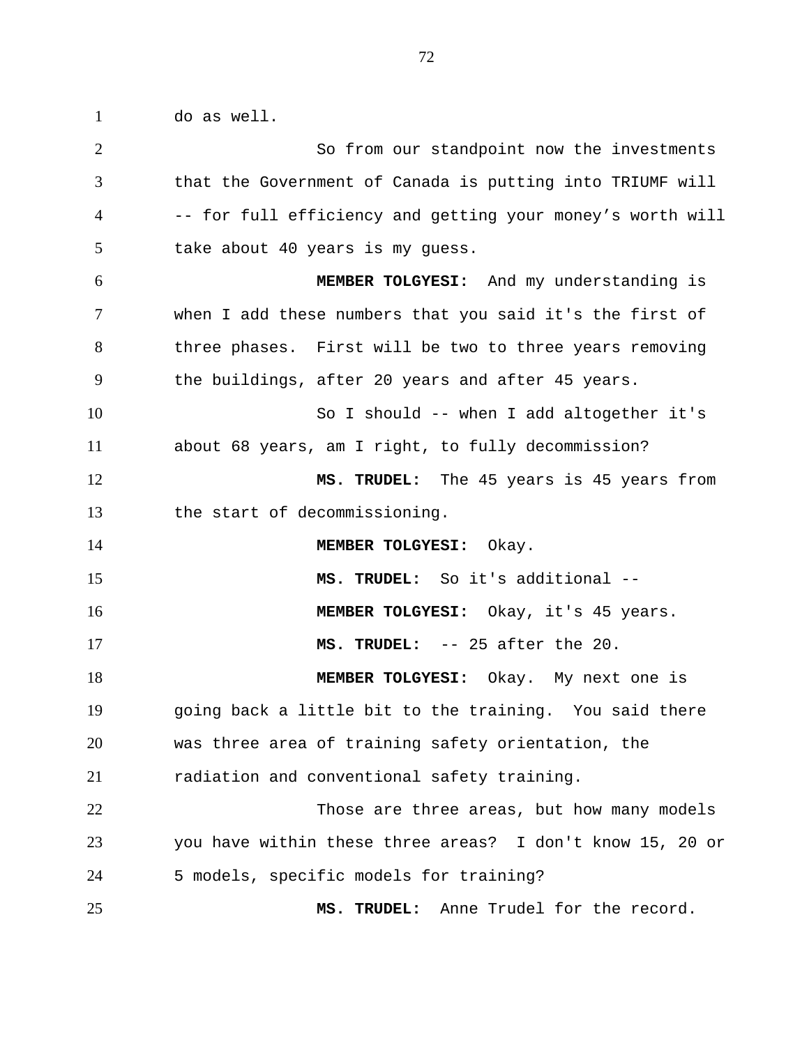do as well.

So from our standpoint now the investments that the Government of Canada is putting into TRIUMF will -- for full efficiency and getting your money's worth will take about 40 years is my guess.

**MEMBER TOLGYESI:** And my understanding is when I add these numbers that you said it's the first of three phases. First will be two to three years removing the buildings, after 20 years and after 45 years.

So I should -- when I add altogether it's about 68 years, am I right, to fully decommission?

**MS. TRUDEL:** The 45 years is 45 years from the start of decommissioning.

**MEMBER TOLGYESI:** Okay.

**MS. TRUDEL:** So it's additional --

**MEMBER TOLGYESI:** Okay, it's 45 years.

**MS. TRUDEL:** -- 25 after the 20.

**MEMBER TOLGYESI:** Okay. My next one is going back a little bit to the training. You said there was three area of training safety orientation, the radiation and conventional safety training.

Those are three areas, but how many models you have within these three areas? I don't know 15, 20 or 5 models, specific models for training?

**MS. TRUDEL:** Anne Trudel for the record.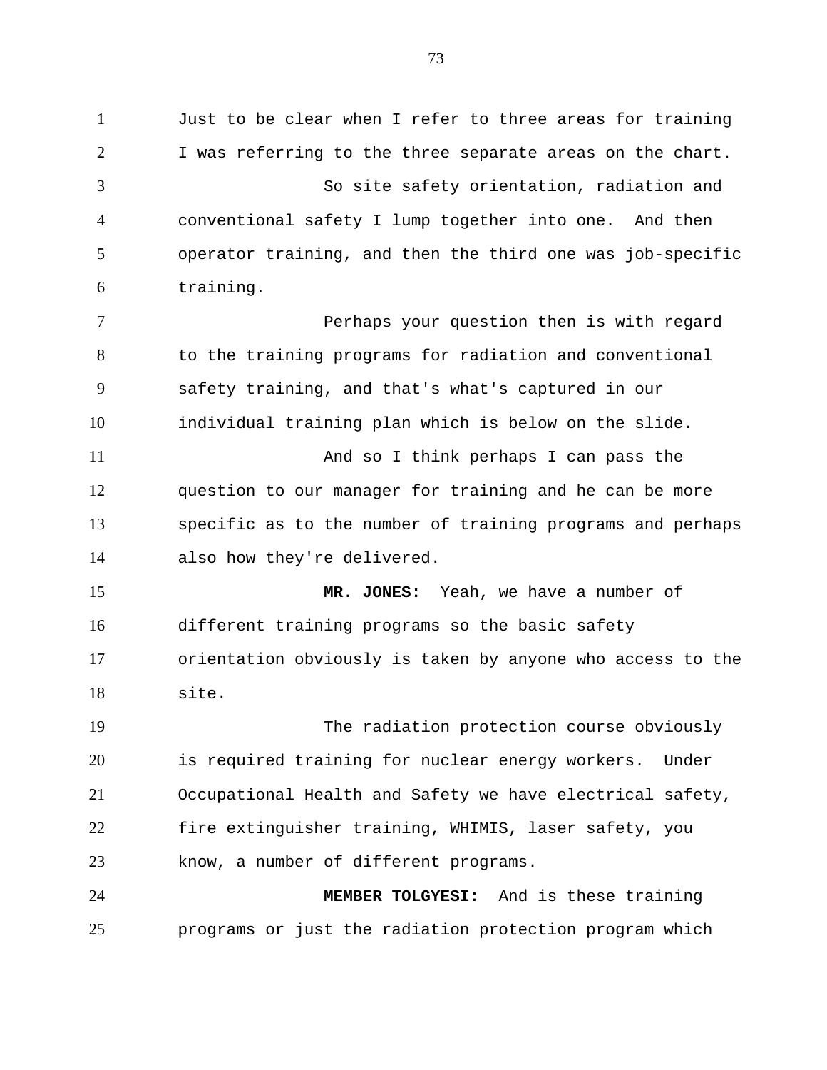Just to be clear when I refer to three areas for training I was referring to the three separate areas on the chart.

So site safety orientation, radiation and conventional safety I lump together into one. And then operator training, and then the third one was job-specific training.

Perhaps your question then is with regard to the training programs for radiation and conventional safety training, and that's what's captured in our individual training plan which is below on the slide.

And so I think perhaps I can pass the question to our manager for training and he can be more specific as to the number of training programs and perhaps also how they're delivered.

**MR. JONES:** Yeah, we have a number of different training programs so the basic safety orientation obviously is taken by anyone who access to the site.

The radiation protection course obviously is required training for nuclear energy workers. Under Occupational Health and Safety we have electrical safety, fire extinguisher training, WHIMIS, laser safety, you know, a number of different programs.

**MEMBER TOLGYESI:** And is these training programs or just the radiation protection program which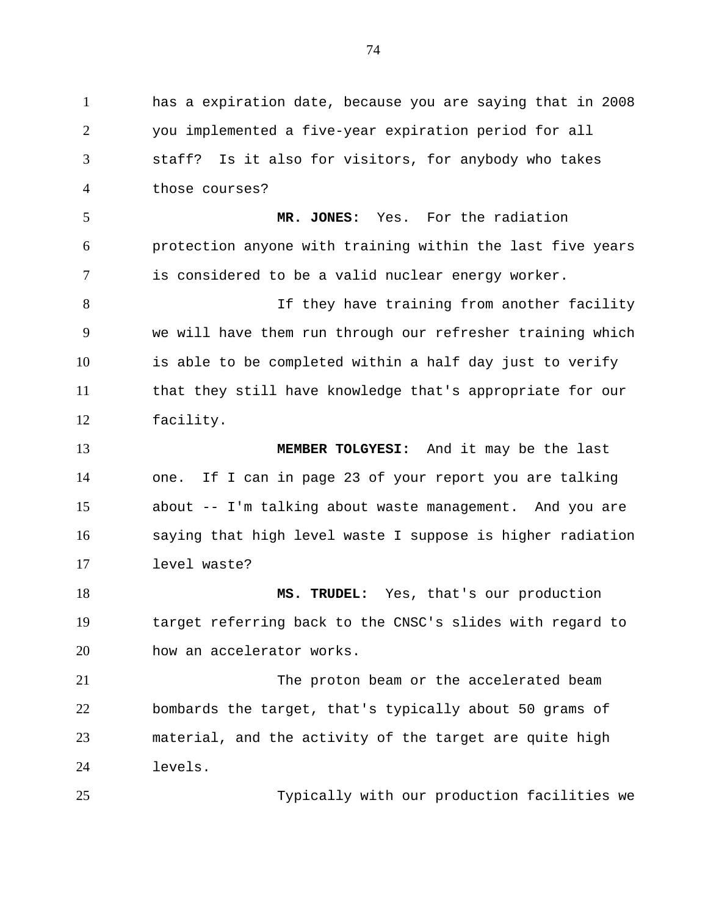has a expiration date, because you are saying that in 2008 you implemented a five-year expiration period for all staff? Is it also for visitors, for anybody who takes those courses?

**MR. JONES:** Yes. For the radiation protection anyone with training within the last five years is considered to be a valid nuclear energy worker.

If they have training from another facility we will have them run through our refresher training which is able to be completed within a half day just to verify that they still have knowledge that's appropriate for our facility.

**MEMBER TOLGYESI:** And it may be the last one. If I can in page 23 of your report you are talking about -- I'm talking about waste management. And you are saying that high level waste I suppose is higher radiation level waste?

**MS. TRUDEL:** Yes, that's our production target referring back to the CNSC's slides with regard to how an accelerator works.

The proton beam or the accelerated beam bombards the target, that's typically about 50 grams of material, and the activity of the target are quite high levels.

Typically with our production facilities we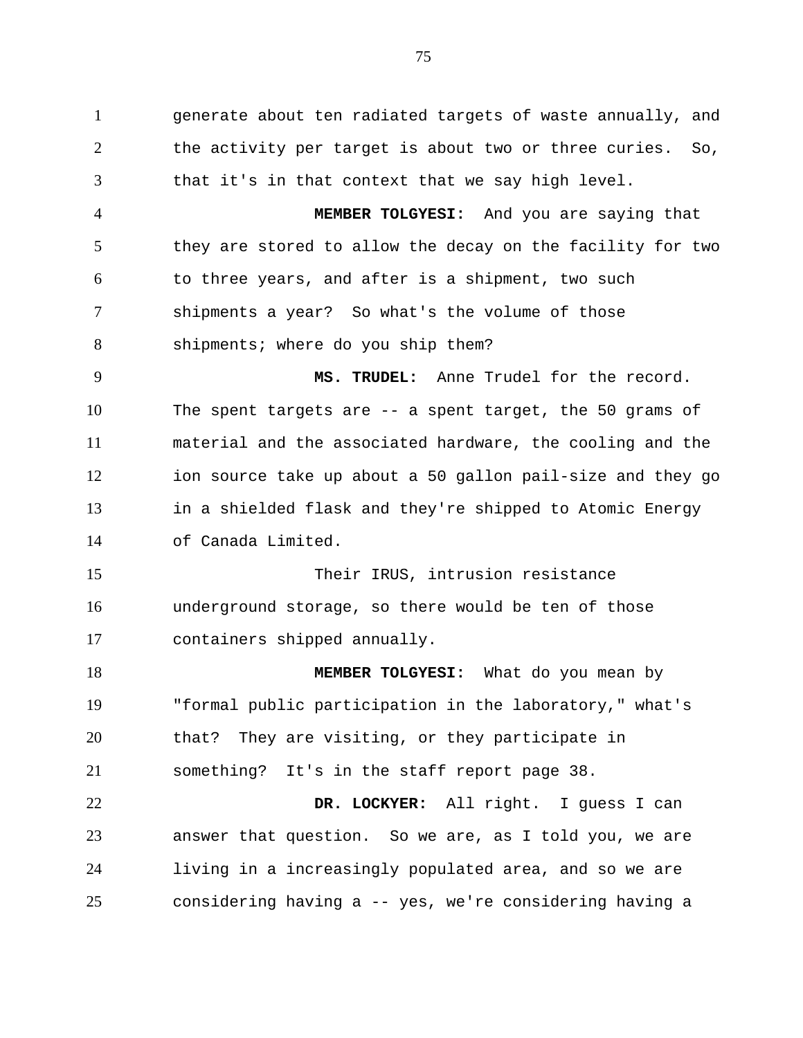generate about ten radiated targets of waste annually, and the activity per target is about two or three curies. So, that it's in that context that we say high level.

**MEMBER TOLGYESI:** And you are saying that they are stored to allow the decay on the facility for two to three years, and after is a shipment, two such shipments a year? So what's the volume of those shipments; where do you ship them?

**MS. TRUDEL:** Anne Trudel for the record. The spent targets are -- a spent target, the 50 grams of material and the associated hardware, the cooling and the ion source take up about a 50 gallon pail-size and they go in a shielded flask and they're shipped to Atomic Energy of Canada Limited.

Their IRUS, intrusion resistance underground storage, so there would be ten of those containers shipped annually.

**MEMBER TOLGYESI:** What do you mean by "formal public participation in the laboratory," what's that? They are visiting, or they participate in something? It's in the staff report page 38.

**DR. LOCKYER:** All right. I guess I can answer that question. So we are, as I told you, we are living in a increasingly populated area, and so we are considering having a -- yes, we're considering having a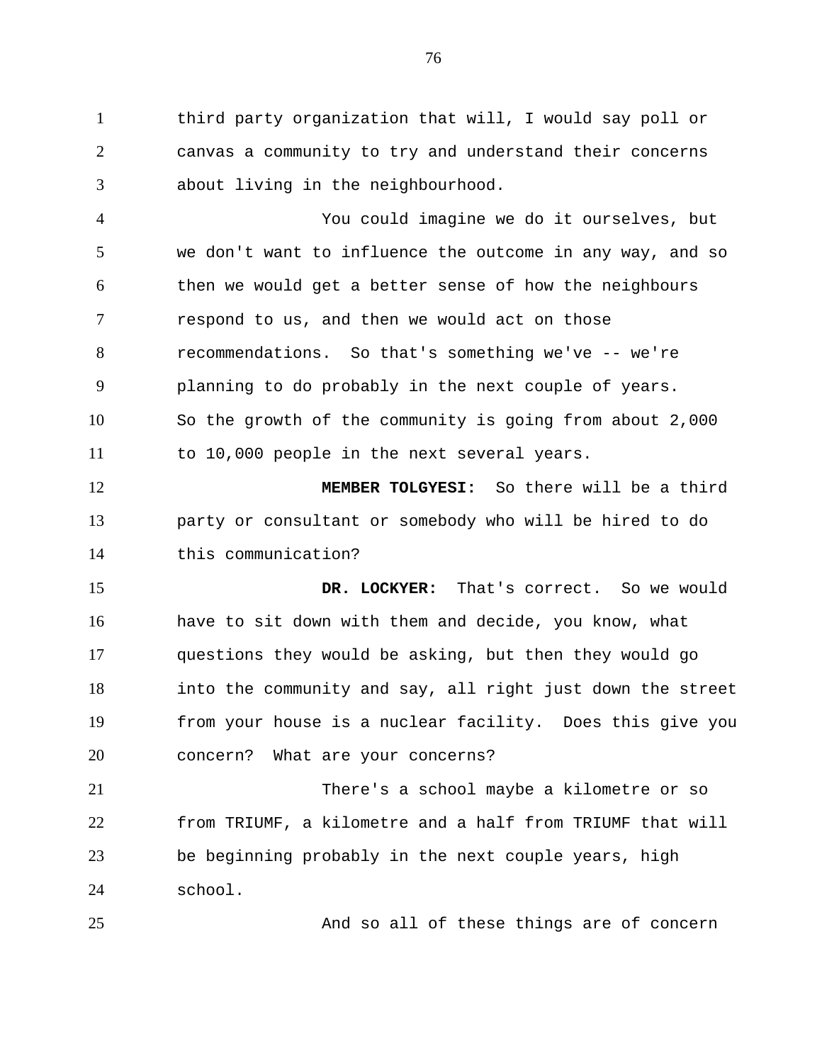third party organization that will, I would say poll or canvas a community to try and understand their concerns about living in the neighbourhood.

You could imagine we do it ourselves, but we don't want to influence the outcome in any way, and so then we would get a better sense of how the neighbours respond to us, and then we would act on those recommendations. So that's something we've -- we're planning to do probably in the next couple of years. So the growth of the community is going from about 2,000 to 10,000 people in the next several years.

**MEMBER TOLGYESI:** So there will be a third party or consultant or somebody who will be hired to do this communication?

**DR. LOCKYER:** That's correct. So we would have to sit down with them and decide, you know, what questions they would be asking, but then they would go into the community and say, all right just down the street from your house is a nuclear facility. Does this give you concern? What are your concerns?

There's a school maybe a kilometre or so from TRIUMF, a kilometre and a half from TRIUMF that will be beginning probably in the next couple years, high school.

And so all of these things are of concern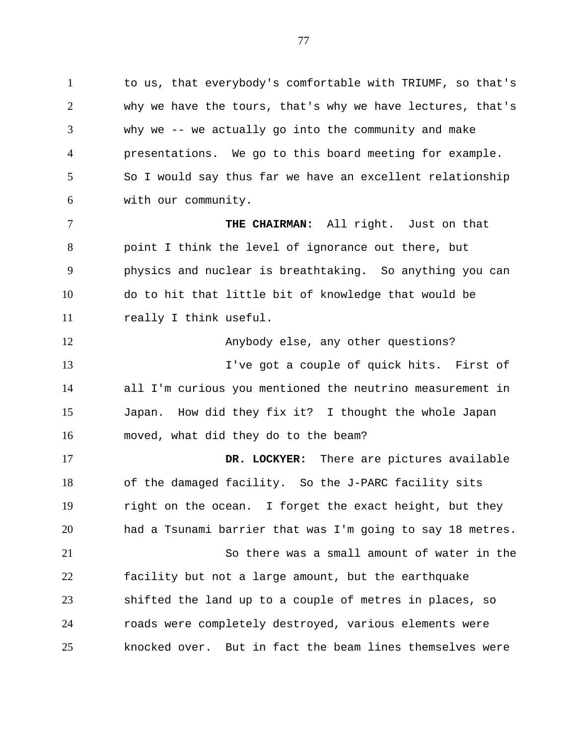to us, that everybody's comfortable with TRIUMF, so that's why we have the tours, that's why we have lectures, that's why we -- we actually go into the community and make presentations. We go to this board meeting for example. So I would say thus far we have an excellent relationship with our community.

**THE CHAIRMAN:** All right. Just on that point I think the level of ignorance out there, but physics and nuclear is breathtaking. So anything you can do to hit that little bit of knowledge that would be really I think useful.

Anybody else, any other questions?

I've got a couple of quick hits. First of all I'm curious you mentioned the neutrino measurement in Japan. How did they fix it? I thought the whole Japan moved, what did they do to the beam?

**DR. LOCKYER:** There are pictures available of the damaged facility. So the J-PARC facility sits right on the ocean. I forget the exact height, but they had a Tsunami barrier that was I'm going to say 18 metres.

So there was a small amount of water in the facility but not a large amount, but the earthquake shifted the land up to a couple of metres in places, so roads were completely destroyed, various elements were knocked over. But in fact the beam lines themselves were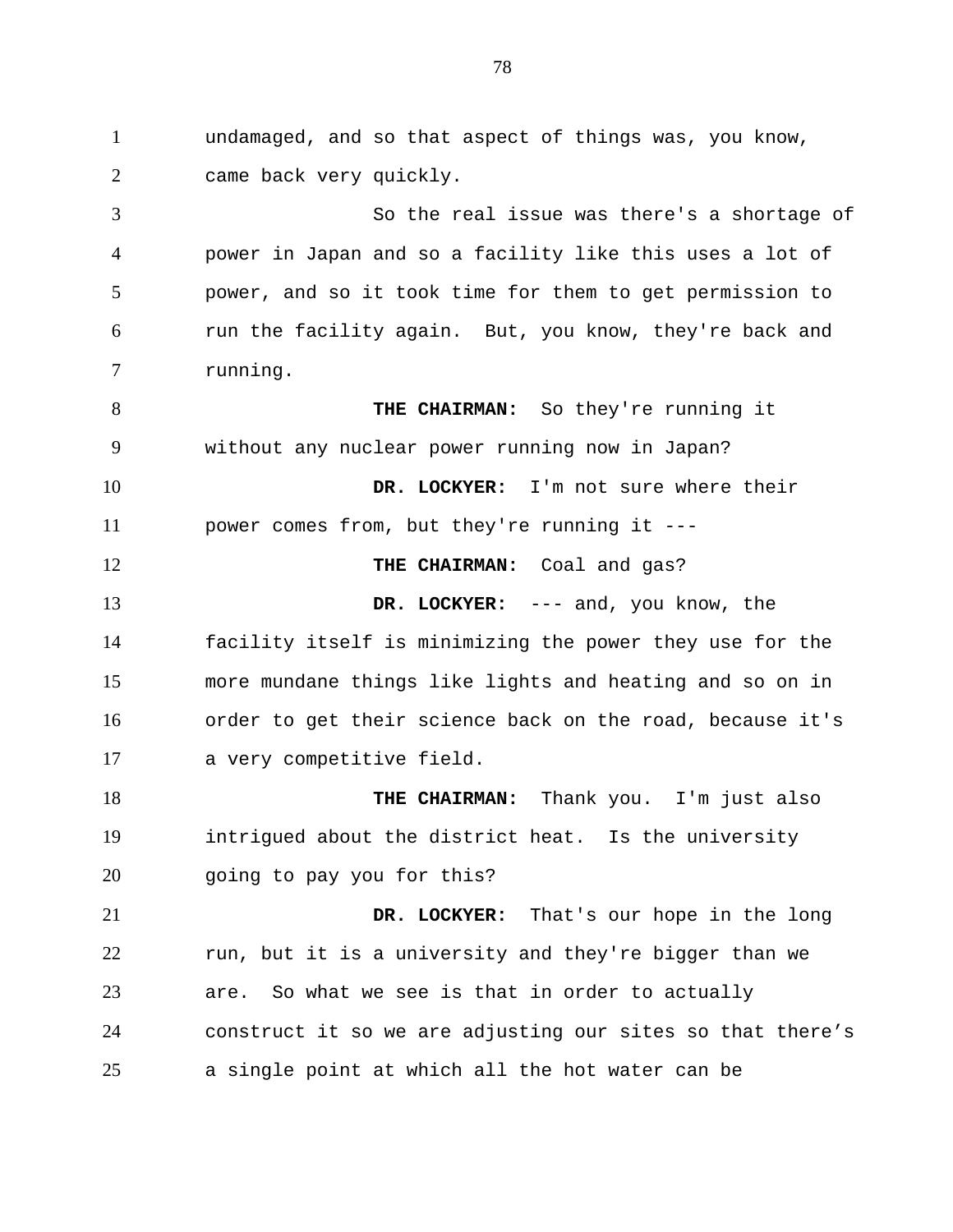undamaged, and so that aspect of things was, you know, came back very quickly.

So the real issue was there's a shortage of power in Japan and so a facility like this uses a lot of power, and so it took time for them to get permission to run the facility again. But, you know, they're back and running.

**THE CHAIRMAN:** So they're running it without any nuclear power running now in Japan?

**DR. LOCKYER:** I'm not sure where their power comes from, but they're running it ---

**THE CHAIRMAN:** Coal and gas?

**DR. LOCKYER:** --- and, you know, the facility itself is minimizing the power they use for the more mundane things like lights and heating and so on in order to get their science back on the road, because it's a very competitive field.

**THE CHAIRMAN:** Thank you. I'm just also intrigued about the district heat. Is the university going to pay you for this?

**DR. LOCKYER:** That's our hope in the long run, but it is a university and they're bigger than we are. So what we see is that in order to actually construct it so we are adjusting our sites so that there's a single point at which all the hot water can be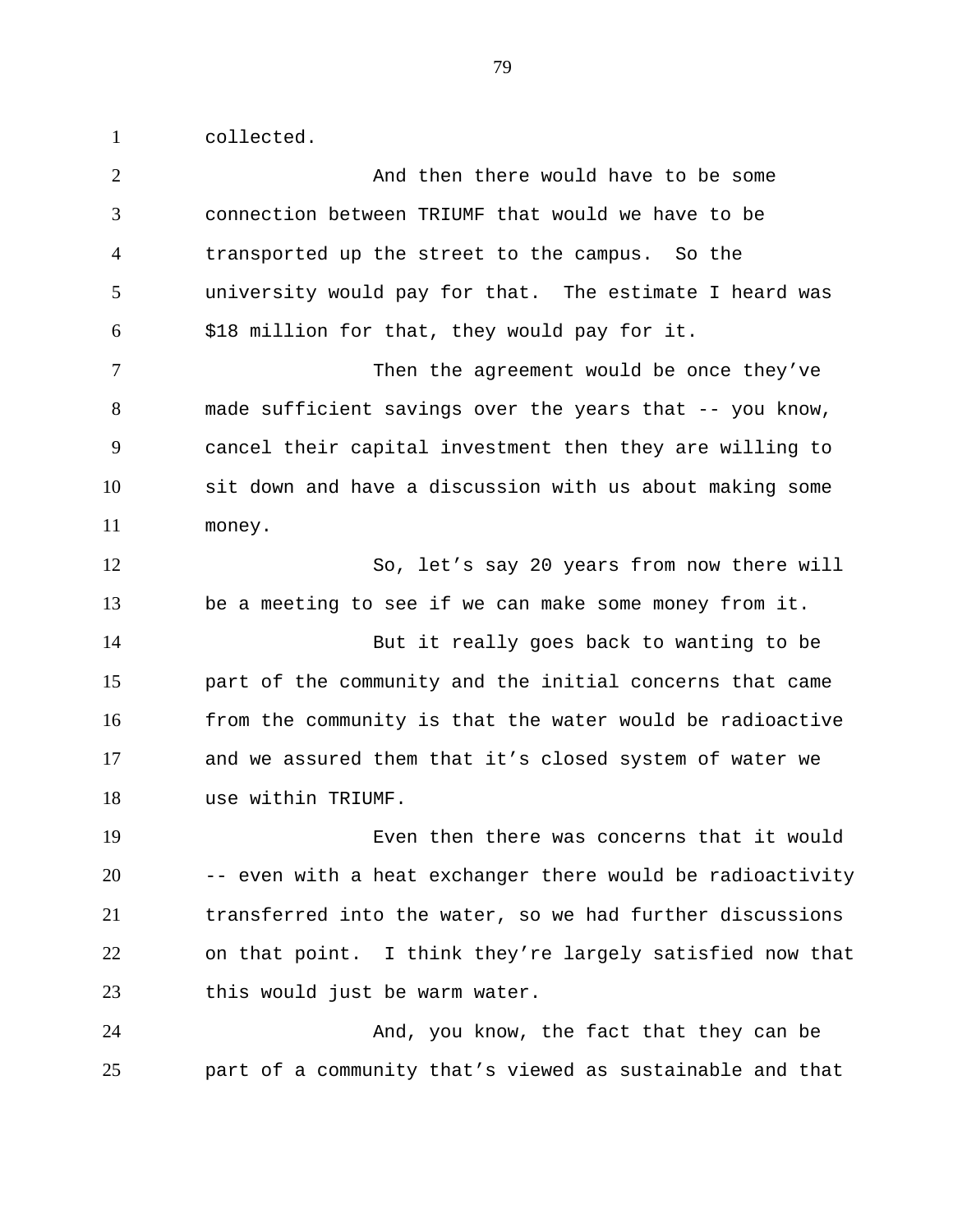collected.

And then there would have to be some connection between TRIUMF that would we have to be transported up the street to the campus. So the university would pay for that. The estimate I heard was $18 million for that, they would pay for it.

Then the agreement would be once they've made sufficient savings over the years that -- you know, cancel their capital investment then they are willing to sit down and have a discussion with us about making some money.

So, let's say 20 years from now there will be a meeting to see if we can make some money from it.

But it really goes back to wanting to be part of the community and the initial concerns that came from the community is that the water would be radioactive and we assured them that it's closed system of water we use within TRIUMF.

Even then there was concerns that it would -- even with a heat exchanger there would be radioactivity transferred into the water, so we had further discussions on that point. I think they're largely satisfied now that this would just be warm water.

And, you know, the fact that they can be part of a community that's viewed as sustainable and that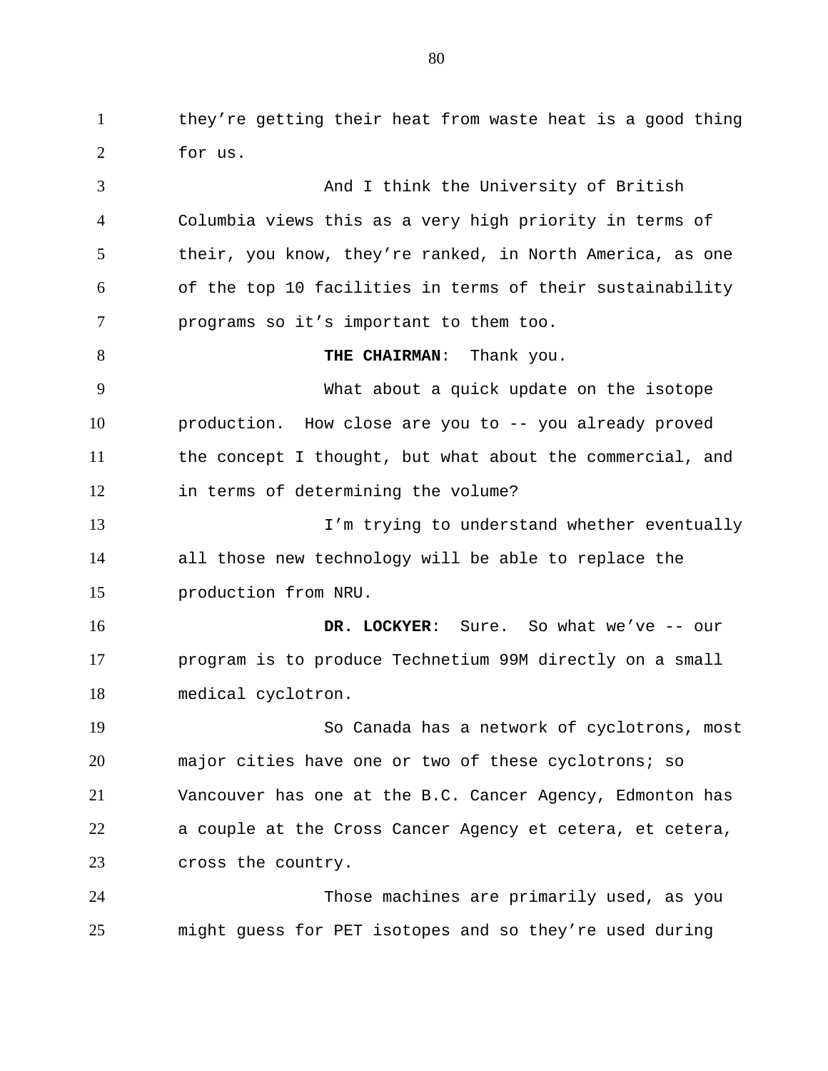they’re getting their heat from waste heat is a good thing for us.

And I think the University of British Columbia views this as a very high priority in terms of their, you know, they’re ranked, in North America, as one of the top 10 facilities in terms of their sustainability programs so it’s important to them too.

**THE CHAIRMAN**: Thank you.

What about a quick update on the isotope production. How close are you to -- you already proved the concept I thought, but what about the commercial, and in terms of determining the volume?

I’m trying to understand whether eventually all those new technology will be able to replace the production from NRU.

**DR. LOCKYER**: Sure. So what we’ve -- our program is to produce Technetium 99M directly on a small medical cyclotron.

So Canada has a network of cyclotrons, most major cities have one or two of these cyclotrons; so Vancouver has one at the B.C. Cancer Agency, Edmonton has a couple at the Cross Cancer Agency et cetera, et cetera, cross the country.

Those machines are primarily used, as you might guess for PET isotopes and so they’re used during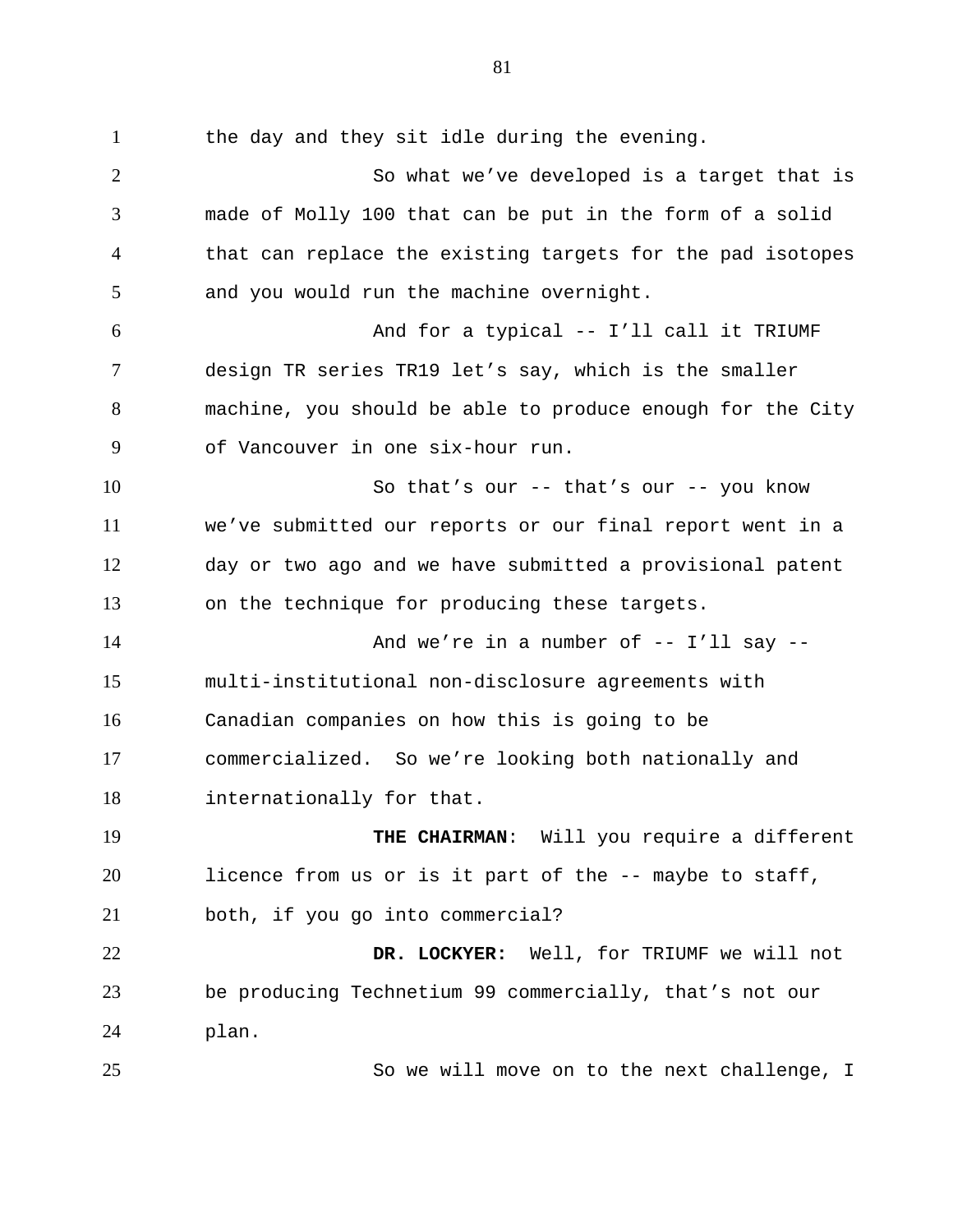the day and they sit idle during the evening.

So what we've developed is a target that is made of Molly 100 that can be put in the form of a solid that can replace the existing targets for the pad isotopes and you would run the machine overnight.

And for a typical -- I'll call it TRIUMF design TR series TR19 let's say, which is the smaller machine, you should be able to produce enough for the City of Vancouver in one six-hour run.

So that's our -- that's our -- you know we've submitted our reports or our final report went in a day or two ago and we have submitted a provisional patent on the technique for producing these targets.

And we're in a number of -- I'll say -- multi-institutional non-disclosure agreements with Canadian companies on how this is going to be commercialized. So we're looking both nationally and internationally for that.

**THE CHAIRMAN**: Will you require a different licence from us or is it part of the -- maybe to staff, both, if you go into commercial?

**DR. LOCKYER:** Well, for TRIUMF we will not be producing Technetium 99 commercially, that's not our plan.

So we will move on to the next challenge, I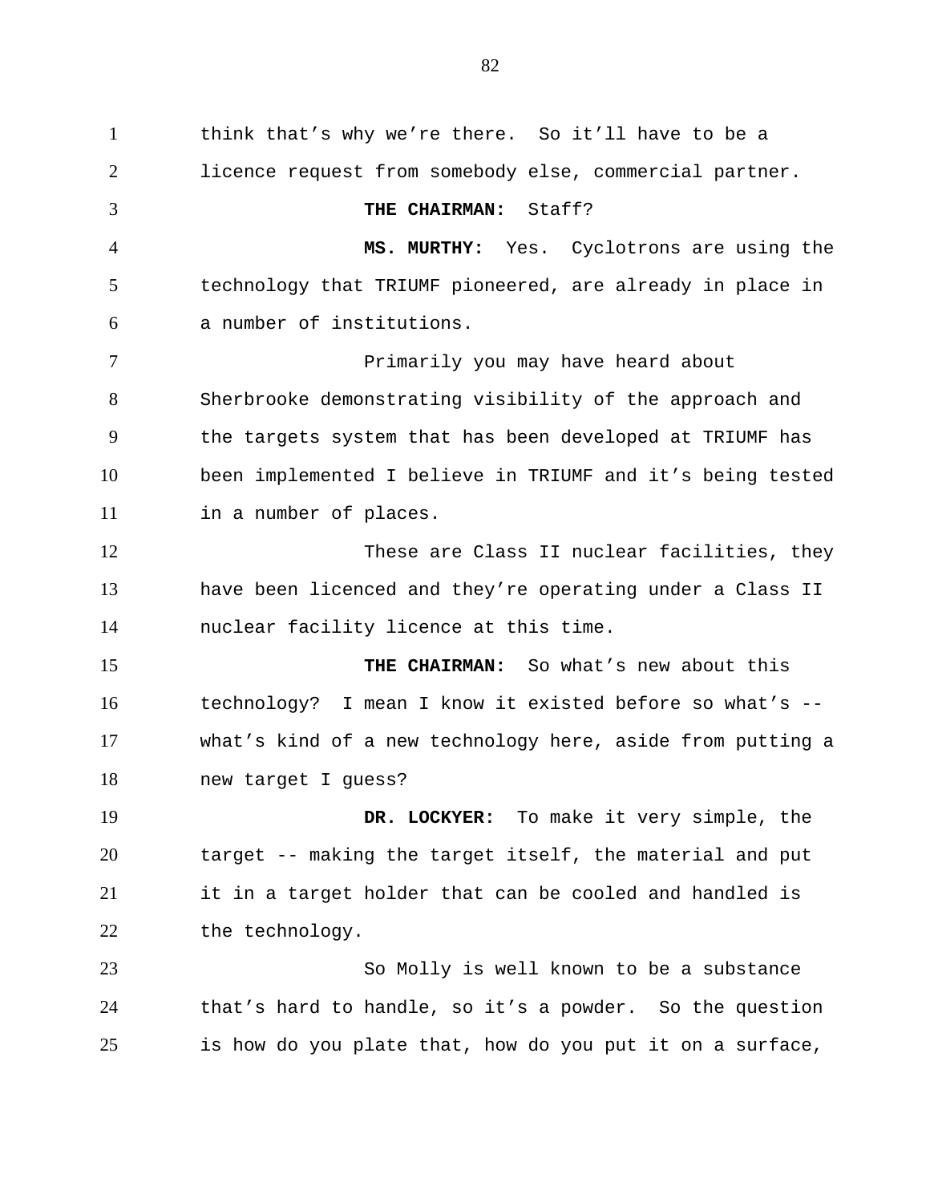think that's why we're there. So it'll have to be a licence request from somebody else, commercial partner.

**THE CHAIRMAN:** Staff?

**MS. MURTHY:** Yes. Cyclotrons are using the technology that TRIUMF pioneered, are already in place in a number of institutions.

Primarily you may have heard about Sherbrooke demonstrating visibility of the approach and the targets system that has been developed at TRIUMF has been implemented I believe in TRIUMF and it's being tested in a number of places.

These are Class II nuclear facilities, they have been licenced and they're operating under a Class II nuclear facility licence at this time.

**THE CHAIRMAN:** So what's new about this technology? I mean I know it existed before so what's -- what's kind of a new technology here, aside from putting a new target I guess?

**DR. LOCKYER:** To make it very simple, the target -- making the target itself, the material and put it in a target holder that can be cooled and handled is the technology.

So Molly is well known to be a substance that's hard to handle, so it's a powder. So the question is how do you plate that, how do you put it on a surface,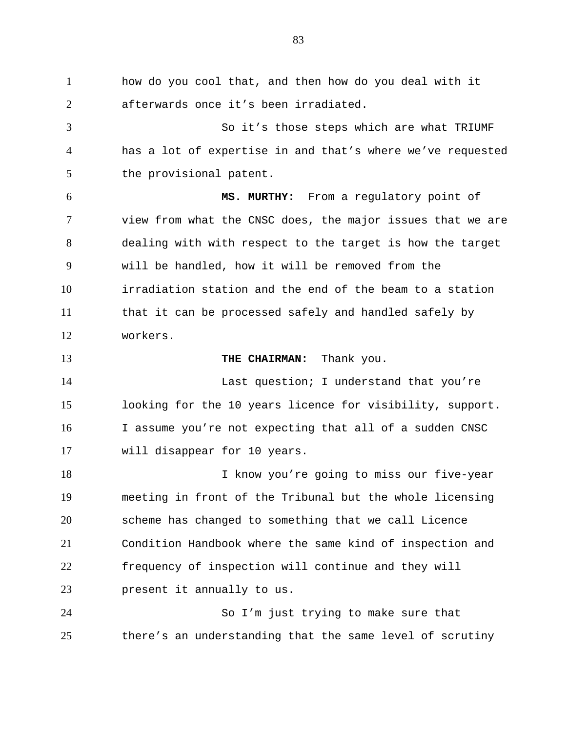how do you cool that, and then how do you deal with it afterwards once it's been irradiated.

So it's those steps which are what TRIUMF has a lot of expertise in and that's where we've requested the provisional patent.

**MS. MURTHY:** From a regulatory point of view from what the CNSC does, the major issues that we are dealing with with respect to the target is how the target will be handled, how it will be removed from the irradiation station and the end of the beam to a station that it can be processed safely and handled safely by workers.

**THE CHAIRMAN:** Thank you.

Last question; I understand that you're looking for the 10 years licence for visibility, support. I assume you're not expecting that all of a sudden CNSC will disappear for 10 years.

I know you're going to miss our five-year meeting in front of the Tribunal but the whole licensing scheme has changed to something that we call Licence Condition Handbook where the same kind of inspection and frequency of inspection will continue and they will present it annually to us.

So I'm just trying to make sure that there's an understanding that the same level of scrutiny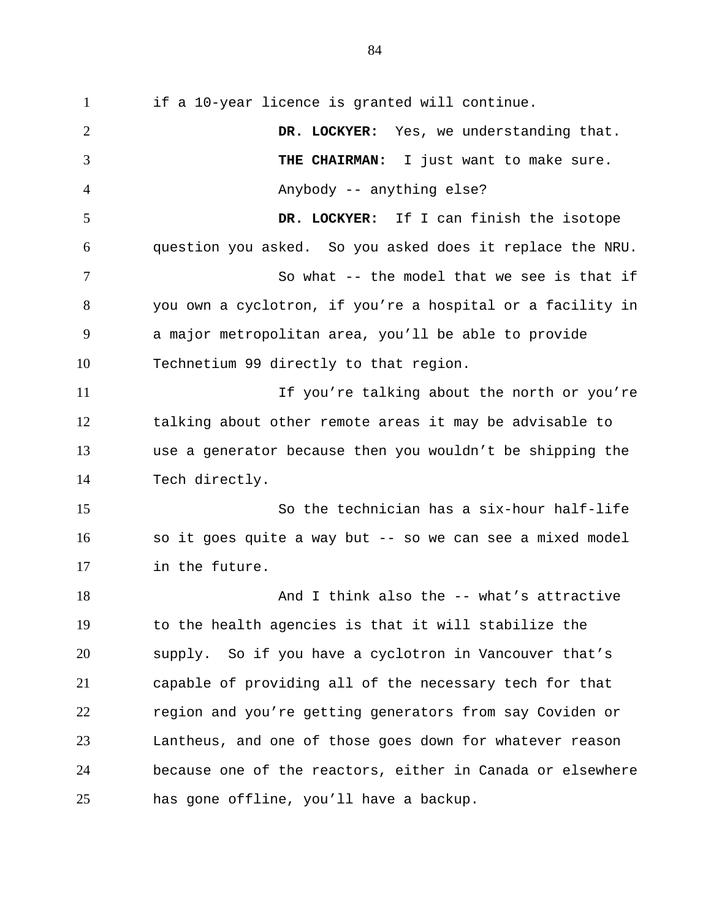if a 10-year licence is granted will continue.

**DR. LOCKYER:** Yes, we understanding that.

**THE CHAIRMAN:** I just want to make sure.

Anybody -- anything else?

**DR. LOCKYER:** If I can finish the isotope question you asked. So you asked does it replace the NRU.

So what -- the model that we see is that if you own a cyclotron, if you’re a hospital or a facility in a major metropolitan area, you’ll be able to provide Technetium 99 directly to that region.

If you’re talking about the north or you’re talking about other remote areas it may be advisable to use a generator because then you wouldn’t be shipping the Tech directly.

So the technician has a six-hour half-life so it goes quite a way but -- so we can see a mixed model in the future.

And I think also the -- what’s attractive to the health agencies is that it will stabilize the supply. So if you have a cyclotron in Vancouver that’s capable of providing all of the necessary tech for that region and you’re getting generators from say Coviden or Lantheus, and one of those goes down for whatever reason because one of the reactors, either in Canada or elsewhere has gone offline, you’ll have a backup.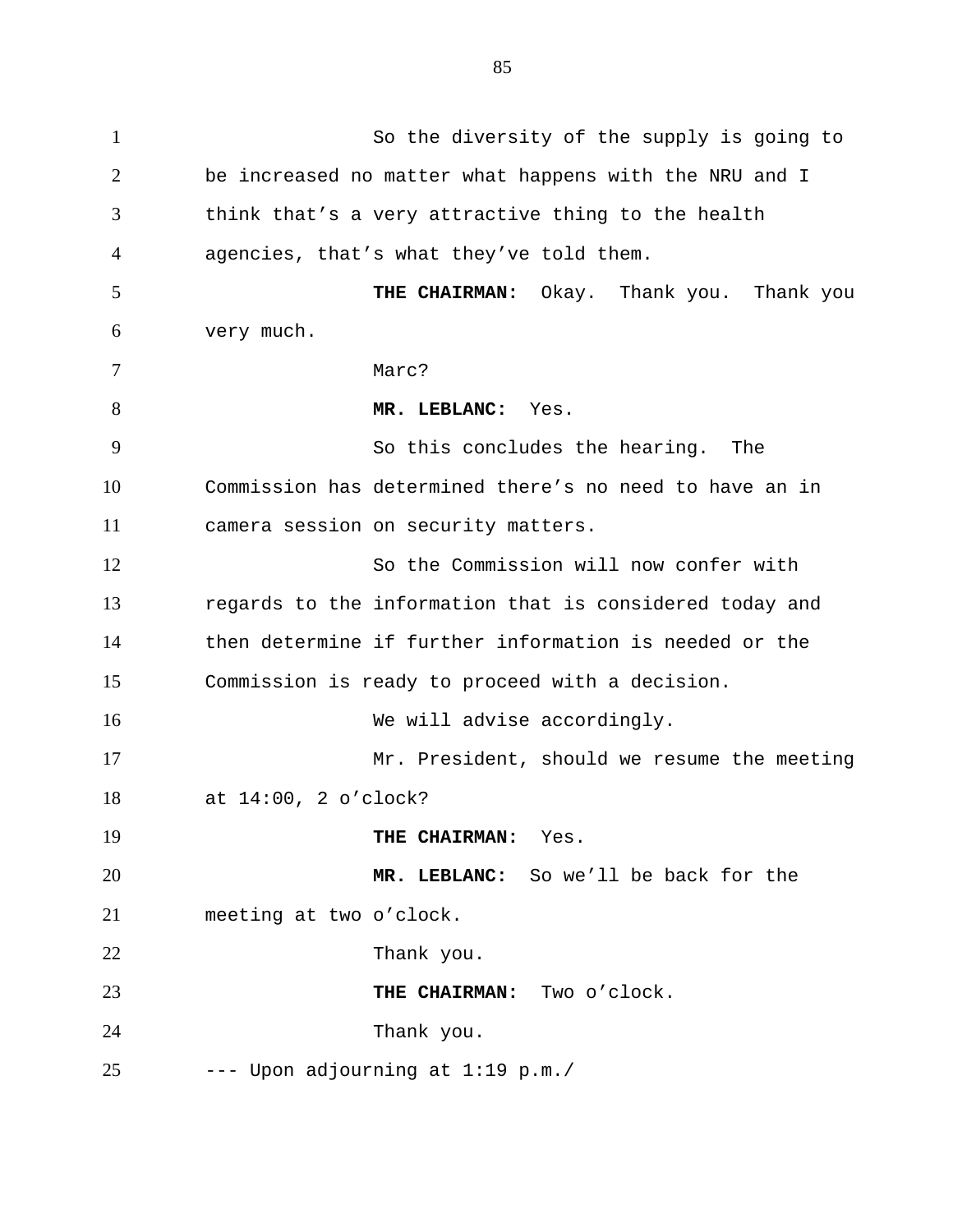So the diversity of the supply is going to be increased no matter what happens with the NRU and I think that's a very attractive thing to the health agencies, that's what they've told them.

**THE CHAIRMAN:** Okay. Thank you. Thank you very much.

Marc?

**MR. LEBLANC:** Yes.

So this concludes the hearing. The Commission has determined there's no need to have an in camera session on security matters.

So the Commission will now confer with regards to the information that is considered today and then determine if further information is needed or the Commission is ready to proceed with a decision.

We will advise accordingly.

Mr. President, should we resume the meeting at 14:00, 2 o'clock?

**THE CHAIRMAN:** Yes.

**MR. LEBLANC:** So we'll be back for the meeting at two o'clock.

Thank you.

**THE CHAIRMAN:** Two o'clock.

Thank you.

--- Upon adjourning at 1:19 p.m./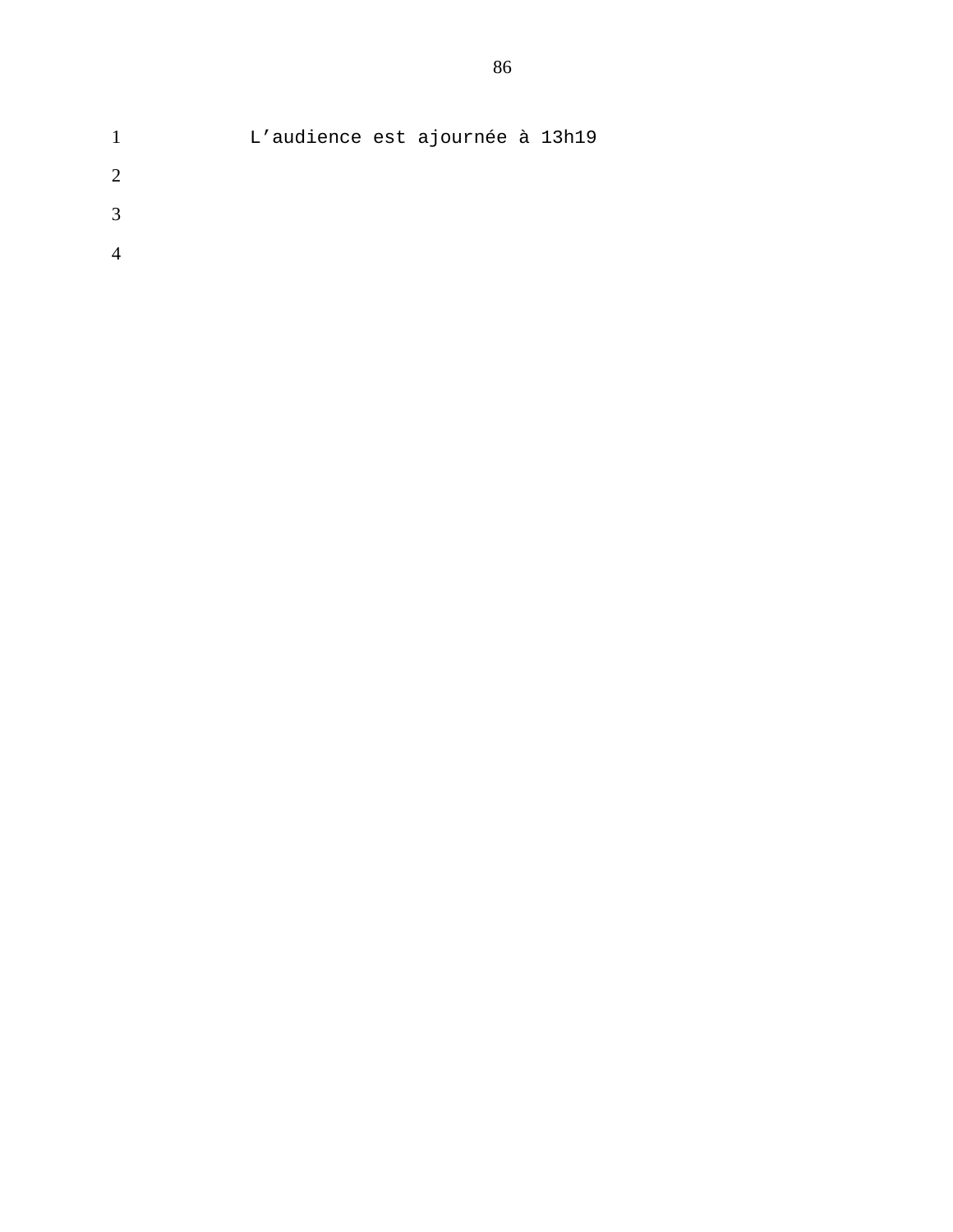L'audience est ajournée à 13h19